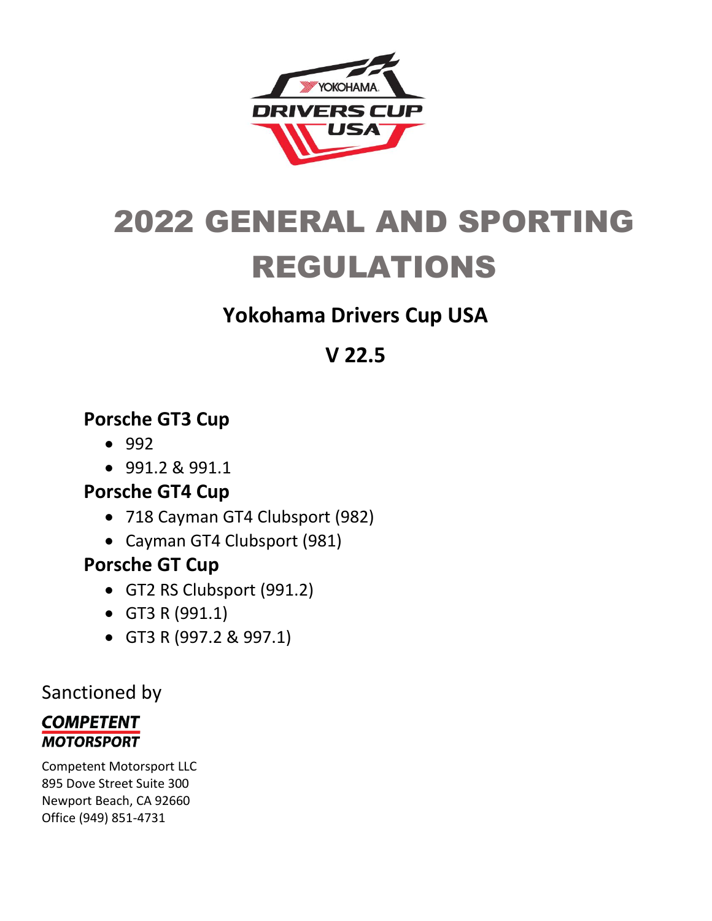# 2022 GENERAL AND SPORTING REGULATIONS

## Yokohama Drivers Cup USA

## V 22.5

### Porsche GT3 Cup

- 992
- 991.2 & 991.1

### Porsche GT4 Cup

- 718 Cayman GT4 Clubsport (982)
- Cayman GT4 Clubsport (981)

### Porsche GT Cup

- GT2 RS Clubsport (991.2)
- GT3 R (991.1)
- GT3 R (997.2 & 997.1)

Sanctioned by

**COMPETENT MOTORSPORT**

Competent Motorsport LLC
895 Dove Street Suite 300
Newport Beach, CA 92660
Office (949) 851-4731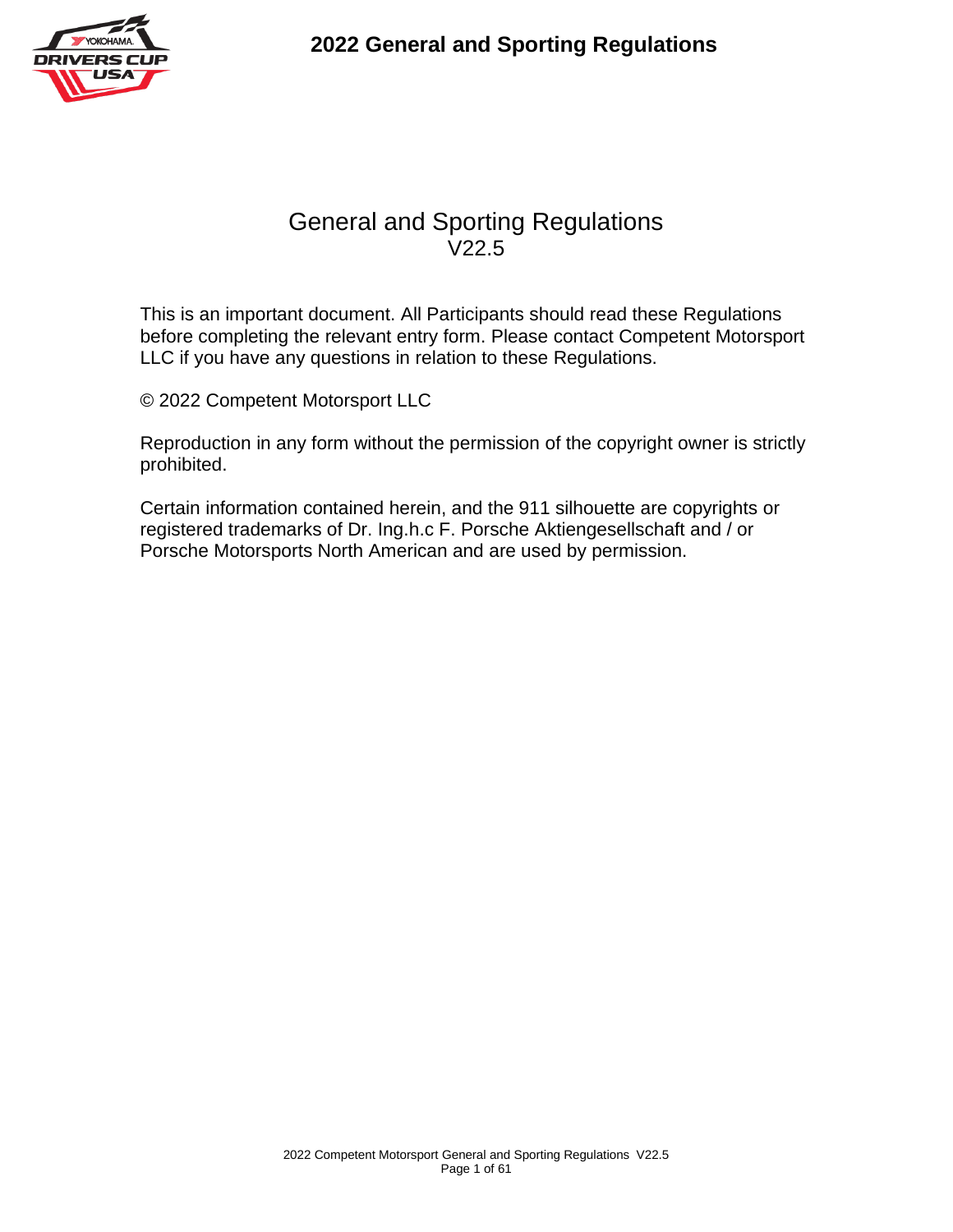# General and Sporting Regulations

V22.5

This is an important document. All Participants should read these Regulations before completing the relevant entry form. Please contact Competent Motorsport LLC if you have any questions in relation to these Regulations.

© 2022 Competent Motorsport LLC

Reproduction in any form without the permission of the copyright owner is strictly prohibited.

Certain information contained herein, and the 911 silhouette are copyrights or registered trademarks of Dr. Ing.h.c F. Porsche Aktiengesellschaft and / or Porsche Motorsports North American and are used by permission.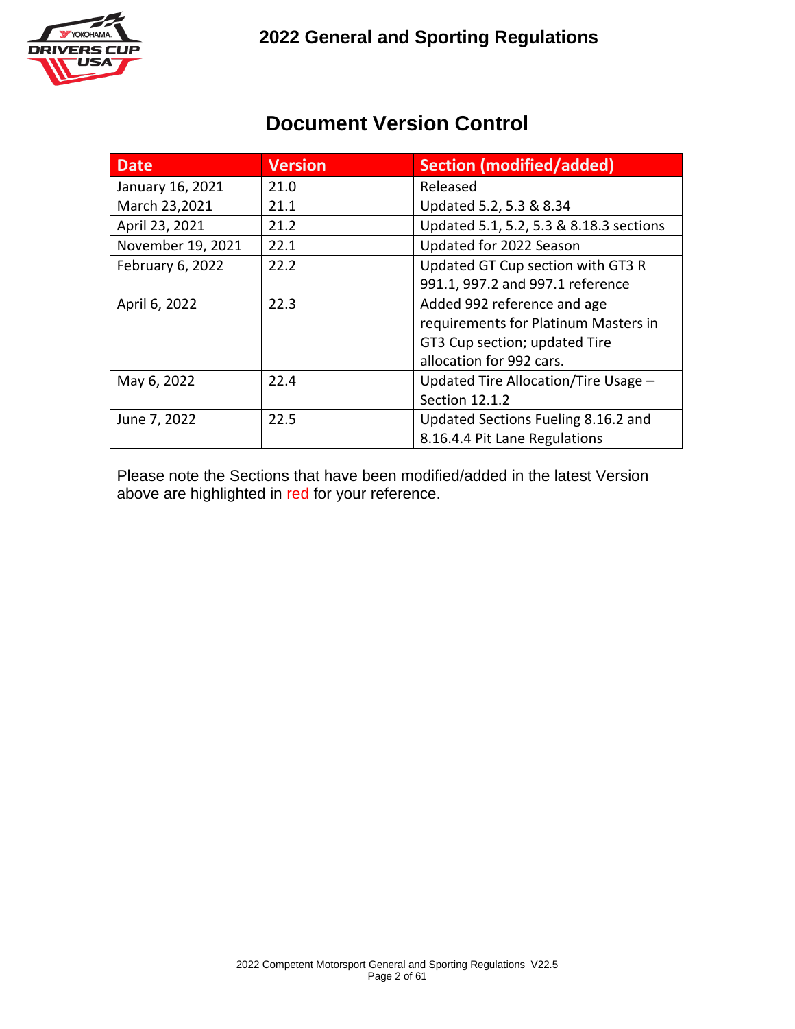# Document Version Control

| Date | Version | Section (modified/added) |
|---|---|---|
| January 16, 2021 | 21.0 | Released |
| March 23,2021 | 21.1 | Updated 5.2, 5.3 & 8.34 |
| April 23, 2021 | 21.2 | Updated 5.1, 5.2, 5.3 & 8.18.3 sections |
| November 19, 2021 | 22.1 | Updated for 2022 Season |
| February 6, 2022 | 22.2 | Updated GT Cup section with GT3 R 991.1, 997.2 and 997.1 reference |
| April 6, 2022 | 22.3 | Added 992 reference and age requirements for Platinum Masters in GT3 Cup section; updated Tire allocation for 992 cars. |
| May 6, 2022 | 22.4 | Updated Tire Allocation/Tire Usage – Section 12.1.2 |
| June 7, 2022 | 22.5 | Updated Sections Fueling 8.16.2 and 8.16.4.4 Pit Lane Regulations |

Please note the Sections that have been modified/added in the latest Version above are highlighted in red for your reference.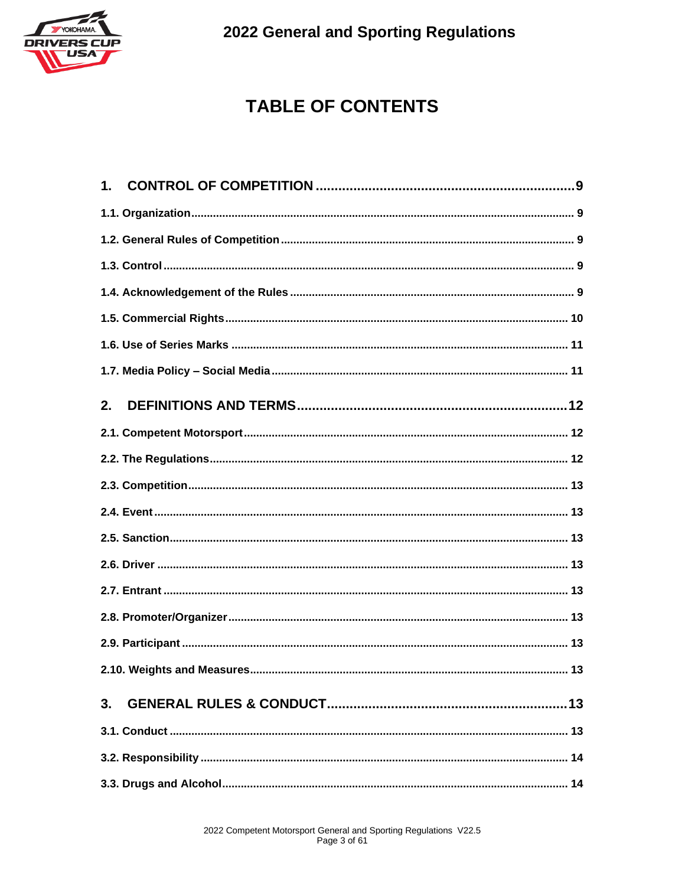# TABLE OF CONTENTS

**1. CONTROL OF COMPETITION ...................................................................9**

**1.1. Organization ........................................................................................................ 9**

**1.2. General Rules of Competition ............................................................................ 9**

**1.3. Control .................................................................................................................. 9**

**1.4. Acknowledgement of the Rules .......................................................................... 9**

**1.5. Commercial Rights ............................................................................................ 10**

**1.6. Use of Series Marks .......................................................................................... 11**

**1.7. Media Policy – Social Media ............................................................................. 11**

**2. DEFINITIONS AND TERMS ......................................................................12**

**2.1. Competent Motorsport ...................................................................................... 12**

**2.2. The Regulations ................................................................................................. 12**

**2.3. Competition ........................................................................................................ 13**

**2.4. Event ................................................................................................................... 13**

**2.5. Sanction .............................................................................................................. 13**

**2.6. Driver .................................................................................................................. 13**

**2.7. Entrant ................................................................................................................ 13**

**2.8. Promoter/Organizer ........................................................................................... 13**

**2.9. Participant .......................................................................................................... 13**

**2.10. Weights and Measures .................................................................................... 13**

**3. GENERAL RULES & CONDUCT ...............................................................13**

**3.1. Conduct .............................................................................................................. 13**

**3.2. Responsibility .................................................................................................... 14**

**3.3. Drugs and Alcohol ............................................................................................. 14**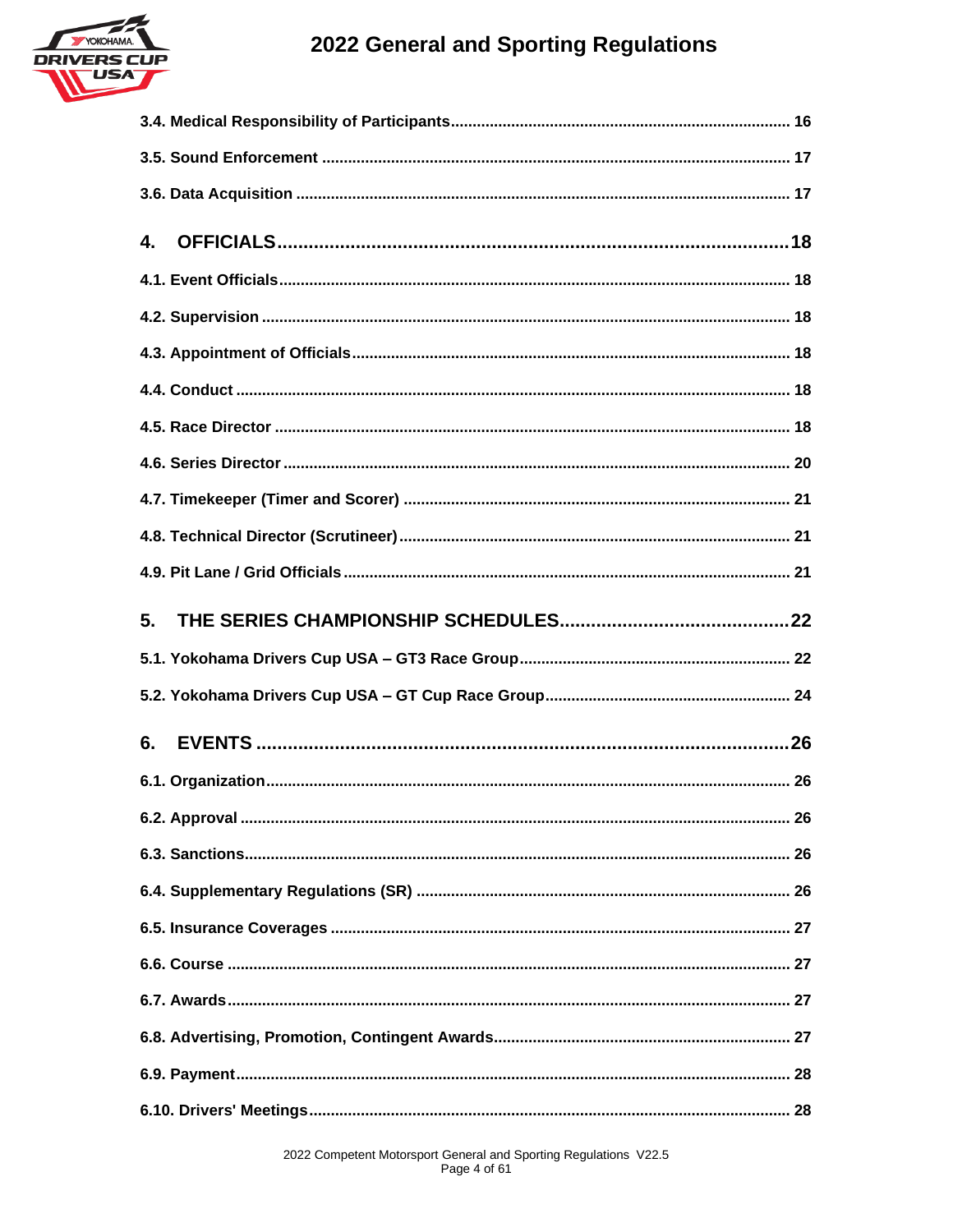3.4. Medical Responsibility of Participants ........ 16

3.5. Sound Enforcement ........ 17

3.6. Data Acquisition ........ 17

4. OFFICIALS ........ 18

4.1. Event Officials ........ 18

4.2. Supervision ........ 18

4.3. Appointment of Officials ........ 18

4.4. Conduct ........ 18

4.5. Race Director ........ 18

4.6. Series Director ........ 20

4.7. Timekeeper (Timer and Scorer) ........ 21

4.8. Technical Director (Scrutineer) ........ 21

4.9. Pit Lane / Grid Officials ........ 21

5. THE SERIES CHAMPIONSHIP SCHEDULES ........ 22

5.1. Yokohama Drivers Cup USA – GT3 Race Group ........ 22

5.2. Yokohama Drivers Cup USA – GT Cup Race Group ........ 24

6. EVENTS ........ 26

6.1. Organization ........ 26

6.2. Approval ........ 26

6.3. Sanctions ........ 26

6.4. Supplementary Regulations (SR) ........ 26

6.5. Insurance Coverages ........ 27

6.6. Course ........ 27

6.7. Awards ........ 27

6.8. Advertising, Promotion, Contingent Awards ........ 27

6.9. Payment ........ 28

6.10. Drivers' Meetings ........ 28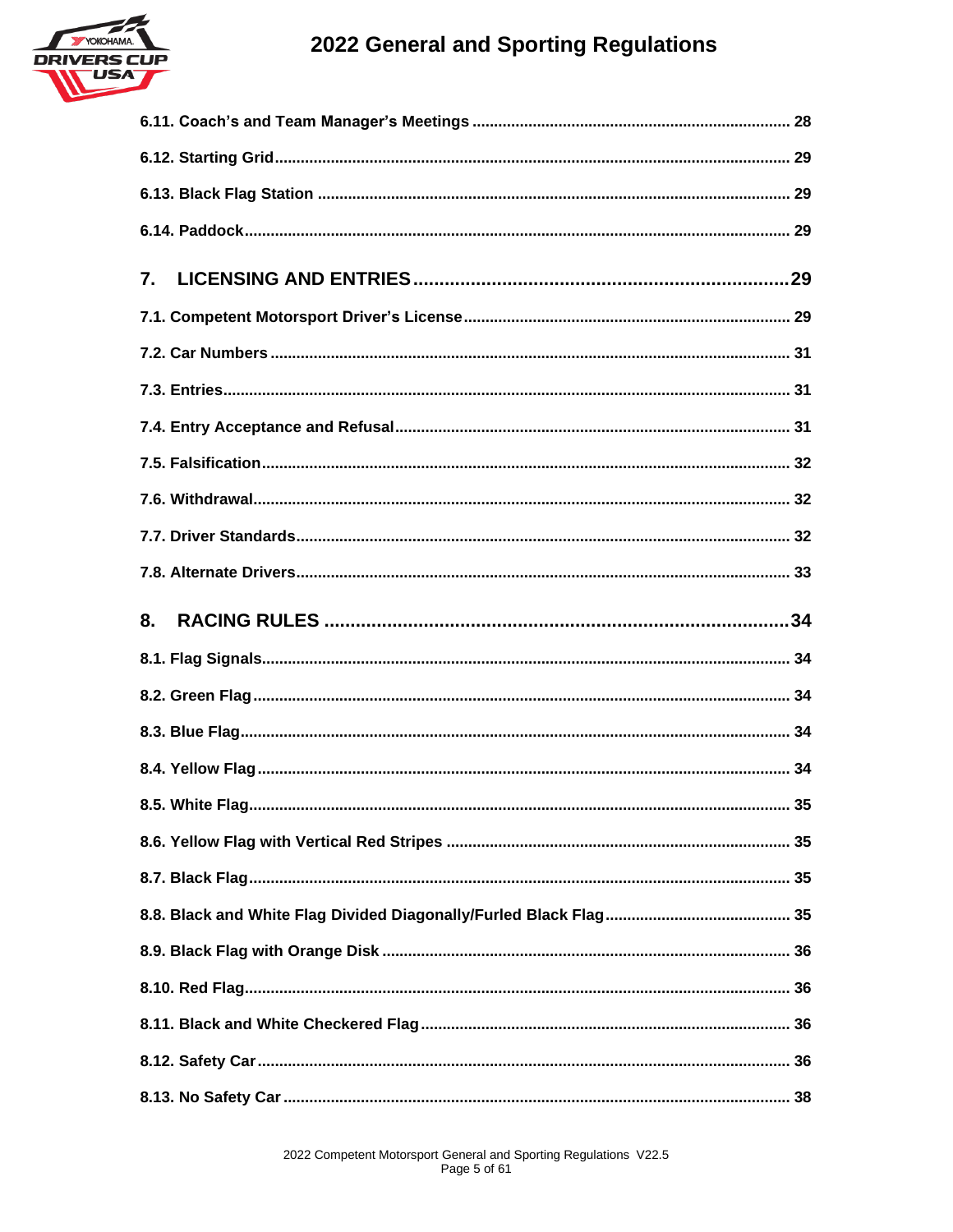6.11. Coach's and Team Manager's Meetings ........................................................................ 28

6.12. Starting Grid ....................................................................................................... 29

6.13. Black Flag Station ............................................................................................... 29

6.14. Paddock .............................................................................................................. 29

**7. LICENSING AND ENTRIES ................................................................................ 29**

7.1. Competent Motorsport Driver's License ................................................................ 29

7.2. Car Numbers ........................................................................................................ 31

7.3. Entries .................................................................................................................. 31

7.4. Entry Acceptance and Refusal .............................................................................. 31

7.5. Falsification .......................................................................................................... 32

7.6. Withdrawal ............................................................................................................ 32

7.7. Driver Standards .................................................................................................. 32

7.8. Alternate Drivers .................................................................................................. 33

**8. RACING RULES ................................................................................................. 34**

8.1. Flag Signals .......................................................................................................... 34

8.2. Green Flag ............................................................................................................ 34

8.3. Blue Flag .............................................................................................................. 34

8.4. Yellow Flag ........................................................................................................... 34

8.5. White Flag ............................................................................................................ 35

8.6. Yellow Flag with Vertical Red Stripes .................................................................... 35

8.7. Black Flag ............................................................................................................. 35

8.8. Black and White Flag Divided Diagonally/Furled Black Flag .................................. 35

8.9. Black Flag with Orange Disk ................................................................................. 36

8.10. Red Flag ............................................................................................................. 36

8.11. Black and White Checkered Flag ........................................................................ 36

8.12. Safety Car ........................................................................................................... 36

8.13. No Safety Car ...................................................................................................... 38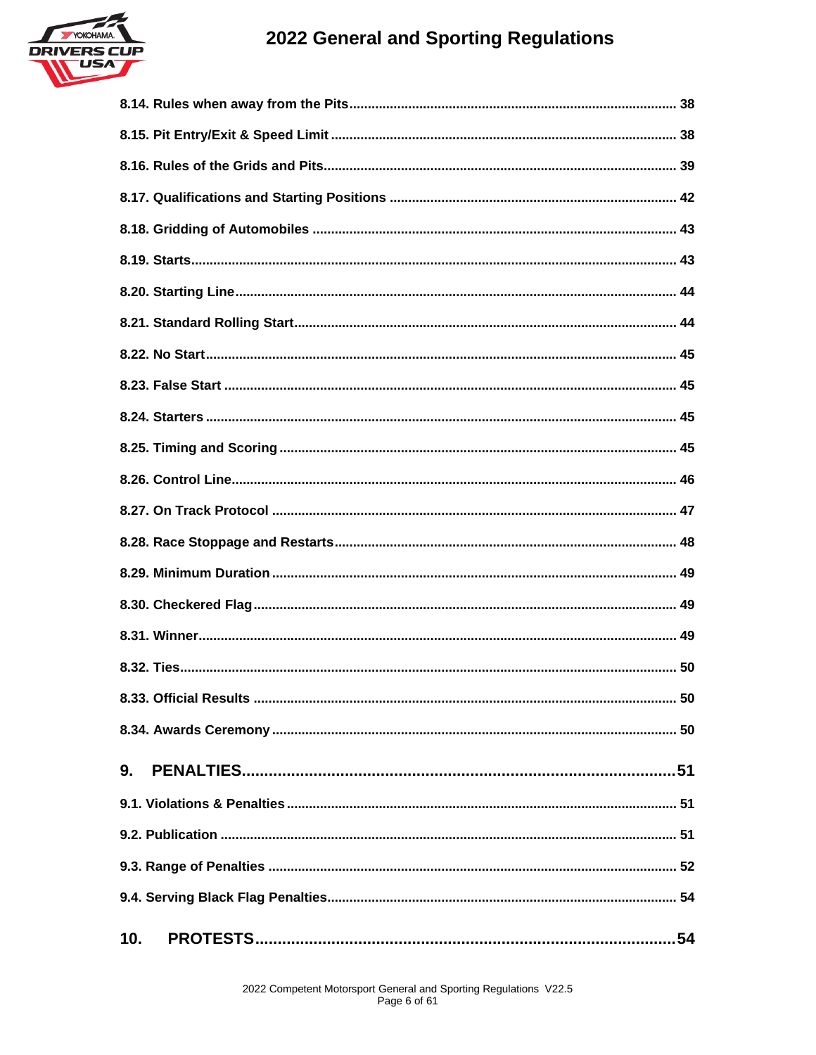8.14. Rules when away from the Pits ........................................................................................ 38

8.15. Pit Entry/Exit & Speed Limit ............................................................................................ 38

8.16. Rules of the Grids and Pits.............................................................................................. 39

8.17. Qualifications and Starting Positions ............................................................................ 42

8.18. Gridding of Automobiles ................................................................................................. 43

8.19. Starts.................................................................................................................................. 43

8.20. Starting Line...................................................................................................................... 44

8.21. Standard Rolling Start...................................................................................................... 44

8.22. No Start.............................................................................................................................. 45

8.23. False Start ........................................................................................................................ 45

8.24. Starters .............................................................................................................................. 45

8.25. Timing and Scoring .......................................................................................................... 45

8.26. Control Line....................................................................................................................... 46

8.27. On Track Protocol ............................................................................................................ 47

8.28. Race Stoppage and Restarts........................................................................................... 48

8.29. Minimum Duration ............................................................................................................ 49

8.30. Checkered Flag................................................................................................................. 49

8.31. Winner................................................................................................................................ 49

8.32. Ties..................................................................................................................................... 50

8.33. Official Results ................................................................................................................. 50

8.34. Awards Ceremony ............................................................................................................ 50

**9. PENALTIES.................................................................................................51**

9.1. Violations & Penalties ........................................................................................................ 51

9.2. Publication ......................................................................................................................... 51

9.3. Range of Penalties ............................................................................................................. 52

9.4. Serving Black Flag Penalties............................................................................................ 54

**10. PROTESTS..............................................................................................54**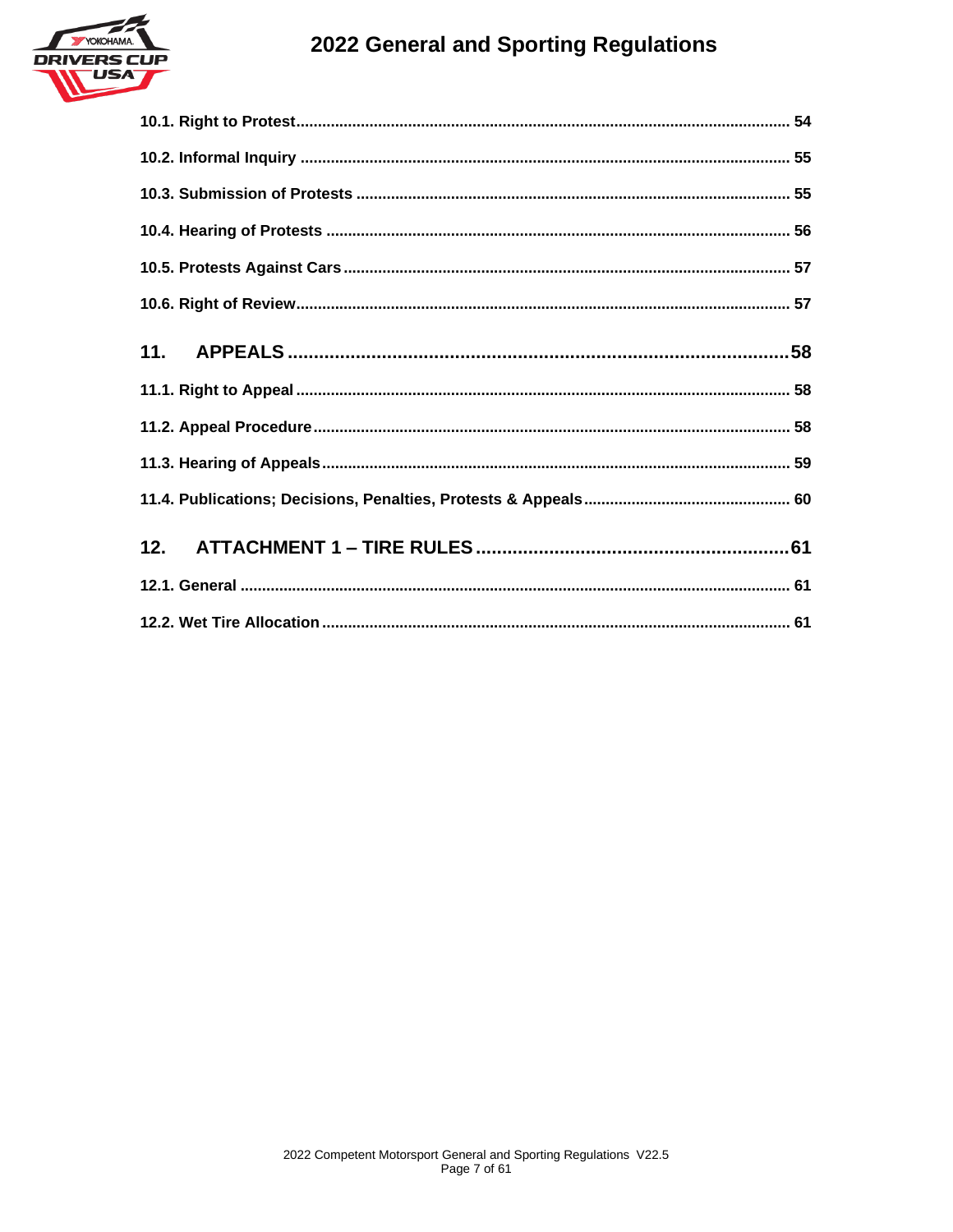10.1. Right to Protest ........................................................................................................... 54

10.2. Informal Inquiry ........................................................................................................... 55

10.3. Submission of Protests ................................................................................................ 55

10.4. Hearing of Protests ..................................................................................................... 56

10.5. Protests Against Cars .................................................................................................. 57

10.6. Right of Review ............................................................................................................ 57

**11. APPEALS ........................................................................................................ 58**

11.1. Right to Appeal ............................................................................................................ 58

11.2. Appeal Procedure ......................................................................................................... 58

11.3. Hearing of Appeals ...................................................................................................... 59

11.4. Publications; Decisions, Penalties, Protests & Appeals ............................................... 60

**12. ATTACHMENT 1 – TIRE RULES .................................................................. 61**

12.1. General ........................................................................................................................ 61

12.2. Wet Tire Allocation ....................................................................................................... 61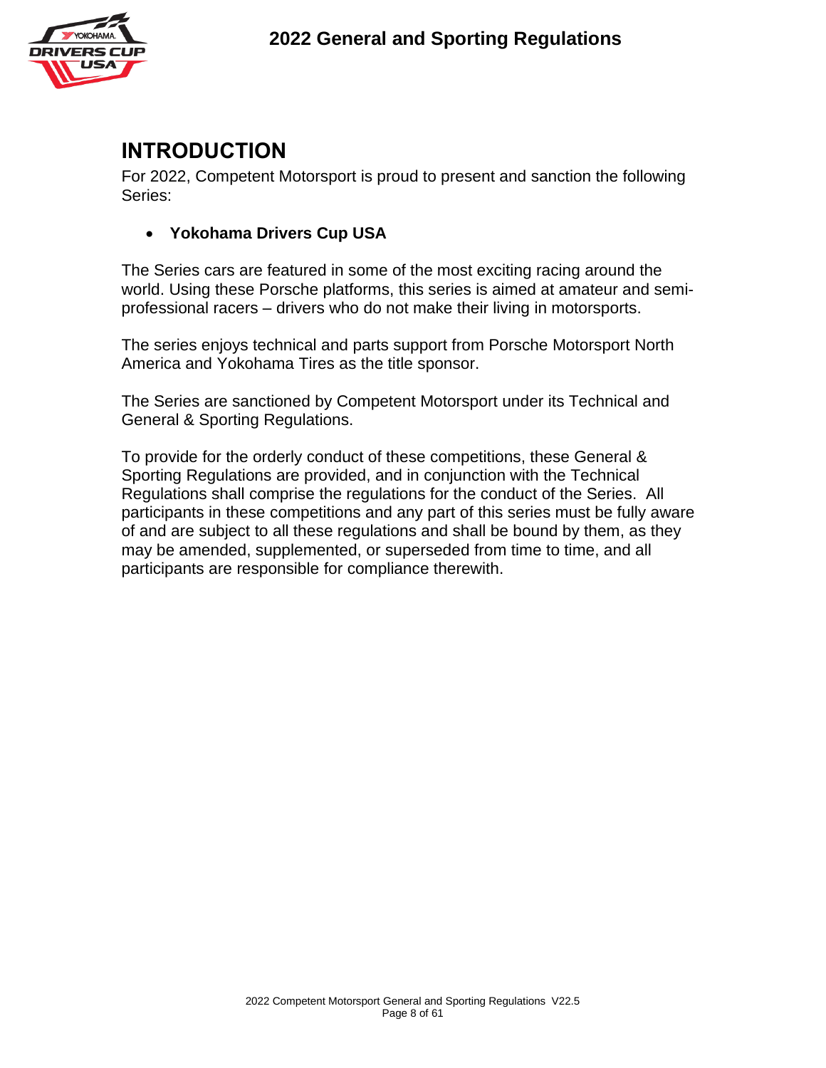# INTRODUCTION

For 2022, Competent Motorsport is proud to present and sanction the following Series:

- **Yokohama Drivers Cup USA**

The Series cars are featured in some of the most exciting racing around the world. Using these Porsche platforms, this series is aimed at amateur and semi-professional racers – drivers who do not make their living in motorsports.

The series enjoys technical and parts support from Porsche Motorsport North America and Yokohama Tires as the title sponsor.

The Series are sanctioned by Competent Motorsport under its Technical and General & Sporting Regulations.

To provide for the orderly conduct of these competitions, these General & Sporting Regulations are provided, and in conjunction with the Technical Regulations shall comprise the regulations for the conduct of the Series. All participants in these competitions and any part of this series must be fully aware of and are subject to all these regulations and shall be bound by them, as they may be amended, supplemented, or superseded from time to time, and all participants are responsible for compliance therewith.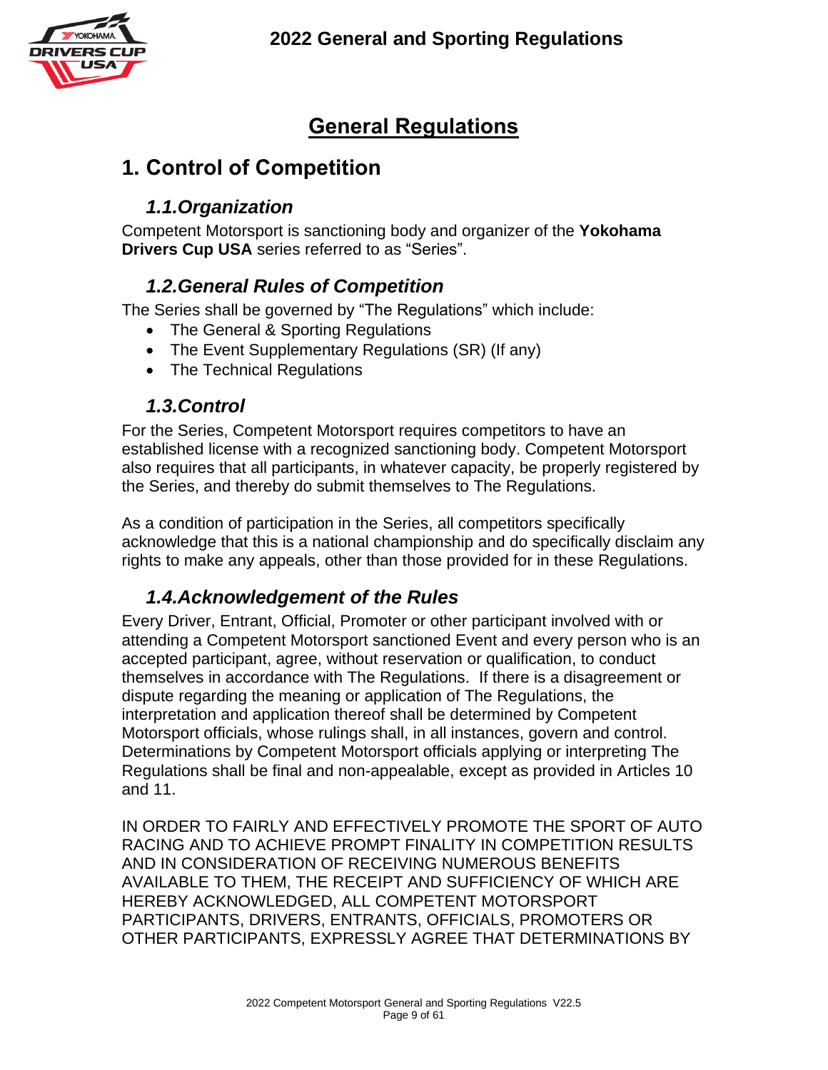# General Regulations

## 1. Control of Competition

### 1.1. Organization

Competent Motorsport is sanctioning body and organizer of the **Yokohama Drivers Cup USA** series referred to as "Series".

### 1.2. General Rules of Competition

The Series shall be governed by "The Regulations" which include:

- The General & Sporting Regulations
- The Event Supplementary Regulations (SR) (If any)
- The Technical Regulations

### 1.3. Control

For the Series, Competent Motorsport requires competitors to have an established license with a recognized sanctioning body. Competent Motorsport also requires that all participants, in whatever capacity, be properly registered by the Series, and thereby do submit themselves to The Regulations.

As a condition of participation in the Series, all competitors specifically acknowledge that this is a national championship and do specifically disclaim any rights to make any appeals, other than those provided for in these Regulations.

### 1.4. Acknowledgement of the Rules

Every Driver, Entrant, Official, Promoter or other participant involved with or attending a Competent Motorsport sanctioned Event and every person who is an accepted participant, agree, without reservation or qualification, to conduct themselves in accordance with The Regulations. If there is a disagreement or dispute regarding the meaning or application of The Regulations, the interpretation and application thereof shall be determined by Competent Motorsport officials, whose rulings shall, in all instances, govern and control. Determinations by Competent Motorsport officials applying or interpreting The Regulations shall be final and non-appealable, except as provided in Articles 10 and 11.

IN ORDER TO FAIRLY AND EFFECTIVELY PROMOTE THE SPORT OF AUTO RACING AND TO ACHIEVE PROMPT FINALITY IN COMPETITION RESULTS AND IN CONSIDERATION OF RECEIVING NUMEROUS BENEFITS AVAILABLE TO THEM, THE RECEIPT AND SUFFICIENCY OF WHICH ARE HEREBY ACKNOWLEDGED, ALL COMPETENT MOTORSPORT PARTICIPANTS, DRIVERS, ENTRANTS, OFFICIALS, PROMOTERS OR OTHER PARTICIPANTS, EXPRESSLY AGREE THAT DETERMINATIONS BY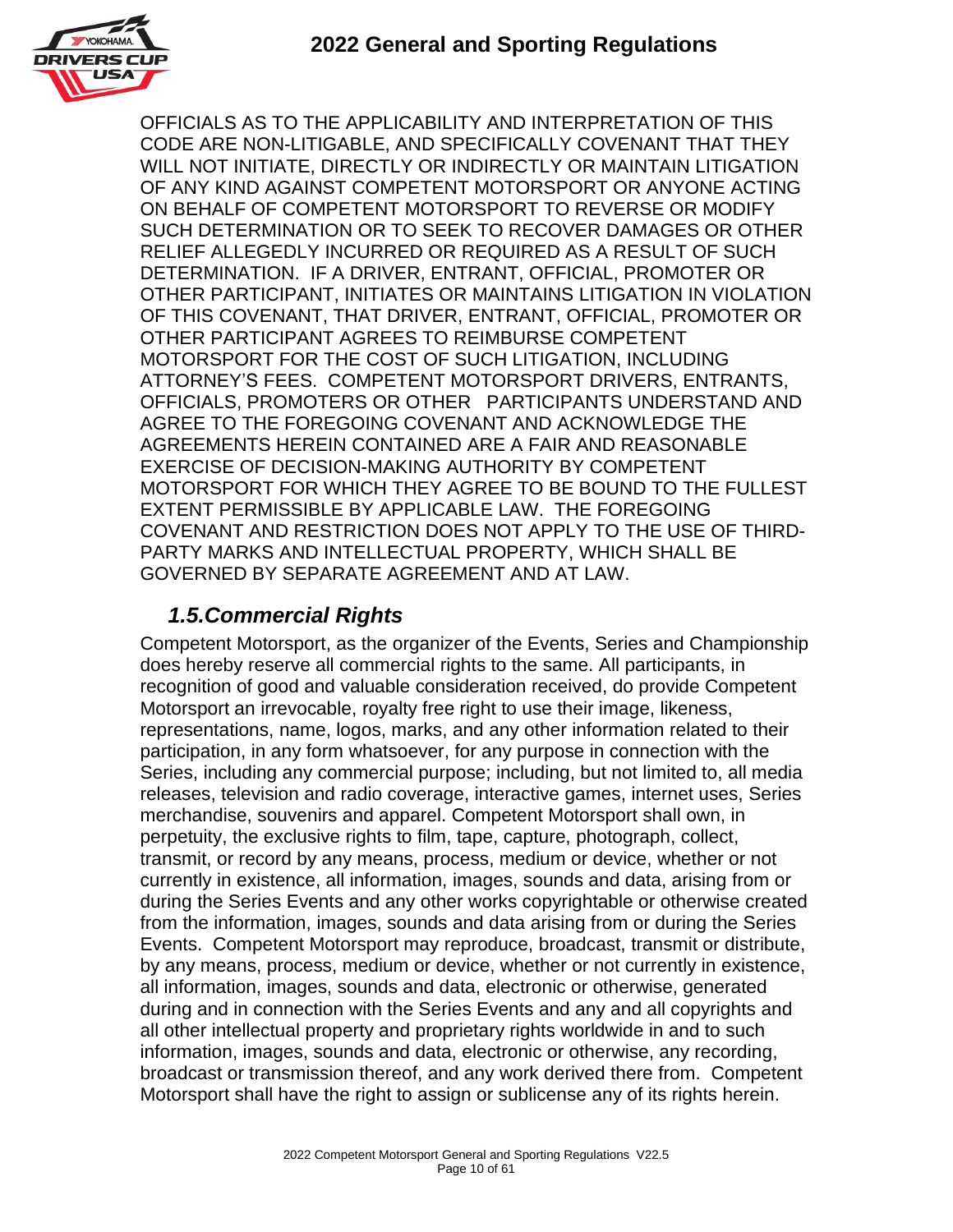OFFICIALS AS TO THE APPLICABILITY AND INTERPRETATION OF THIS CODE ARE NON-LITIGABLE, AND SPECIFICALLY COVENANT THAT THEY WILL NOT INITIATE, DIRECTLY OR INDIRECTLY OR MAINTAIN LITIGATION OF ANY KIND AGAINST COMPETENT MOTORSPORT OR ANYONE ACTING ON BEHALF OF COMPETENT MOTORSPORT TO REVERSE OR MODIFY SUCH DETERMINATION OR TO SEEK TO RECOVER DAMAGES OR OTHER RELIEF ALLEGEDLY INCURRED OR REQUIRED AS A RESULT OF SUCH DETERMINATION. IF A DRIVER, ENTRANT, OFFICIAL, PROMOTER OR OTHER PARTICIPANT, INITIATES OR MAINTAINS LITIGATION IN VIOLATION OF THIS COVENANT, THAT DRIVER, ENTRANT, OFFICIAL, PROMOTER OR OTHER PARTICIPANT AGREES TO REIMBURSE COMPETENT MOTORSPORT FOR THE COST OF SUCH LITIGATION, INCLUDING ATTORNEY'S FEES. COMPETENT MOTORSPORT DRIVERS, ENTRANTS, OFFICIALS, PROMOTERS OR OTHER PARTICIPANTS UNDERSTAND AND AGREE TO THE FOREGOING COVENANT AND ACKNOWLEDGE THE AGREEMENTS HEREIN CONTAINED ARE A FAIR AND REASONABLE EXERCISE OF DECISION-MAKING AUTHORITY BY COMPETENT MOTORSPORT FOR WHICH THEY AGREE TO BE BOUND TO THE FULLEST EXTENT PERMISSIBLE BY APPLICABLE LAW. THE FOREGOING COVENANT AND RESTRICTION DOES NOT APPLY TO THE USE OF THIRD-PARTY MARKS AND INTELLECTUAL PROPERTY, WHICH SHALL BE GOVERNED BY SEPARATE AGREEMENT AND AT LAW.

## *1.5. Commercial Rights*

Competent Motorsport, as the organizer of the Events, Series and Championship does hereby reserve all commercial rights to the same. All participants, in recognition of good and valuable consideration received, do provide Competent Motorsport an irrevocable, royalty free right to use their image, likeness, representations, name, logos, marks, and any other information related to their participation, in any form whatsoever, for any purpose in connection with the Series, including any commercial purpose; including, but not limited to, all media releases, television and radio coverage, interactive games, internet uses, Series merchandise, souvenirs and apparel. Competent Motorsport shall own, in perpetuity, the exclusive rights to film, tape, capture, photograph, collect, transmit, or record by any means, process, medium or device, whether or not currently in existence, all information, images, sounds and data, arising from or during the Series Events and any other works copyrightable or otherwise created from the information, images, sounds and data arising from or during the Series Events. Competent Motorsport may reproduce, broadcast, transmit or distribute, by any means, process, medium or device, whether or not currently in existence, all information, images, sounds and data, electronic or otherwise, generated during and in connection with the Series Events and any and all copyrights and all other intellectual property and proprietary rights worldwide in and to such information, images, sounds and data, electronic or otherwise, any recording, broadcast or transmission thereof, and any work derived there from. Competent Motorsport shall have the right to assign or sublicense any of its rights herein.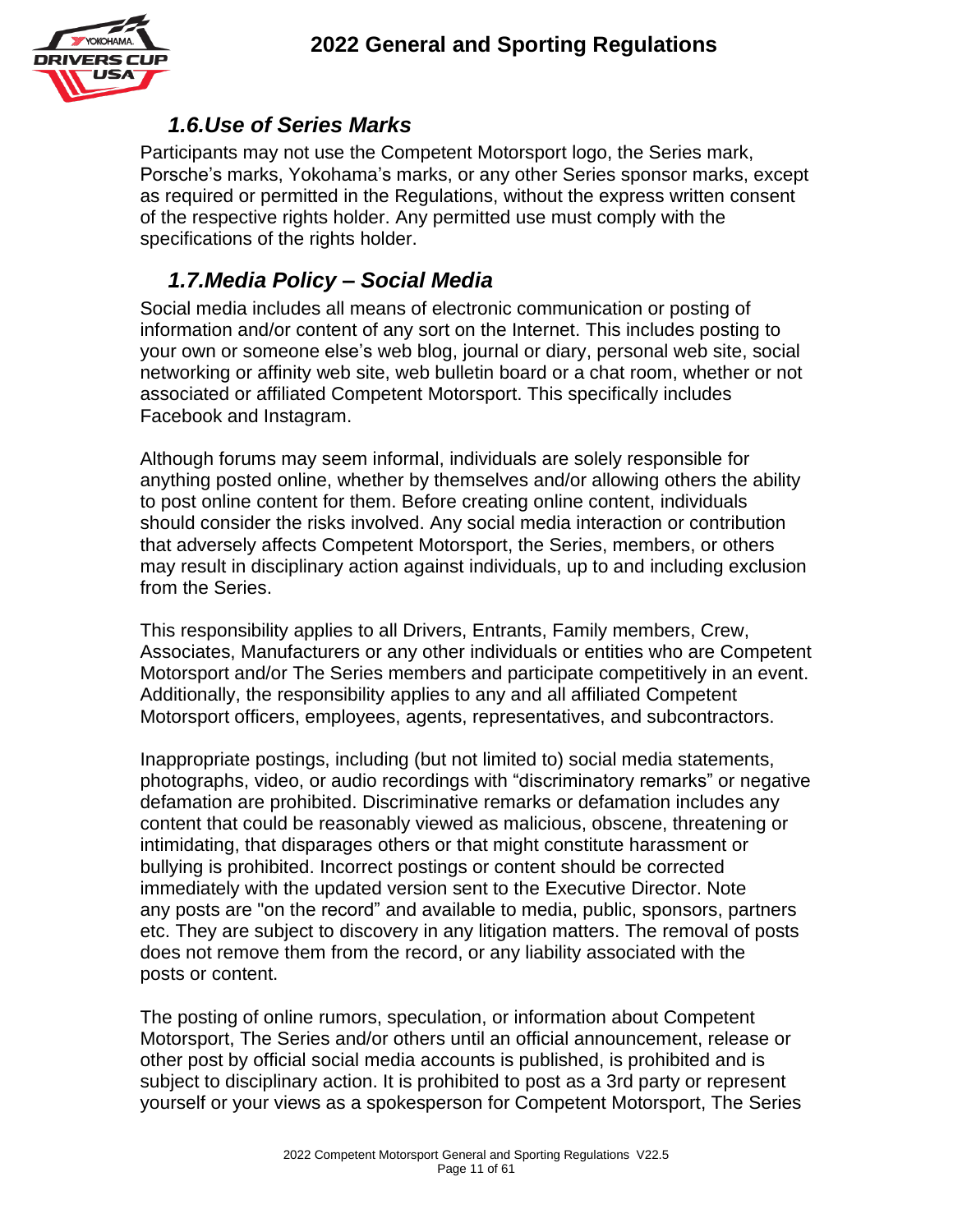### *1.6. Use of Series Marks*

Participants may not use the Competent Motorsport logo, the Series mark, Porsche's marks, Yokohama's marks, or any other Series sponsor marks, except as required or permitted in the Regulations, without the express written consent of the respective rights holder. Any permitted use must comply with the specifications of the rights holder.

### *1.7. Media Policy – Social Media*

Social media includes all means of electronic communication or posting of information and/or content of any sort on the Internet. This includes posting to your own or someone else's web blog, journal or diary, personal web site, social networking or affinity web site, web bulletin board or a chat room, whether or not associated or affiliated Competent Motorsport. This specifically includes Facebook and Instagram.

Although forums may seem informal, individuals are solely responsible for anything posted online, whether by themselves and/or allowing others the ability to post online content for them. Before creating online content, individuals should consider the risks involved. Any social media interaction or contribution that adversely affects Competent Motorsport, the Series, members, or others may result in disciplinary action against individuals, up to and including exclusion from the Series.

This responsibility applies to all Drivers, Entrants, Family members, Crew, Associates, Manufacturers or any other individuals or entities who are Competent Motorsport and/or The Series members and participate competitively in an event. Additionally, the responsibility applies to any and all affiliated Competent Motorsport officers, employees, agents, representatives, and subcontractors.

Inappropriate postings, including (but not limited to) social media statements, photographs, video, or audio recordings with "discriminatory remarks" or negative defamation are prohibited. Discriminative remarks or defamation includes any content that could be reasonably viewed as malicious, obscene, threatening or intimidating, that disparages others or that might constitute harassment or bullying is prohibited. Incorrect postings or content should be corrected immediately with the updated version sent to the Executive Director. Note any posts are "on the record" and available to media, public, sponsors, partners etc. They are subject to discovery in any litigation matters. The removal of posts does not remove them from the record, or any liability associated with the posts or content.

The posting of online rumors, speculation, or information about Competent Motorsport, The Series and/or others until an official announcement, release or other post by official social media accounts is published, is prohibited and is subject to disciplinary action. It is prohibited to post as a 3rd party or represent yourself or your views as a spokesperson for Competent Motorsport, The Series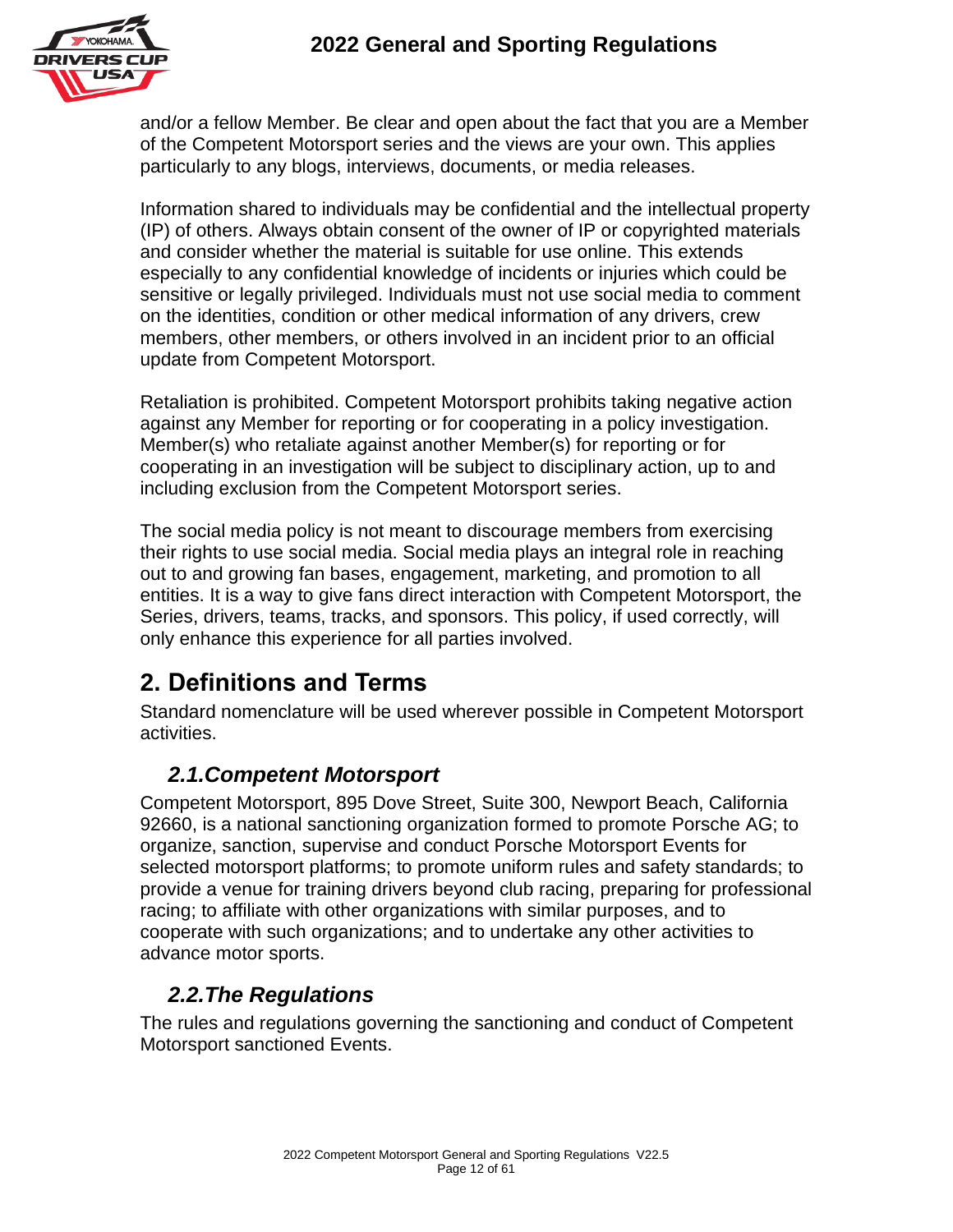and/or a fellow Member. Be clear and open about the fact that you are a Member of the Competent Motorsport series and the views are your own. This applies particularly to any blogs, interviews, documents, or media releases.

Information shared to individuals may be confidential and the intellectual property (IP) of others. Always obtain consent of the owner of IP or copyrighted materials and consider whether the material is suitable for use online. This extends especially to any confidential knowledge of incidents or injuries which could be sensitive or legally privileged. Individuals must not use social media to comment on the identities, condition or other medical information of any drivers, crew members, other members, or others involved in an incident prior to an official update from Competent Motorsport.

Retaliation is prohibited. Competent Motorsport prohibits taking negative action against any Member for reporting or for cooperating in a policy investigation. Member(s) who retaliate against another Member(s) for reporting or for cooperating in an investigation will be subject to disciplinary action, up to and including exclusion from the Competent Motorsport series.

The social media policy is not meant to discourage members from exercising their rights to use social media. Social media plays an integral role in reaching out to and growing fan bases, engagement, marketing, and promotion to all entities. It is a way to give fans direct interaction with Competent Motorsport, the Series, drivers, teams, tracks, and sponsors. This policy, if used correctly, will only enhance this experience for all parties involved.

# 2. Definitions and Terms

Standard nomenclature will be used wherever possible in Competent Motorsport activities.

## *2.1. Competent Motorsport*

Competent Motorsport, 895 Dove Street, Suite 300, Newport Beach, California 92660, is a national sanctioning organization formed to promote Porsche AG; to organize, sanction, supervise and conduct Porsche Motorsport Events for selected motorsport platforms; to promote uniform rules and safety standards; to provide a venue for training drivers beyond club racing, preparing for professional racing; to affiliate with other organizations with similar purposes, and to cooperate with such organizations; and to undertake any other activities to advance motor sports.

## *2.2. The Regulations*

The rules and regulations governing the sanctioning and conduct of Competent Motorsport sanctioned Events.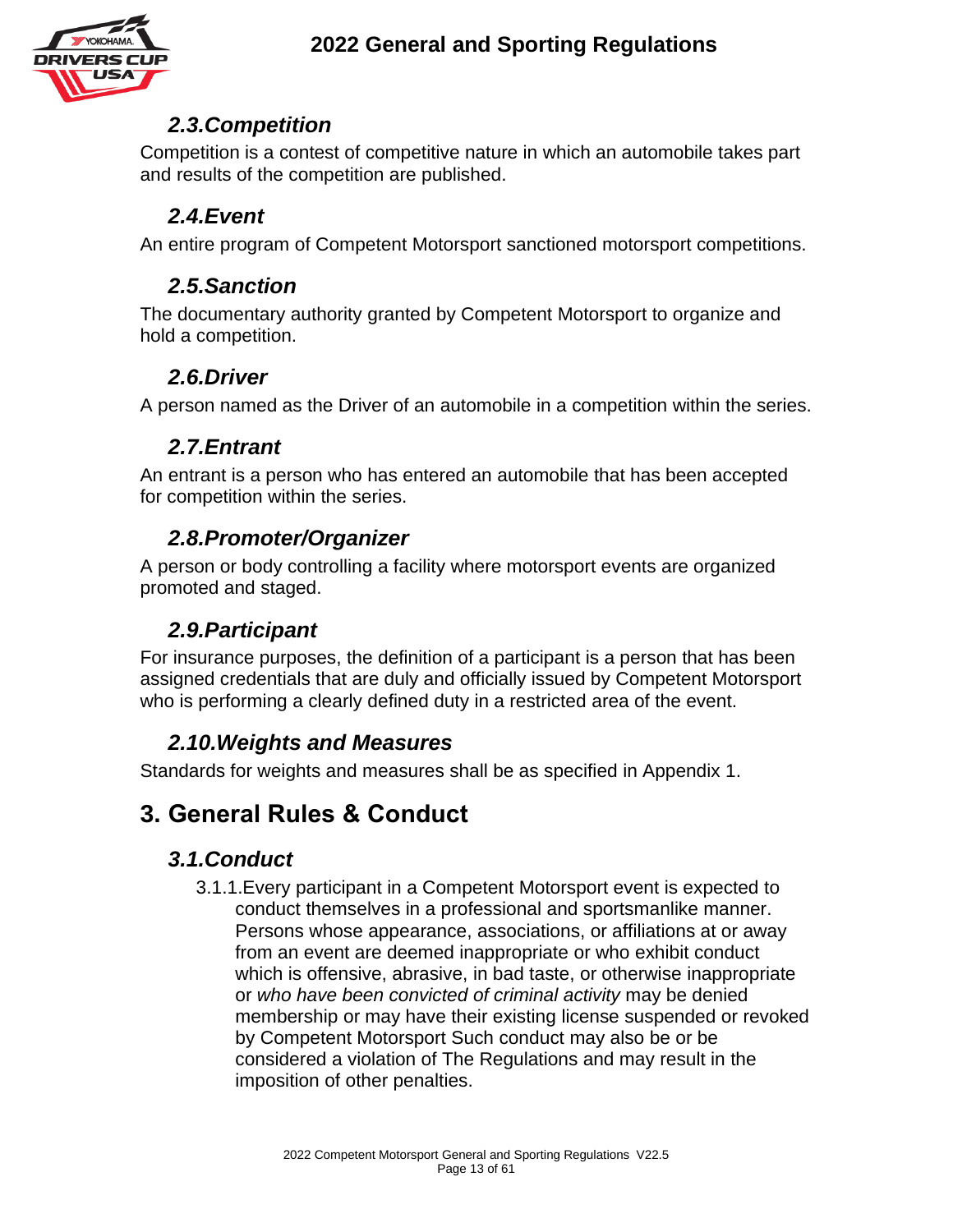### *2.3.Competition*

Competition is a contest of competitive nature in which an automobile takes part and results of the competition are published.

### *2.4.Event*

An entire program of Competent Motorsport sanctioned motorsport competitions.

### *2.5.Sanction*

The documentary authority granted by Competent Motorsport to organize and hold a competition.

### *2.6.Driver*

A person named as the Driver of an automobile in a competition within the series.

### *2.7.Entrant*

An entrant is a person who has entered an automobile that has been accepted for competition within the series.

### *2.8.Promoter/Organizer*

A person or body controlling a facility where motorsport events are organized promoted and staged.

### *2.9.Participant*

For insurance purposes, the definition of a participant is a person that has been assigned credentials that are duly and officially issued by Competent Motorsport who is performing a clearly defined duty in a restricted area of the event.

### *2.10.Weights and Measures*

Standards for weights and measures shall be as specified in Appendix 1.

## 3. General Rules & Conduct

### *3.1.Conduct*

3.1.1.Every participant in a Competent Motorsport event is expected to conduct themselves in a professional and sportsmanlike manner. Persons whose appearance, associations, or affiliations at or away from an event are deemed inappropriate or who exhibit conduct which is offensive, abrasive, in bad taste, or otherwise inappropriate or *who have been convicted of criminal activity* may be denied membership or may have their existing license suspended or revoked by Competent Motorsport Such conduct may also be or be considered a violation of The Regulations and may result in the imposition of other penalties.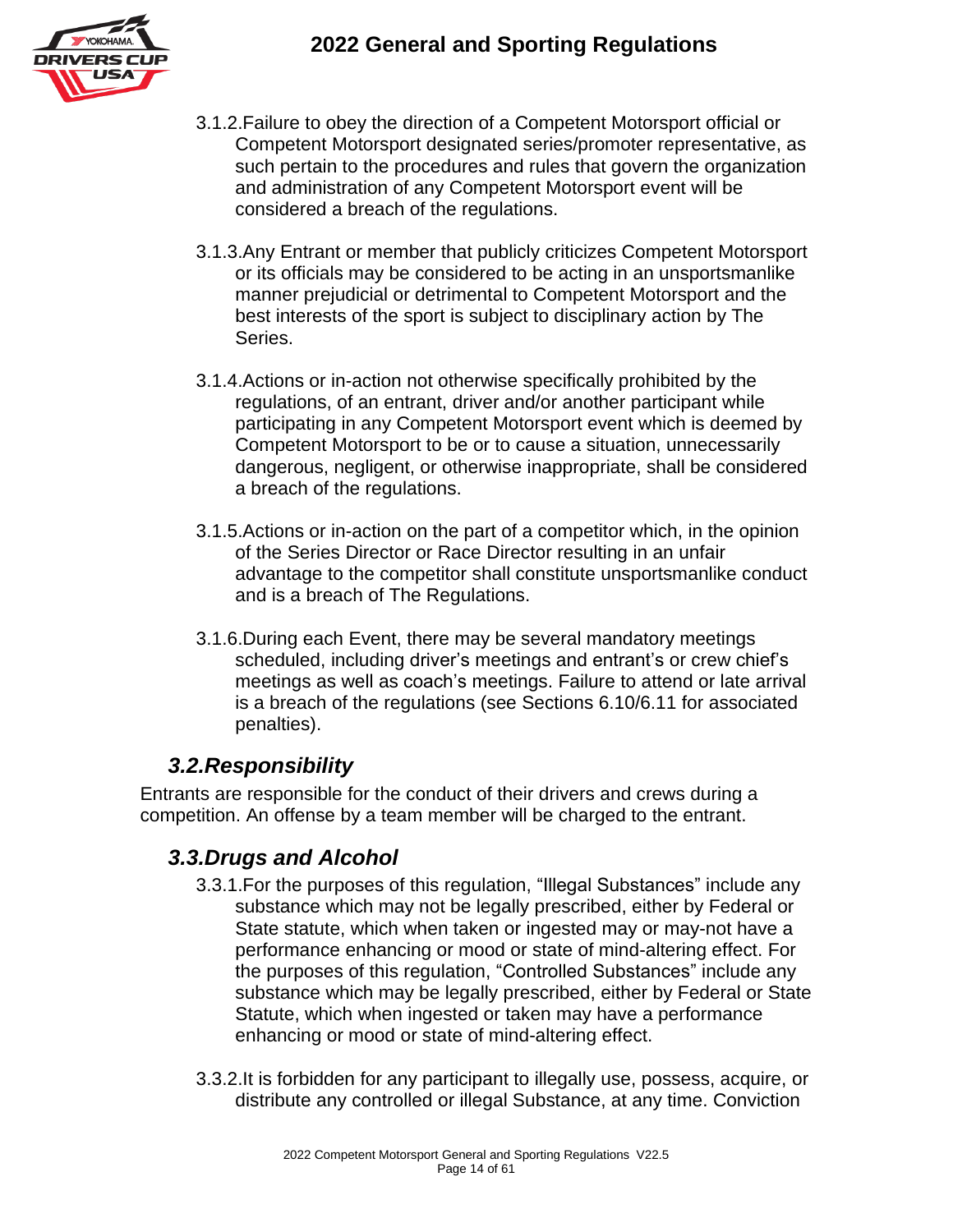3.1.2.Failure to obey the direction of a Competent Motorsport official or Competent Motorsport designated series/promoter representative, as such pertain to the procedures and rules that govern the organization and administration of any Competent Motorsport event will be considered a breach of the regulations.

3.1.3.Any Entrant or member that publicly criticizes Competent Motorsport or its officials may be considered to be acting in an unsportsmanlike manner prejudicial or detrimental to Competent Motorsport and the best interests of the sport is subject to disciplinary action by The Series.

3.1.4.Actions or in-action not otherwise specifically prohibited by the regulations, of an entrant, driver and/or another participant while participating in any Competent Motorsport event which is deemed by Competent Motorsport to be or to cause a situation, unnecessarily dangerous, negligent, or otherwise inappropriate, shall be considered a breach of the regulations.

3.1.5.Actions or in-action on the part of a competitor which, in the opinion of the Series Director or Race Director resulting in an unfair advantage to the competitor shall constitute unsportsmanlike conduct and is a breach of The Regulations.

3.1.6.During each Event, there may be several mandatory meetings scheduled, including driver's meetings and entrant's or crew chief's meetings as well as coach's meetings. Failure to attend or late arrival is a breach of the regulations (see Sections 6.10/6.11 for associated penalties).

## *3.2.Responsibility*

Entrants are responsible for the conduct of their drivers and crews during a competition. An offense by a team member will be charged to the entrant.

## *3.3.Drugs and Alcohol*

3.3.1.For the purposes of this regulation, "Illegal Substances" include any substance which may not be legally prescribed, either by Federal or State statute, which when taken or ingested may or may-not have a performance enhancing or mood or state of mind-altering effect. For the purposes of this regulation, "Controlled Substances" include any substance which may be legally prescribed, either by Federal or State Statute, which when ingested or taken may have a performance enhancing or mood or state of mind-altering effect.

3.3.2.It is forbidden for any participant to illegally use, possess, acquire, or distribute any controlled or illegal Substance, at any time. Conviction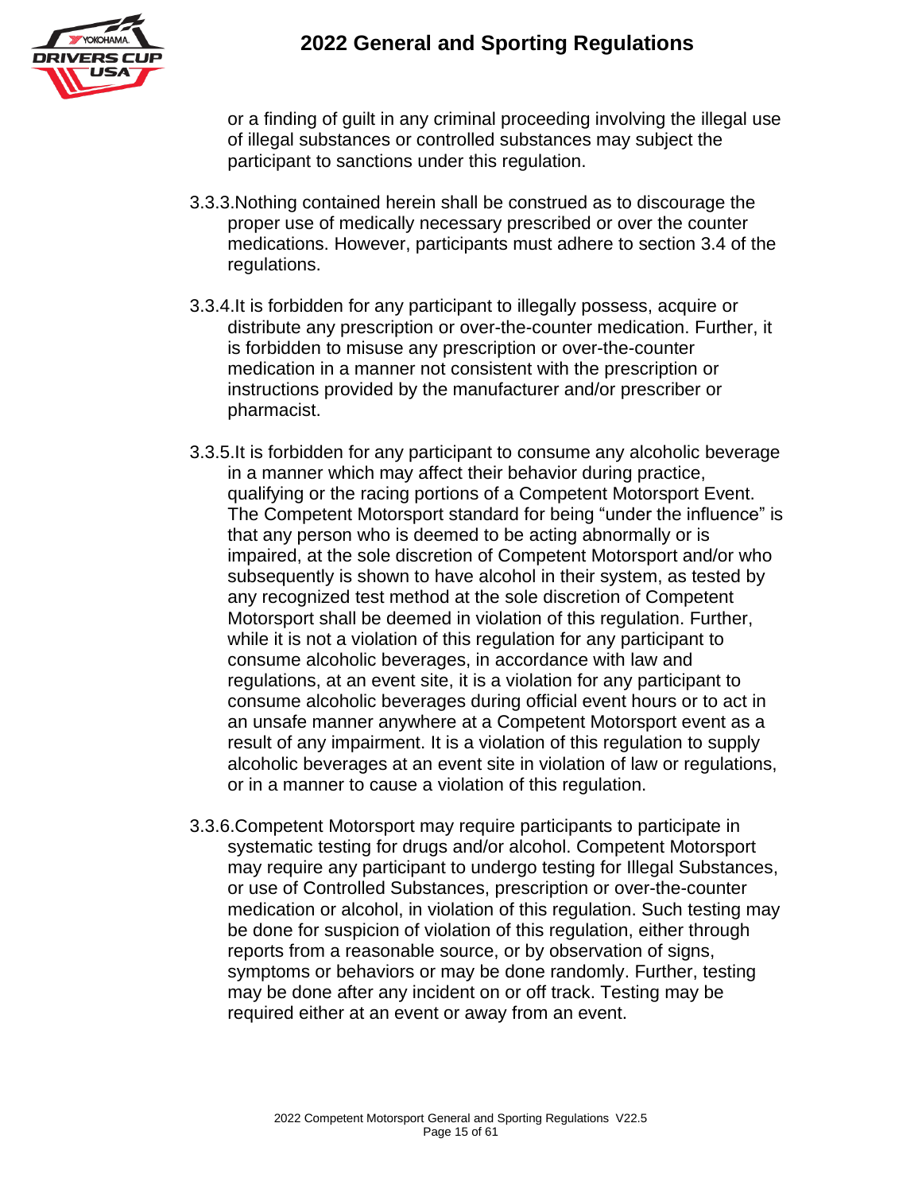or a finding of guilt in any criminal proceeding involving the illegal use of illegal substances or controlled substances may subject the participant to sanctions under this regulation.

3.3.3. Nothing contained herein shall be construed as to discourage the proper use of medically necessary prescribed or over the counter medications. However, participants must adhere to section 3.4 of the regulations.

3.3.4. It is forbidden for any participant to illegally possess, acquire or distribute any prescription or over-the-counter medication. Further, it is forbidden to misuse any prescription or over-the-counter medication in a manner not consistent with the prescription or instructions provided by the manufacturer and/or prescriber or pharmacist.

3.3.5. It is forbidden for any participant to consume any alcoholic beverage in a manner which may affect their behavior during practice, qualifying or the racing portions of a Competent Motorsport Event. The Competent Motorsport standard for being "under the influence" is that any person who is deemed to be acting abnormally or is impaired, at the sole discretion of Competent Motorsport and/or who subsequently is shown to have alcohol in their system, as tested by any recognized test method at the sole discretion of Competent Motorsport shall be deemed in violation of this regulation. Further, while it is not a violation of this regulation for any participant to consume alcoholic beverages, in accordance with law and regulations, at an event site, it is a violation for any participant to consume alcoholic beverages during official event hours or to act in an unsafe manner anywhere at a Competent Motorsport event as a result of any impairment. It is a violation of this regulation to supply alcoholic beverages at an event site in violation of law or regulations, or in a manner to cause a violation of this regulation.

3.3.6. Competent Motorsport may require participants to participate in systematic testing for drugs and/or alcohol. Competent Motorsport may require any participant to undergo testing for Illegal Substances, or use of Controlled Substances, prescription or over-the-counter medication or alcohol, in violation of this regulation. Such testing may be done for suspicion of violation of this regulation, either through reports from a reasonable source, or by observation of signs, symptoms or behaviors or may be done randomly. Further, testing may be done after any incident on or off track. Testing may be required either at an event or away from an event.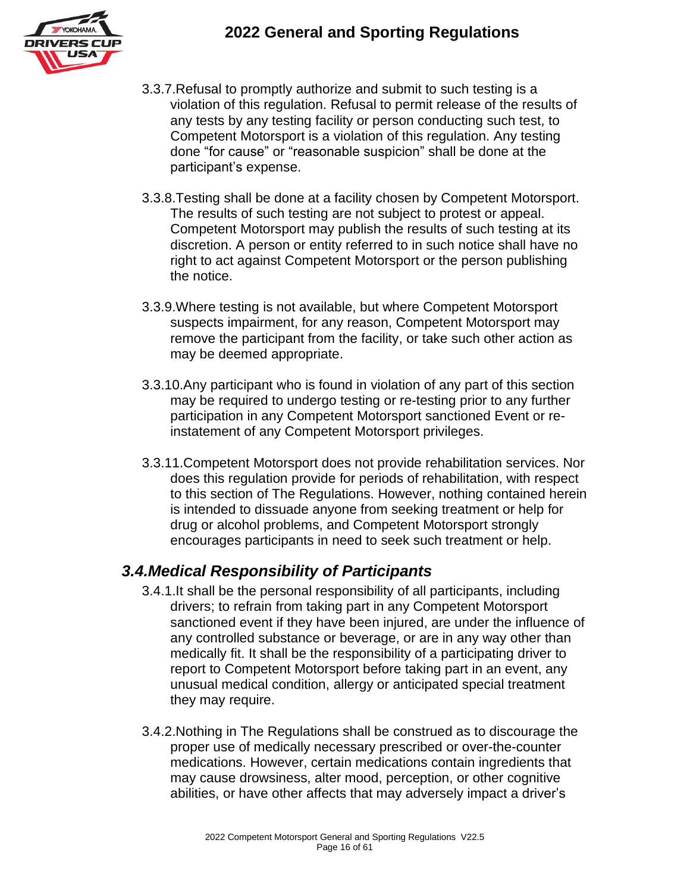3.3.7. Refusal to promptly authorize and submit to such testing is a violation of this regulation. Refusal to permit release of the results of any tests by any testing facility or person conducting such test, to Competent Motorsport is a violation of this regulation. Any testing done "for cause" or "reasonable suspicion" shall be done at the participant's expense.

3.3.8. Testing shall be done at a facility chosen by Competent Motorsport. The results of such testing are not subject to protest or appeal. Competent Motorsport may publish the results of such testing at its discretion. A person or entity referred to in such notice shall have no right to act against Competent Motorsport or the person publishing the notice.

3.3.9. Where testing is not available, but where Competent Motorsport suspects impairment, for any reason, Competent Motorsport may remove the participant from the facility, or take such other action as may be deemed appropriate.

3.3.10. Any participant who is found in violation of any part of this section may be required to undergo testing or re-testing prior to any further participation in any Competent Motorsport sanctioned Event or re-instatement of any Competent Motorsport privileges.

3.3.11. Competent Motorsport does not provide rehabilitation services. Nor does this regulation provide for periods of rehabilitation, with respect to this section of The Regulations. However, nothing contained herein is intended to dissuade anyone from seeking treatment or help for drug or alcohol problems, and Competent Motorsport strongly encourages participants in need to seek such treatment or help.

## *3.4. Medical Responsibility of Participants*

3.4.1. It shall be the personal responsibility of all participants, including drivers; to refrain from taking part in any Competent Motorsport sanctioned event if they have been injured, are under the influence of any controlled substance or beverage, or are in any way other than medically fit. It shall be the responsibility of a participating driver to report to Competent Motorsport before taking part in an event, any unusual medical condition, allergy or anticipated special treatment they may require.

3.4.2. Nothing in The Regulations shall be construed as to discourage the proper use of medically necessary prescribed or over-the-counter medications. However, certain medications contain ingredients that may cause drowsiness, alter mood, perception, or other cognitive abilities, or have other affects that may adversely impact a driver's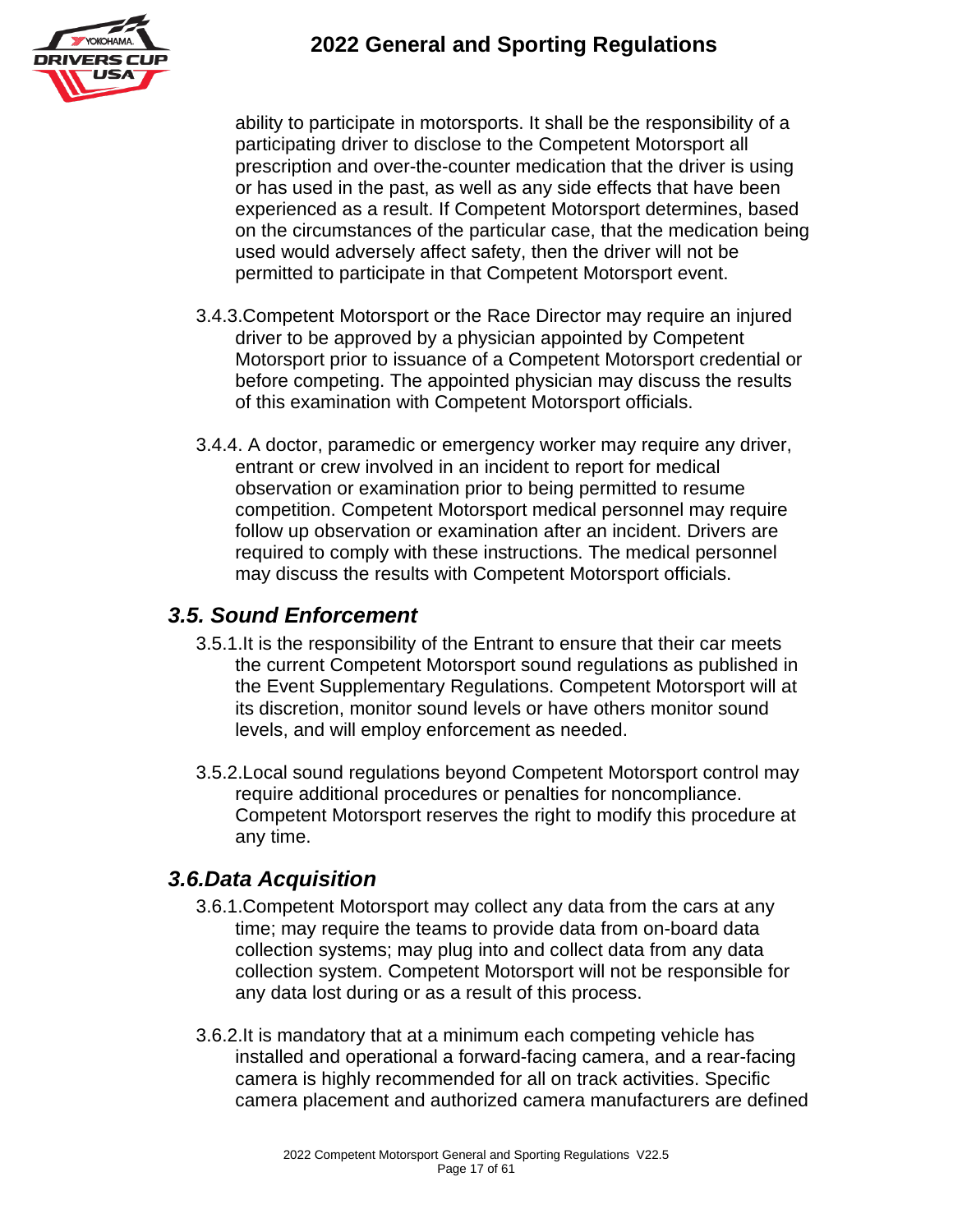ability to participate in motorsports. It shall be the responsibility of a participating driver to disclose to the Competent Motorsport all prescription and over-the-counter medication that the driver is using or has used in the past, as well as any side effects that have been experienced as a result. If Competent Motorsport determines, based on the circumstances of the particular case, that the medication being used would adversely affect safety, then the driver will not be permitted to participate in that Competent Motorsport event.

3.4.3. Competent Motorsport or the Race Director may require an injured driver to be approved by a physician appointed by Competent Motorsport prior to issuance of a Competent Motorsport credential or before competing. The appointed physician may discuss the results of this examination with Competent Motorsport officials.

3.4.4. A doctor, paramedic or emergency worker may require any driver, entrant or crew involved in an incident to report for medical observation or examination prior to being permitted to resume competition. Competent Motorsport medical personnel may require follow up observation or examination after an incident. Drivers are required to comply with these instructions. The medical personnel may discuss the results with Competent Motorsport officials.

## *3.5. Sound Enforcement*

3.5.1. It is the responsibility of the Entrant to ensure that their car meets the current Competent Motorsport sound regulations as published in the Event Supplementary Regulations. Competent Motorsport will at its discretion, monitor sound levels or have others monitor sound levels, and will employ enforcement as needed.

3.5.2. Local sound regulations beyond Competent Motorsport control may require additional procedures or penalties for noncompliance. Competent Motorsport reserves the right to modify this procedure at any time.

## *3.6. Data Acquisition*

3.6.1. Competent Motorsport may collect any data from the cars at any time; may require the teams to provide data from on-board data collection systems; may plug into and collect data from any data collection system. Competent Motorsport will not be responsible for any data lost during or as a result of this process.

3.6.2. It is mandatory that at a minimum each competing vehicle has installed and operational a forward-facing camera, and a rear-facing camera is highly recommended for all on track activities. Specific camera placement and authorized camera manufacturers are defined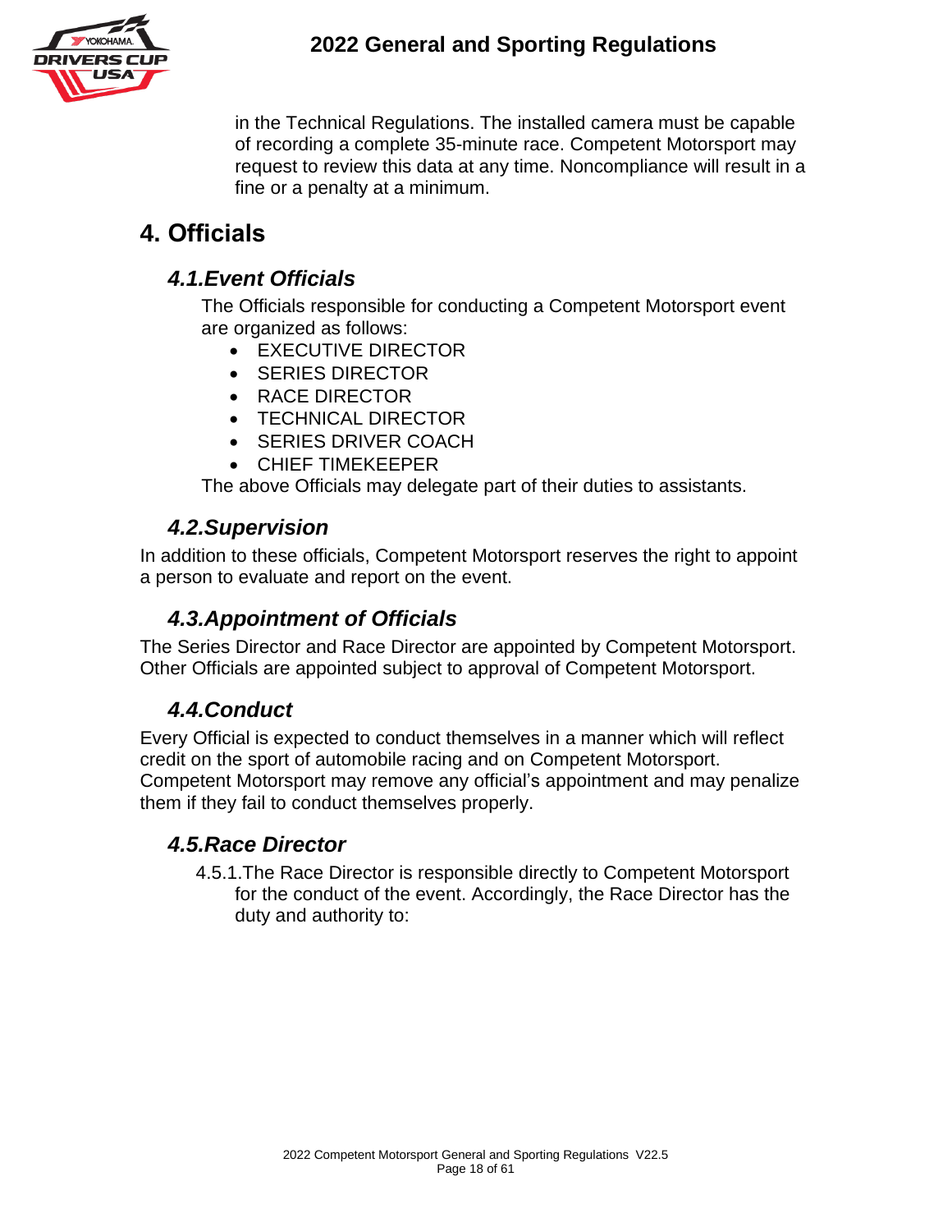in the Technical Regulations. The installed camera must be capable of recording a complete 35-minute race. Competent Motorsport may request to review this data at any time. Noncompliance will result in a fine or a penalty at a minimum.

# 4. Officials

## *4.1. Event Officials*

The Officials responsible for conducting a Competent Motorsport event are organized as follows:

- EXECUTIVE DIRECTOR
- SERIES DIRECTOR
- RACE DIRECTOR
- TECHNICAL DIRECTOR
- SERIES DRIVER COACH
- CHIEF TIMEKEEPER

The above Officials may delegate part of their duties to assistants.

## *4.2. Supervision*

In addition to these officials, Competent Motorsport reserves the right to appoint a person to evaluate and report on the event.

## *4.3. Appointment of Officials*

The Series Director and Race Director are appointed by Competent Motorsport. Other Officials are appointed subject to approval of Competent Motorsport.

## *4.4. Conduct*

Every Official is expected to conduct themselves in a manner which will reflect credit on the sport of automobile racing and on Competent Motorsport. Competent Motorsport may remove any official's appointment and may penalize them if they fail to conduct themselves properly.

## *4.5. Race Director*

4.5.1. The Race Director is responsible directly to Competent Motorsport for the conduct of the event. Accordingly, the Race Director has the duty and authority to: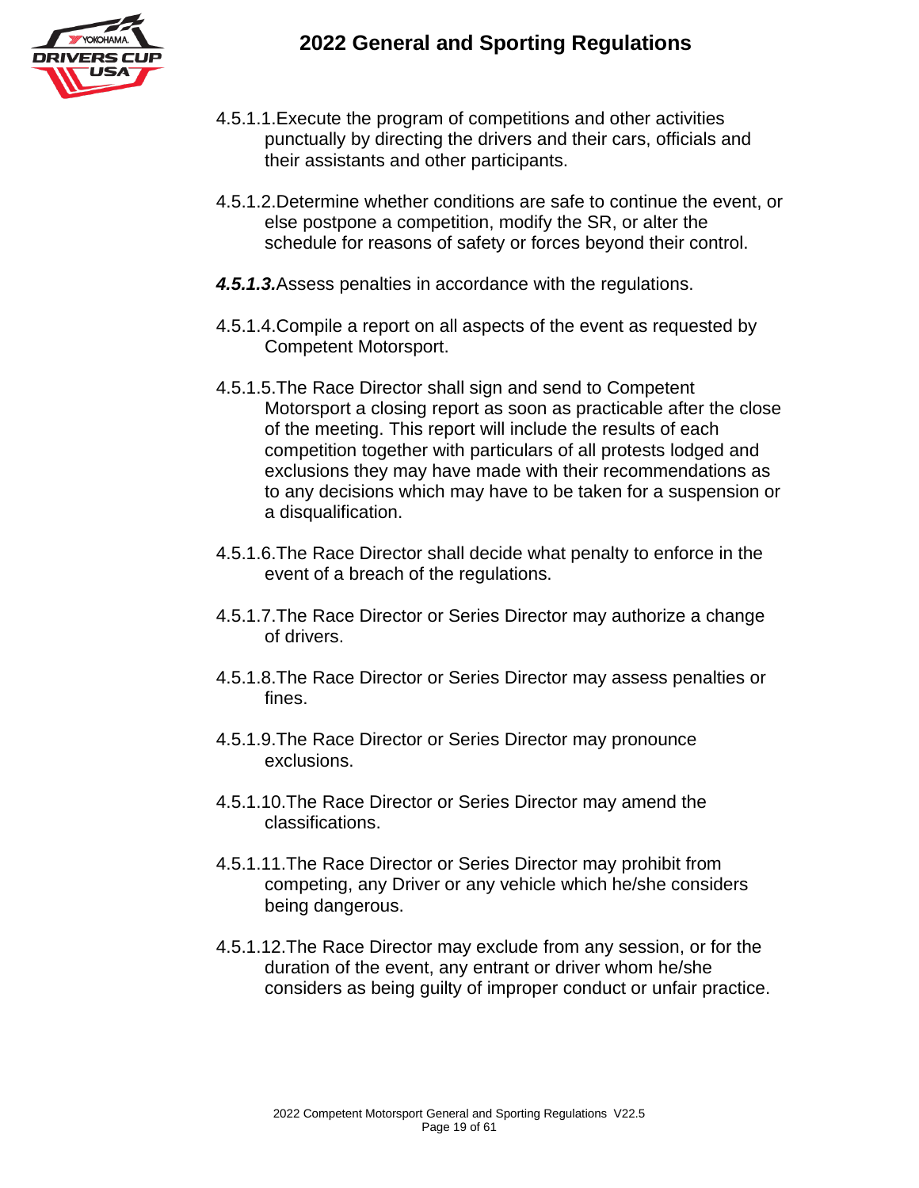4.5.1.1. Execute the program of competitions and other activities punctually by directing the drivers and their cars, officials and their assistants and other participants.

4.5.1.2. Determine whether conditions are safe to continue the event, or else postpone a competition, modify the SR, or alter the schedule for reasons of safety or forces beyond their control.

***4.5.1.3.*** Assess penalties in accordance with the regulations.

4.5.1.4. Compile a report on all aspects of the event as requested by Competent Motorsport.

4.5.1.5. The Race Director shall sign and send to Competent Motorsport a closing report as soon as practicable after the close of the meeting. This report will include the results of each competition together with particulars of all protests lodged and exclusions they may have made with their recommendations as to any decisions which may have to be taken for a suspension or a disqualification.

4.5.1.6. The Race Director shall decide what penalty to enforce in the event of a breach of the regulations.

4.5.1.7. The Race Director or Series Director may authorize a change of drivers.

4.5.1.8. The Race Director or Series Director may assess penalties or fines.

4.5.1.9. The Race Director or Series Director may pronounce exclusions.

4.5.1.10. The Race Director or Series Director may amend the classifications.

4.5.1.11. The Race Director or Series Director may prohibit from competing, any Driver or any vehicle which he/she considers being dangerous.

4.5.1.12. The Race Director may exclude from any session, or for the duration of the event, any entrant or driver whom he/she considers as being guilty of improper conduct or unfair practice.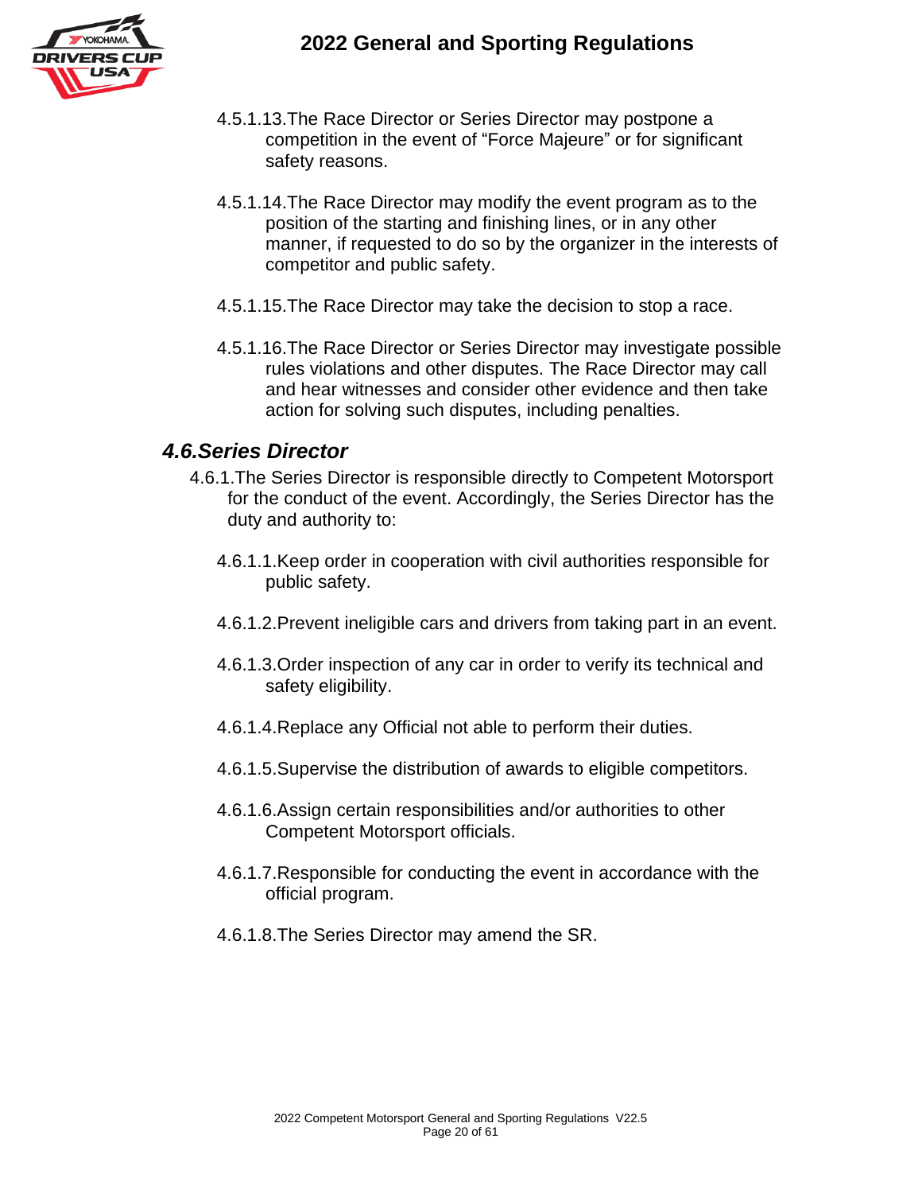4.5.1.13. The Race Director or Series Director may postpone a competition in the event of “Force Majeure” or for significant safety reasons.

4.5.1.14. The Race Director may modify the event program as to the position of the starting and finishing lines, or in any other manner, if requested to do so by the organizer in the interests of competitor and public safety.

4.5.1.15. The Race Director may take the decision to stop a race.

4.5.1.16. The Race Director or Series Director may investigate possible rules violations and other disputes. The Race Director may call and hear witnesses and consider other evidence and then take action for solving such disputes, including penalties.

## *4.6. Series Director*

4.6.1. The Series Director is responsible directly to Competent Motorsport for the conduct of the event. Accordingly, the Series Director has the duty and authority to:

4.6.1.1. Keep order in cooperation with civil authorities responsible for public safety.

4.6.1.2. Prevent ineligible cars and drivers from taking part in an event.

4.6.1.3. Order inspection of any car in order to verify its technical and safety eligibility.

4.6.1.4. Replace any Official not able to perform their duties.

4.6.1.5. Supervise the distribution of awards to eligible competitors.

4.6.1.6. Assign certain responsibilities and/or authorities to other Competent Motorsport officials.

4.6.1.7. Responsible for conducting the event in accordance with the official program.

4.6.1.8. The Series Director may amend the SR.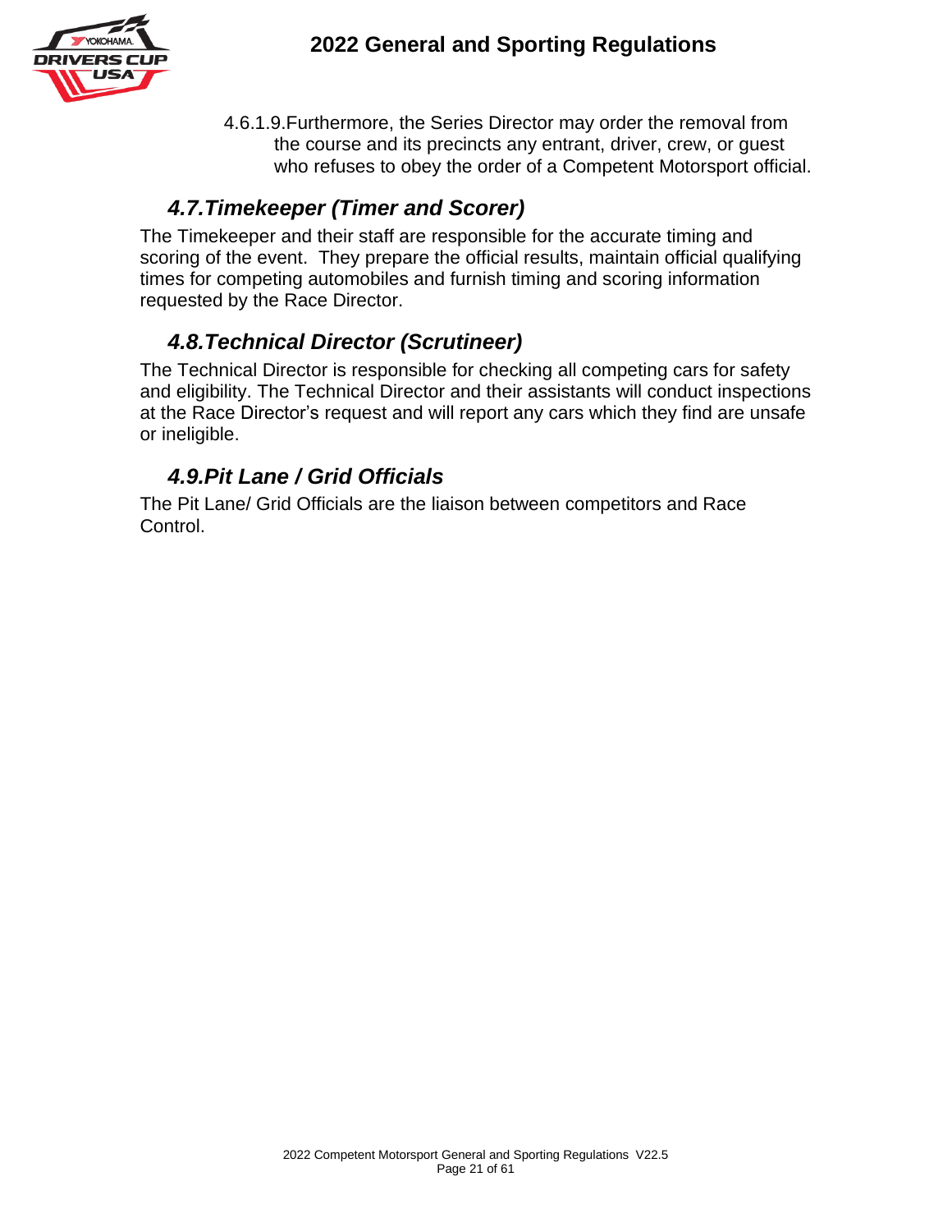4.6.1.9. Furthermore, the Series Director may order the removal from the course and its precincts any entrant, driver, crew, or guest who refuses to obey the order of a Competent Motorsport official.

## *4.7. Timekeeper (Timer and Scorer)*

The Timekeeper and their staff are responsible for the accurate timing and scoring of the event. They prepare the official results, maintain official qualifying times for competing automobiles and furnish timing and scoring information requested by the Race Director.

## *4.8. Technical Director (Scrutineer)*

The Technical Director is responsible for checking all competing cars for safety and eligibility. The Technical Director and their assistants will conduct inspections at the Race Director's request and will report any cars which they find are unsafe or ineligible.

## *4.9. Pit Lane / Grid Officials*

The Pit Lane/ Grid Officials are the liaison between competitors and Race Control.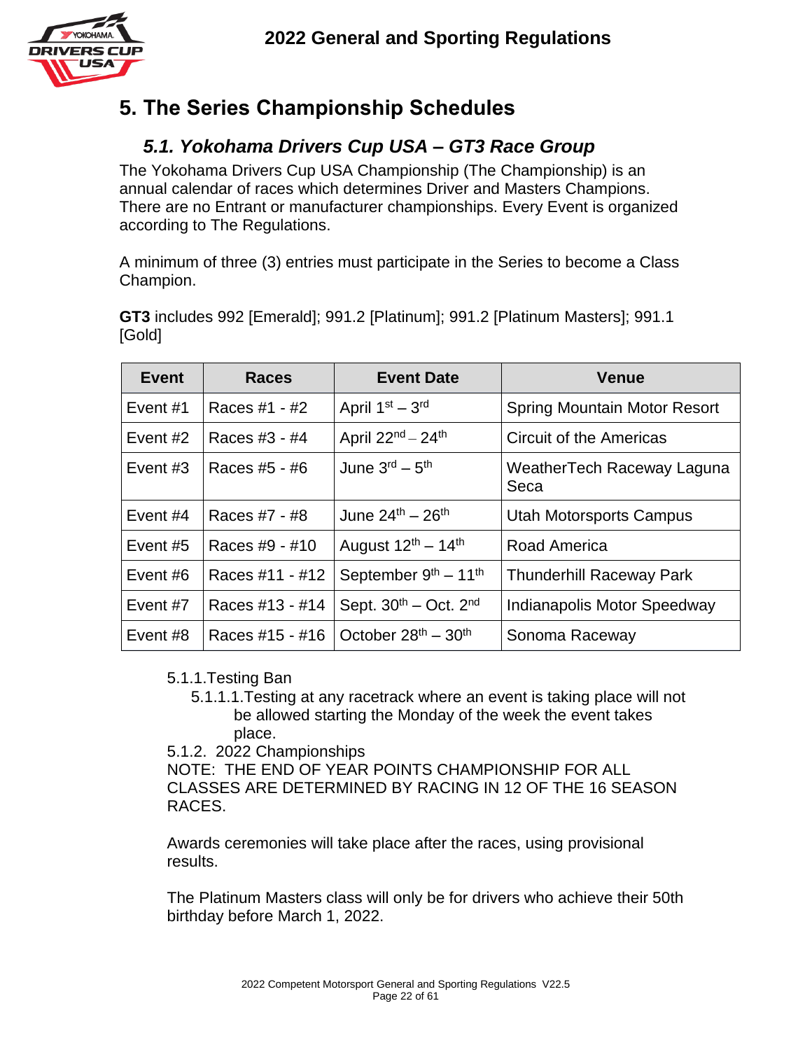# 5. The Series Championship Schedules

## 5.1. Yokohama Drivers Cup USA – GT3 Race Group

The Yokohama Drivers Cup USA Championship (The Championship) is an annual calendar of races which determines Driver and Masters Champions. There are no Entrant or manufacturer championships. Every Event is organized according to The Regulations.

A minimum of three (3) entries must participate in the Series to become a Class Champion.

**GT3** includes 992 [Emerald]; 991.2 [Platinum]; 991.2 [Platinum Masters]; 991.1 [Gold]

| Event | Races | Event Date | Venue |
|---|---|---|---|
| Event #1 | Races #1 - #2 | April 1st – 3rd | Spring Mountain Motor Resort |
| Event #2 | Races #3 - #4 | April 22nd – 24th | Circuit of the Americas |
| Event #3 | Races #5 - #6 | June 3rd – 5th | WeatherTech Raceway Laguna Seca |
| Event #4 | Races #7 - #8 | June 24th – 26th | Utah Motorsports Campus |
| Event #5 | Races #9 - #10 | August 12th – 14th | Road America |
| Event #6 | Races #11 - #12 | September 9th – 11th | Thunderhill Raceway Park |
| Event #7 | Races #13 - #14 | Sept. 30th – Oct. 2nd | Indianapolis Motor Speedway |
| Event #8 | Races #15 - #16 | October 28th – 30th | Sonoma Raceway |

5.1.1. Testing Ban

5.1.1.1. Testing at any racetrack where an event is taking place will not be allowed starting the Monday of the week the event takes place.

5.1.2. 2022 Championships

NOTE: THE END OF YEAR POINTS CHAMPIONSHIP FOR ALL CLASSES ARE DETERMINED BY RACING IN 12 OF THE 16 SEASON RACES.

Awards ceremonies will take place after the races, using provisional results.

The Platinum Masters class will only be for drivers who achieve their 50th birthday before March 1, 2022.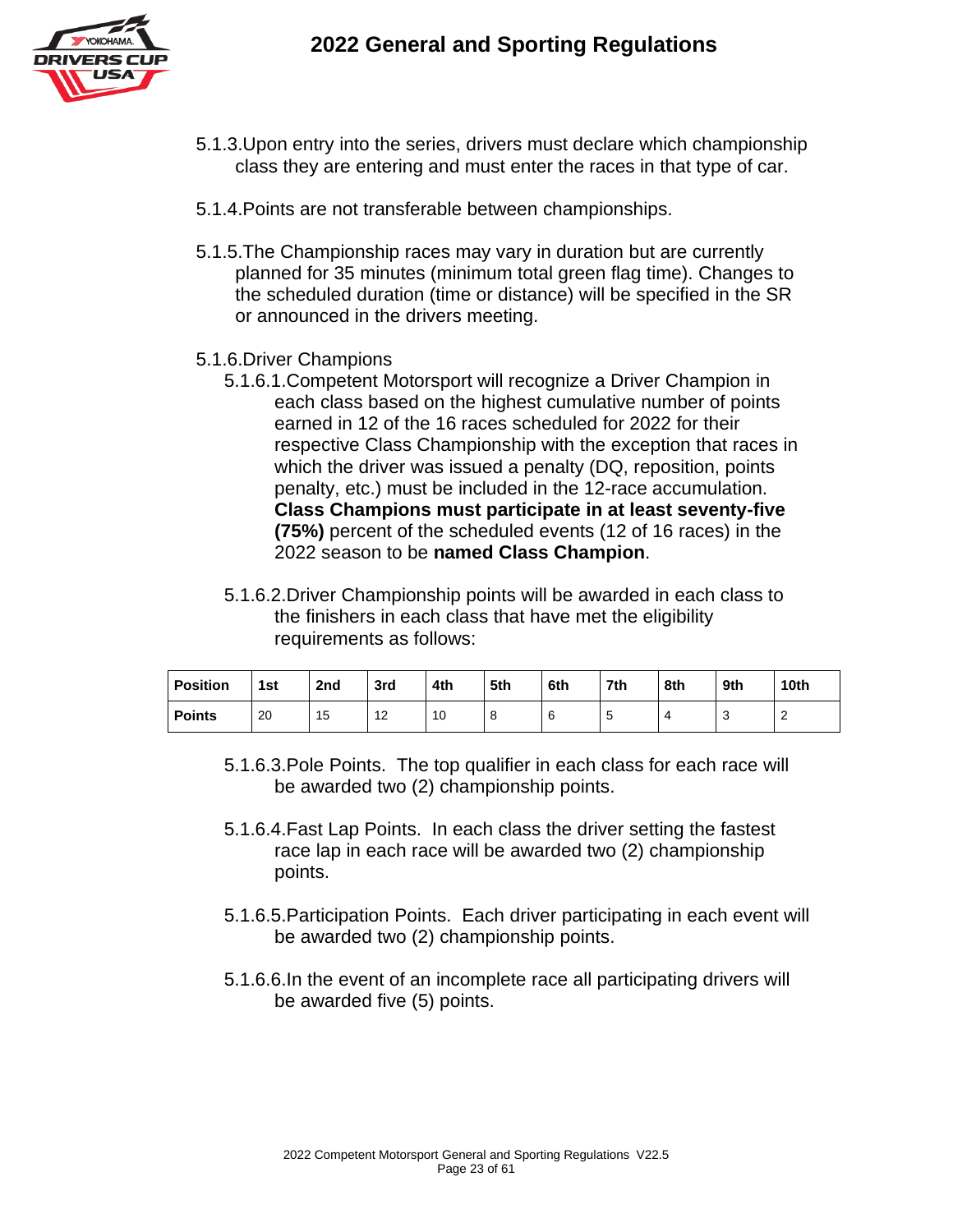5.1.3. Upon entry into the series, drivers must declare which championship class they are entering and must enter the races in that type of car.

5.1.4. Points are not transferable between championships.

5.1.5. The Championship races may vary in duration but are currently planned for 35 minutes (minimum total green flag time). Changes to the scheduled duration (time or distance) will be specified in the SR or announced in the drivers meeting.

5.1.6. Driver Champions

5.1.6.1. Competent Motorsport will recognize a Driver Champion in each class based on the highest cumulative number of points earned in 12 of the 16 races scheduled for 2022 for their respective Class Championship with the exception that races in which the driver was issued a penalty (DQ, reposition, points penalty, etc.) must be included in the 12-race accumulation. **Class Champions must participate in at least seventy-five (75%)** percent of the scheduled events (12 of 16 races) in the 2022 season to be **named Class Champion**.

5.1.6.2. Driver Championship points will be awarded in each class to the finishers in each class that have met the eligibility requirements as follows:

| Position | 1st | 2nd | 3rd | 4th | 5th | 6th | 7th | 8th | 9th | 10th |
|---|---|---|---|---|---|---|---|---|---|---|
| Points | 20 | 15 | 12 | 10 | 8 | 6 | 5 | 4 | 3 | 2 |

5.1.6.3. Pole Points. The top qualifier in each class for each race will be awarded two (2) championship points.

5.1.6.4. Fast Lap Points. In each class the driver setting the fastest race lap in each race will be awarded two (2) championship points.

5.1.6.5. Participation Points. Each driver participating in each event will be awarded two (2) championship points.

5.1.6.6. In the event of an incomplete race all participating drivers will be awarded five (5) points.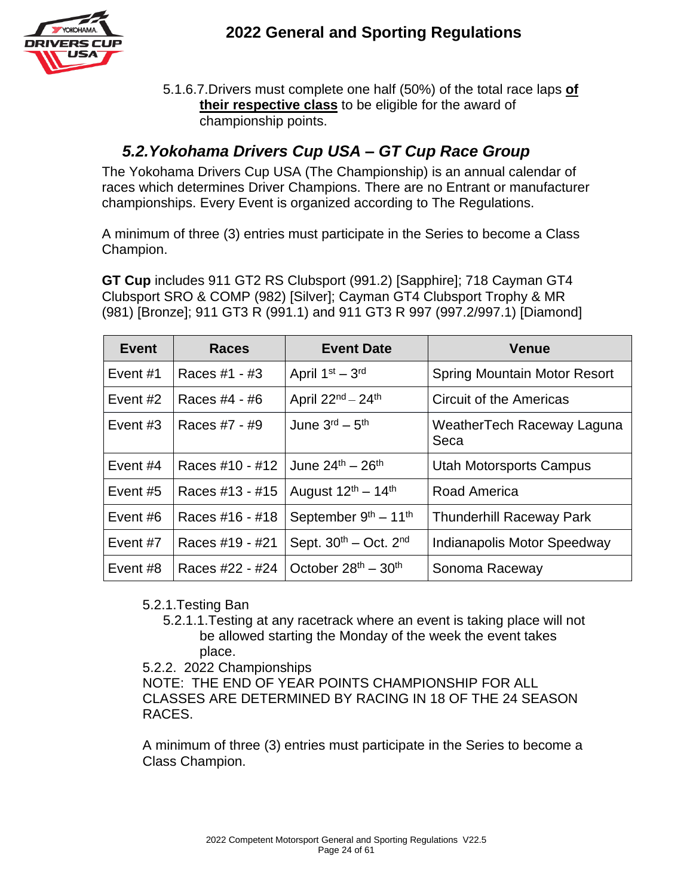5.1.6.7. Drivers must complete one half (50%) of the total race laps **of their respective class** to be eligible for the award of championship points.

## *5.2. Yokohama Drivers Cup USA – GT Cup Race Group*

The Yokohama Drivers Cup USA (The Championship) is an annual calendar of races which determines Driver Champions. There are no Entrant or manufacturer championships. Every Event is organized according to The Regulations.

A minimum of three (3) entries must participate in the Series to become a Class Champion.

**GT Cup** includes 911 GT2 RS Clubsport (991.2) [Sapphire]; 718 Cayman GT4 Clubsport SRO & COMP (982) [Silver]; Cayman GT4 Clubsport Trophy & MR (981) [Bronze]; 911 GT3 R (991.1) and 911 GT3 R 997 (997.2/997.1) [Diamond]

| Event | Races | Event Date | Venue |
|---|---|---|---|
| Event #1 | Races #1 - #3 | April 1st – 3rd | Spring Mountain Motor Resort |
| Event #2 | Races #4 - #6 | April 22nd – 24th | Circuit of the Americas |
| Event #3 | Races #7 - #9 | June 3rd – 5th | WeatherTech Raceway Laguna Seca |
| Event #4 | Races #10 - #12 | June 24th – 26th | Utah Motorsports Campus |
| Event #5 | Races #13 - #15 | August 12th – 14th | Road America |
| Event #6 | Races #16 - #18 | September 9th – 11th | Thunderhill Raceway Park |
| Event #7 | Races #19 - #21 | Sept. 30th – Oct. 2nd | Indianapolis Motor Speedway |
| Event #8 | Races #22 - #24 | October 28th – 30th | Sonoma Raceway |

5.2.1. Testing Ban

5.2.1.1. Testing at any racetrack where an event is taking place will not be allowed starting the Monday of the week the event takes place.

5.2.2. 2022 Championships

NOTE: THE END OF YEAR POINTS CHAMPIONSHIP FOR ALL CLASSES ARE DETERMINED BY RACING IN 18 OF THE 24 SEASON RACES.

A minimum of three (3) entries must participate in the Series to become a Class Champion.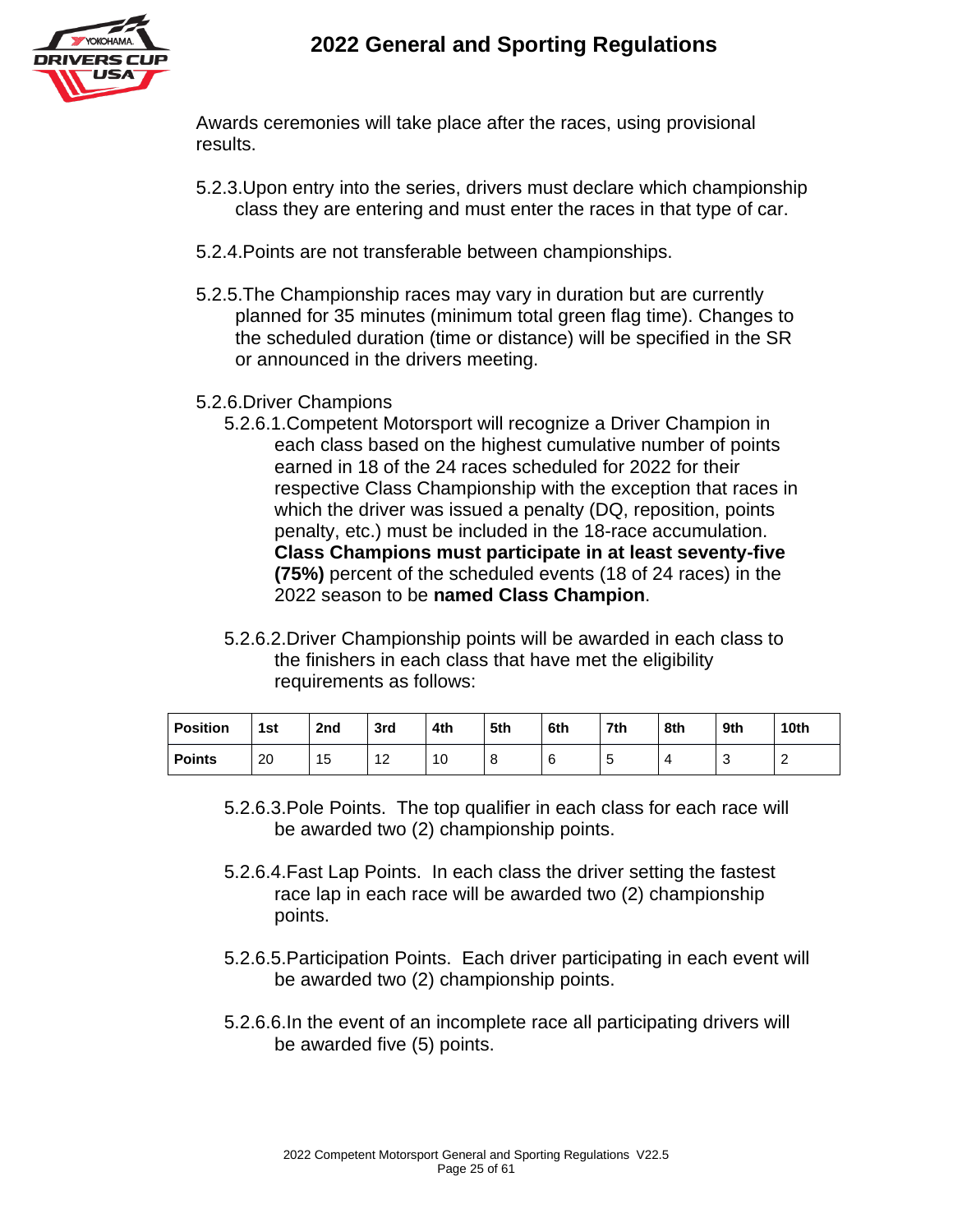Awards ceremonies will take place after the races, using provisional results.

5.2.3. Upon entry into the series, drivers must declare which championship class they are entering and must enter the races in that type of car.

5.2.4. Points are not transferable between championships.

5.2.5. The Championship races may vary in duration but are currently planned for 35 minutes (minimum total green flag time). Changes to the scheduled duration (time or distance) will be specified in the SR or announced in the drivers meeting.

5.2.6. Driver Champions

5.2.6.1. Competent Motorsport will recognize a Driver Champion in each class based on the highest cumulative number of points earned in 18 of the 24 races scheduled for 2022 for their respective Class Championship with the exception that races in which the driver was issued a penalty (DQ, reposition, points penalty, etc.) must be included in the 18-race accumulation. **Class Champions must participate in at least seventy-five (75%)** percent of the scheduled events (18 of 24 races) in the 2022 season to be **named Class Champion**.

5.2.6.2. Driver Championship points will be awarded in each class to the finishers in each class that have met the eligibility requirements as follows:

| Position | 1st | 2nd | 3rd | 4th | 5th | 6th | 7th | 8th | 9th | 10th |
|---|---|---|---|---|---|---|---|---|---|---|
| Points | 20 | 15 | 12 | 10 | 8 | 6 | 5 | 4 | 3 | 2 |

5.2.6.3. Pole Points. The top qualifier in each class for each race will be awarded two (2) championship points.

5.2.6.4. Fast Lap Points. In each class the driver setting the fastest race lap in each race will be awarded two (2) championship points.

5.2.6.5. Participation Points. Each driver participating in each event will be awarded two (2) championship points.

5.2.6.6. In the event of an incomplete race all participating drivers will be awarded five (5) points.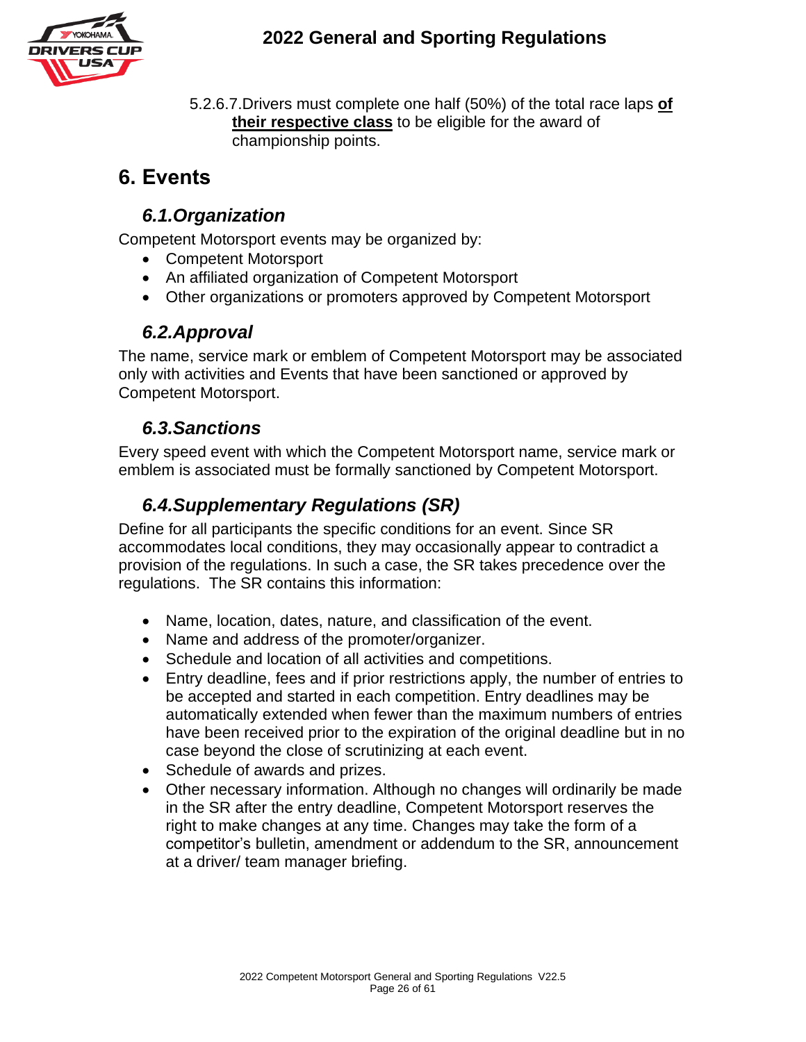5.2.6.7. Drivers must complete one half (50%) of the total race laps **of their respective class** to be eligible for the award of championship points.

# 6. Events

## *6.1. Organization*

Competent Motorsport events may be organized by:

- Competent Motorsport
- An affiliated organization of Competent Motorsport
- Other organizations or promoters approved by Competent Motorsport

## *6.2. Approval*

The name, service mark or emblem of Competent Motorsport may be associated only with activities and Events that have been sanctioned or approved by Competent Motorsport.

## *6.3. Sanctions*

Every speed event with which the Competent Motorsport name, service mark or emblem is associated must be formally sanctioned by Competent Motorsport.

## *6.4. Supplementary Regulations (SR)*

Define for all participants the specific conditions for an event. Since SR accommodates local conditions, they may occasionally appear to contradict a provision of the regulations. In such a case, the SR takes precedence over the regulations. The SR contains this information:

- Name, location, dates, nature, and classification of the event.
- Name and address of the promoter/organizer.
- Schedule and location of all activities and competitions.
- Entry deadline, fees and if prior restrictions apply, the number of entries to be accepted and started in each competition. Entry deadlines may be automatically extended when fewer than the maximum numbers of entries have been received prior to the expiration of the original deadline but in no case beyond the close of scrutinizing at each event.
- Schedule of awards and prizes.
- Other necessary information. Although no changes will ordinarily be made in the SR after the entry deadline, Competent Motorsport reserves the right to make changes at any time. Changes may take the form of a competitor's bulletin, amendment or addendum to the SR, announcement at a driver/ team manager briefing.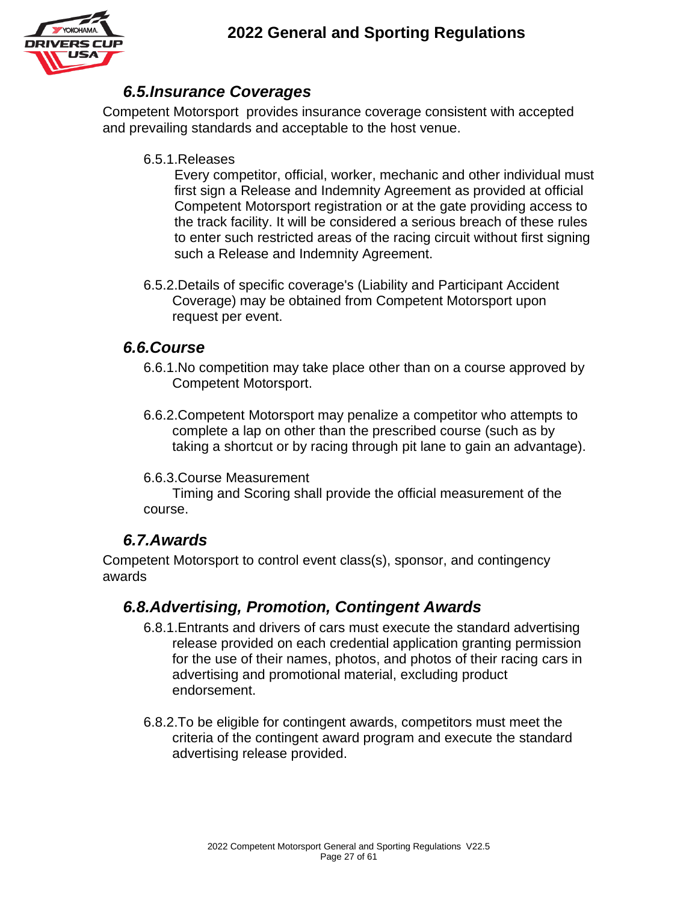## *6.5.Insurance Coverages*

Competent Motorsport provides insurance coverage consistent with accepted and prevailing standards and acceptable to the host venue.

6.5.1.Releases

Every competitor, official, worker, mechanic and other individual must first sign a Release and Indemnity Agreement as provided at official Competent Motorsport registration or at the gate providing access to the track facility. It will be considered a serious breach of these rules to enter such restricted areas of the racing circuit without first signing such a Release and Indemnity Agreement.

6.5.2.Details of specific coverage's (Liability and Participant Accident Coverage) may be obtained from Competent Motorsport upon request per event.

## *6.6.Course*

6.6.1.No competition may take place other than on a course approved by Competent Motorsport.

6.6.2.Competent Motorsport may penalize a competitor who attempts to complete a lap on other than the prescribed course (such as by taking a shortcut or by racing through pit lane to gain an advantage).

6.6.3.Course Measurement

Timing and Scoring shall provide the official measurement of the course.

## *6.7.Awards*

Competent Motorsport to control event class(s), sponsor, and contingency awards

## *6.8.Advertising, Promotion, Contingent Awards*

6.8.1.Entrants and drivers of cars must execute the standard advertising release provided on each credential application granting permission for the use of their names, photos, and photos of their racing cars in advertising and promotional material, excluding product endorsement.

6.8.2.To be eligible for contingent awards, competitors must meet the criteria of the contingent award program and execute the standard advertising release provided.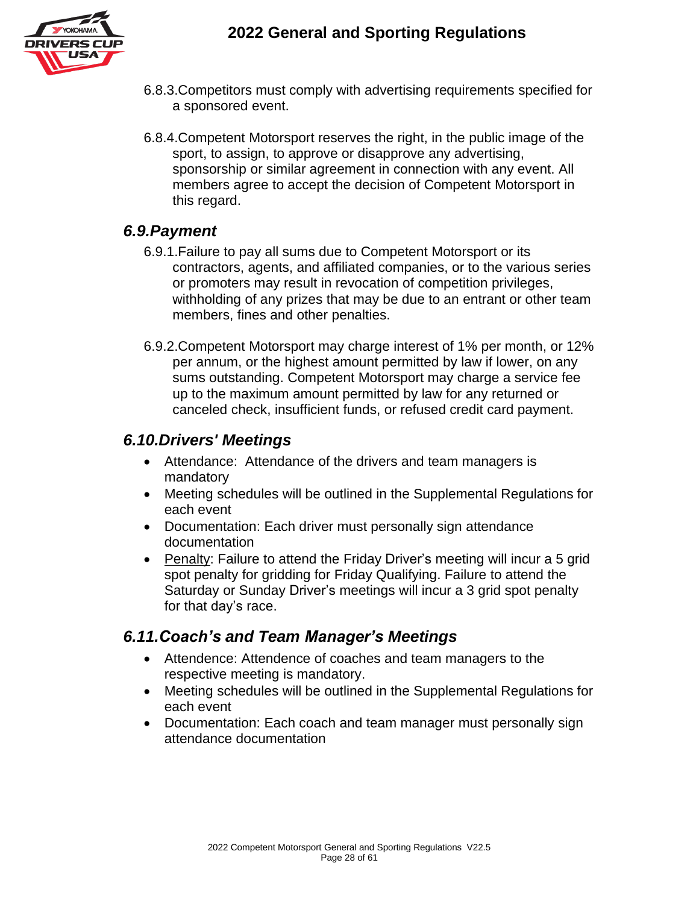6.8.3. Competitors must comply with advertising requirements specified for a sponsored event.

6.8.4. Competent Motorsport reserves the right, in the public image of the sport, to assign, to approve or disapprove any advertising, sponsorship or similar agreement in connection with any event. All members agree to accept the decision of Competent Motorsport in this regard.

## *6.9. Payment*

6.9.1. Failure to pay all sums due to Competent Motorsport or its contractors, agents, and affiliated companies, or to the various series or promoters may result in revocation of competition privileges, withholding of any prizes that may be due to an entrant or other team members, fines and other penalties.

6.9.2. Competent Motorsport may charge interest of 1% per month, or 12% per annum, or the highest amount permitted by law if lower, on any sums outstanding. Competent Motorsport may charge a service fee up to the maximum amount permitted by law for any returned or canceled check, insufficient funds, or refused credit card payment.

## *6.10. Drivers' Meetings*

- Attendance: Attendance of the drivers and team managers is mandatory
- Meeting schedules will be outlined in the Supplemental Regulations for each event
- Documentation: Each driver must personally sign attendance documentation
- <u>Penalty</u>: Failure to attend the Friday Driver's meeting will incur a 5 grid spot penalty for gridding for Friday Qualifying. Failure to attend the Saturday or Sunday Driver's meetings will incur a 3 grid spot penalty for that day's race.

## *6.11. Coach's and Team Manager's Meetings*

- Attendence: Attendence of coaches and team managers to the respective meeting is mandatory.
- Meeting schedules will be outlined in the Supplemental Regulations for each event
- Documentation: Each coach and team manager must personally sign attendance documentation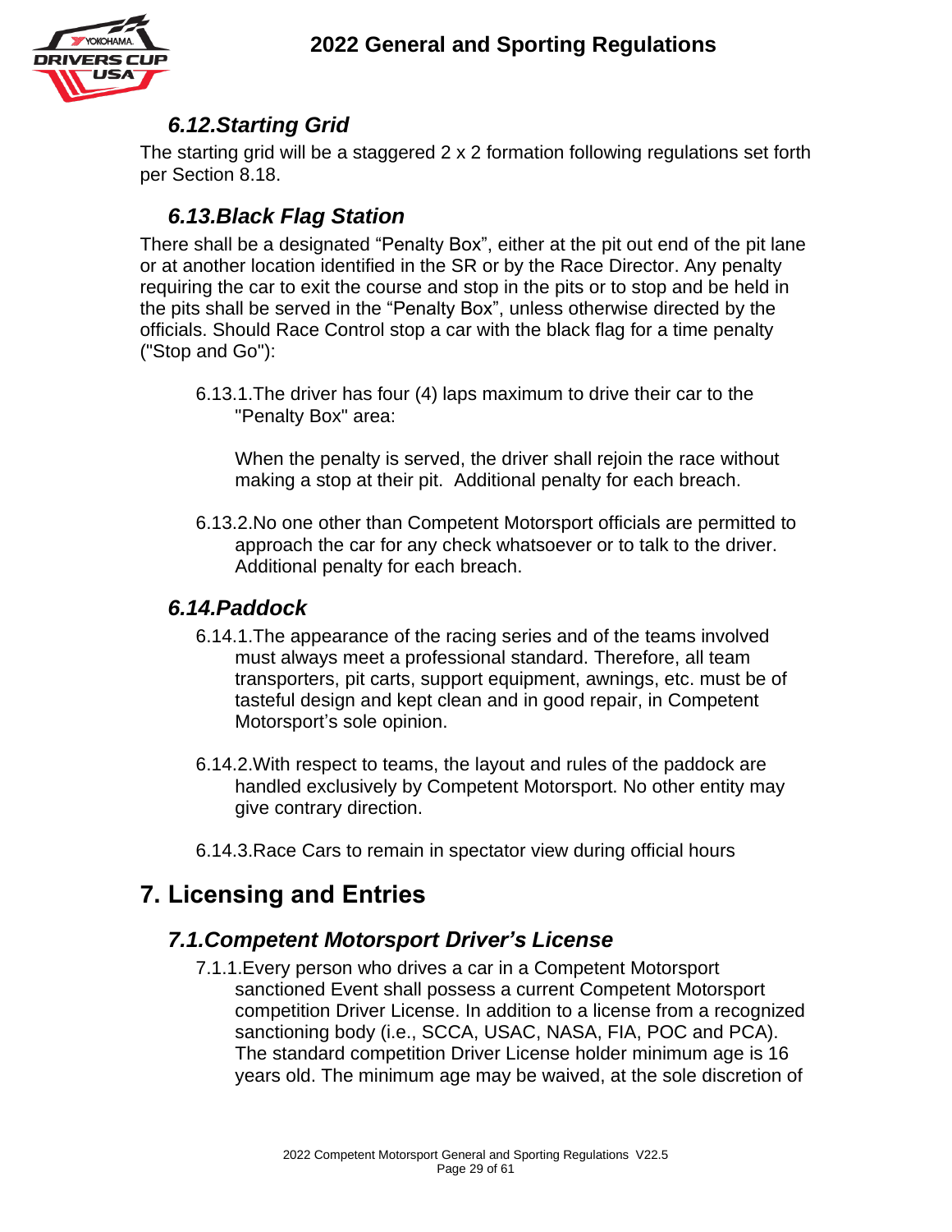### 6.12.Starting Grid

The starting grid will be a staggered 2 x 2 formation following regulations set forth per Section 8.18.

### 6.13.Black Flag Station

There shall be a designated “Penalty Box”, either at the pit out end of the pit lane or at another location identified in the SR or by the Race Director. Any penalty requiring the car to exit the course and stop in the pits or to stop and be held in the pits shall be served in the “Penalty Box”, unless otherwise directed by the officials. Should Race Control stop a car with the black flag for a time penalty ("Stop and Go"):

6.13.1.The driver has four (4) laps maximum to drive their car to the "Penalty Box" area:

When the penalty is served, the driver shall rejoin the race without making a stop at their pit. Additional penalty for each breach.

6.13.2.No one other than Competent Motorsport officials are permitted to approach the car for any check whatsoever or to talk to the driver. Additional penalty for each breach.

### 6.14.Paddock

6.14.1.The appearance of the racing series and of the teams involved must always meet a professional standard. Therefore, all team transporters, pit carts, support equipment, awnings, etc. must be of tasteful design and kept clean and in good repair, in Competent Motorsport’s sole opinion.

6.14.2.With respect to teams, the layout and rules of the paddock are handled exclusively by Competent Motorsport. No other entity may give contrary direction.

6.14.3.Race Cars to remain in spectator view during official hours

## 7. Licensing and Entries

### 7.1.Competent Motorsport Driver’s License

7.1.1.Every person who drives a car in a Competent Motorsport sanctioned Event shall possess a current Competent Motorsport competition Driver License. In addition to a license from a recognized sanctioning body (i.e., SCCA, USAC, NASA, FIA, POC and PCA). The standard competition Driver License holder minimum age is 16 years old. The minimum age may be waived, at the sole discretion of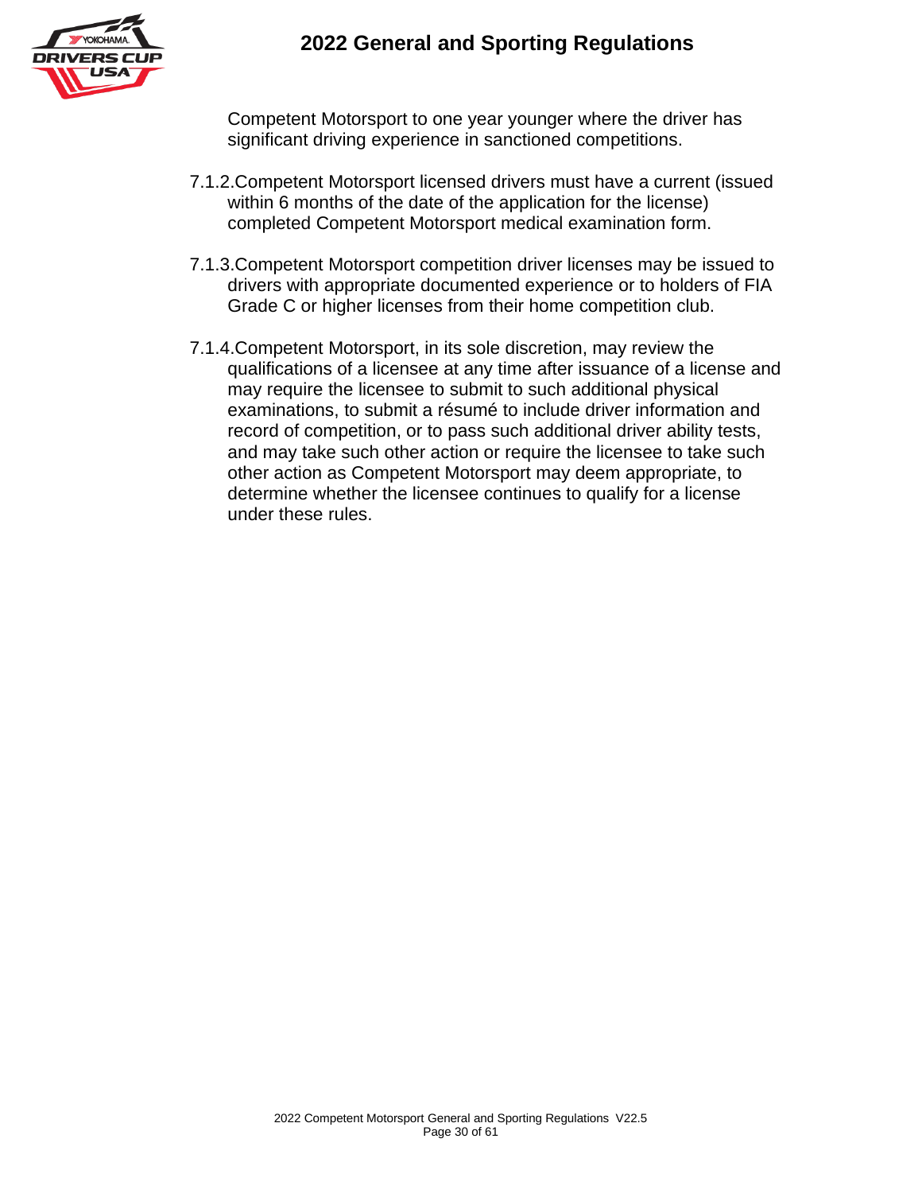Competent Motorsport to one year younger where the driver has significant driving experience in sanctioned competitions.

7.1.2. Competent Motorsport licensed drivers must have a current (issued within 6 months of the date of the application for the license) completed Competent Motorsport medical examination form.

7.1.3. Competent Motorsport competition driver licenses may be issued to drivers with appropriate documented experience or to holders of FIA Grade C or higher licenses from their home competition club.

7.1.4. Competent Motorsport, in its sole discretion, may review the qualifications of a licensee at any time after issuance of a license and may require the licensee to submit to such additional physical examinations, to submit a résumé to include driver information and record of competition, or to pass such additional driver ability tests, and may take such other action or require the licensee to take such other action as Competent Motorsport may deem appropriate, to determine whether the licensee continues to qualify for a license under these rules.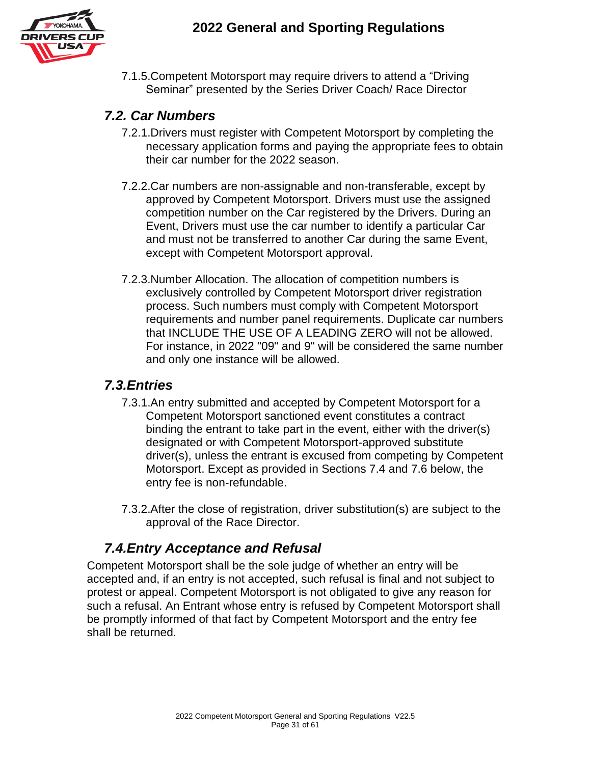7.1.5. Competent Motorsport may require drivers to attend a "Driving Seminar" presented by the Series Driver Coach/ Race Director

## *7.2. Car Numbers*

7.2.1. Drivers must register with Competent Motorsport by completing the necessary application forms and paying the appropriate fees to obtain their car number for the 2022 season.

7.2.2. Car numbers are non-assignable and non-transferable, except by approved by Competent Motorsport. Drivers must use the assigned competition number on the Car registered by the Drivers. During an Event, Drivers must use the car number to identify a particular Car and must not be transferred to another Car during the same Event, except with Competent Motorsport approval.

7.2.3. Number Allocation. The allocation of competition numbers is exclusively controlled by Competent Motorsport driver registration process. Such numbers must comply with Competent Motorsport requirements and number panel requirements. Duplicate car numbers that INCLUDE THE USE OF A LEADING ZERO will not be allowed. For instance, in 2022 "09" and 9" will be considered the same number and only one instance will be allowed.

## *7.3. Entries*

7.3.1. An entry submitted and accepted by Competent Motorsport for a Competent Motorsport sanctioned event constitutes a contract binding the entrant to take part in the event, either with the driver(s) designated or with Competent Motorsport-approved substitute driver(s), unless the entrant is excused from competing by Competent Motorsport. Except as provided in Sections 7.4 and 7.6 below, the entry fee is non-refundable.

7.3.2. After the close of registration, driver substitution(s) are subject to the approval of the Race Director.

## *7.4. Entry Acceptance and Refusal*

Competent Motorsport shall be the sole judge of whether an entry will be accepted and, if an entry is not accepted, such refusal is final and not subject to protest or appeal. Competent Motorsport is not obligated to give any reason for such a refusal. An Entrant whose entry is refused by Competent Motorsport shall be promptly informed of that fact by Competent Motorsport and the entry fee shall be returned.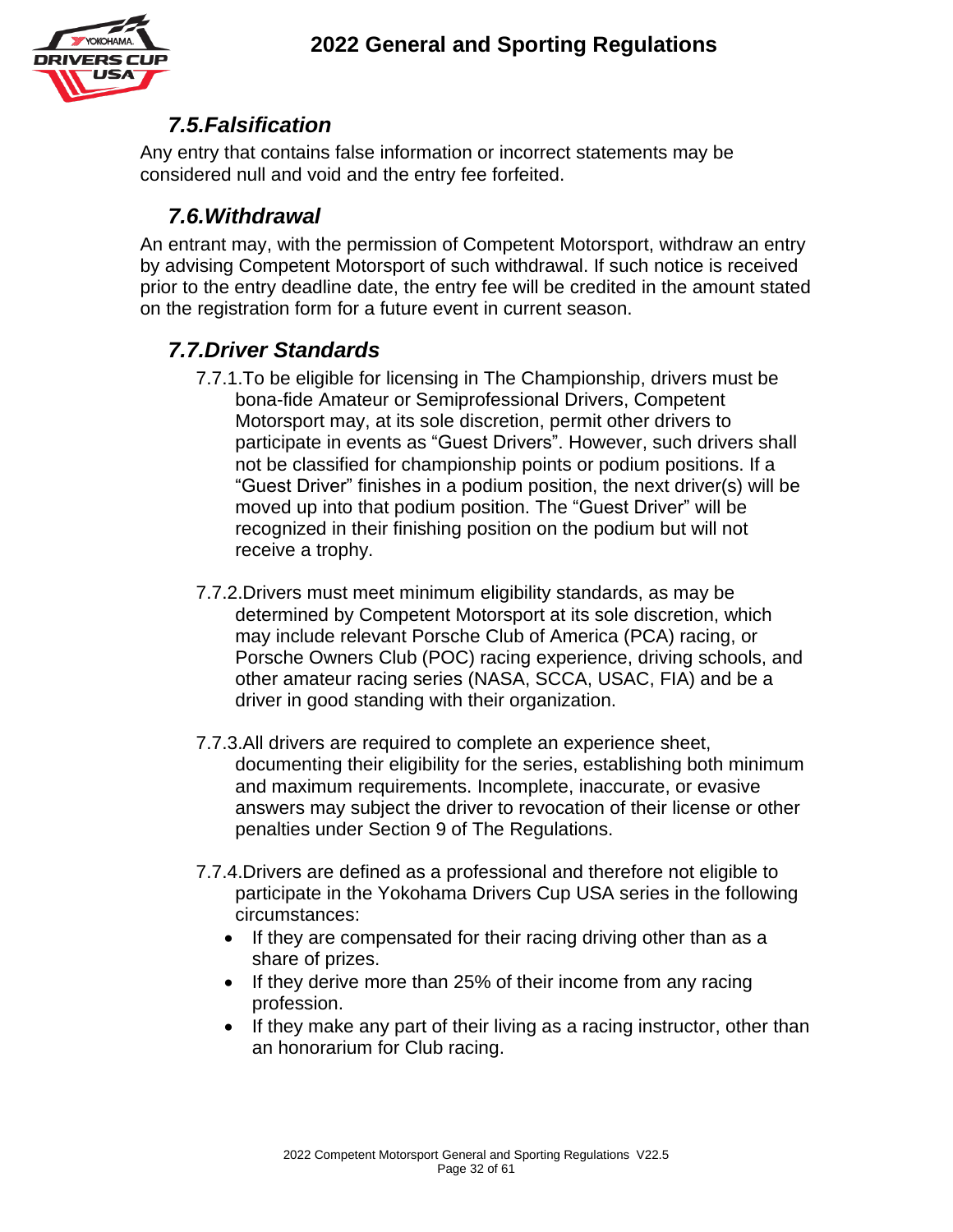## 7.5. Falsification

Any entry that contains false information or incorrect statements may be considered null and void and the entry fee forfeited.

## 7.6. Withdrawal

An entrant may, with the permission of Competent Motorsport, withdraw an entry by advising Competent Motorsport of such withdrawal. If such notice is received prior to the entry deadline date, the entry fee will be credited in the amount stated on the registration form for a future event in current season.

## 7.7. Driver Standards

7.7.1. To be eligible for licensing in The Championship, drivers must be bona-fide Amateur or Semiprofessional Drivers, Competent Motorsport may, at its sole discretion, permit other drivers to participate in events as "Guest Drivers". However, such drivers shall not be classified for championship points or podium positions. If a "Guest Driver" finishes in a podium position, the next driver(s) will be moved up into that podium position. The "Guest Driver" will be recognized in their finishing position on the podium but will not receive a trophy.

7.7.2. Drivers must meet minimum eligibility standards, as may be determined by Competent Motorsport at its sole discretion, which may include relevant Porsche Club of America (PCA) racing, or Porsche Owners Club (POC) racing experience, driving schools, and other amateur racing series (NASA, SCCA, USAC, FIA) and be a driver in good standing with their organization.

7.7.3. All drivers are required to complete an experience sheet, documenting their eligibility for the series, establishing both minimum and maximum requirements. Incomplete, inaccurate, or evasive answers may subject the driver to revocation of their license or other penalties under Section 9 of The Regulations.

7.7.4. Drivers are defined as a professional and therefore not eligible to participate in the Yokohama Drivers Cup USA series in the following circumstances:

- If they are compensated for their racing driving other than as a share of prizes.
- If they derive more than 25% of their income from any racing profession.
- If they make any part of their living as a racing instructor, other than an honorarium for Club racing.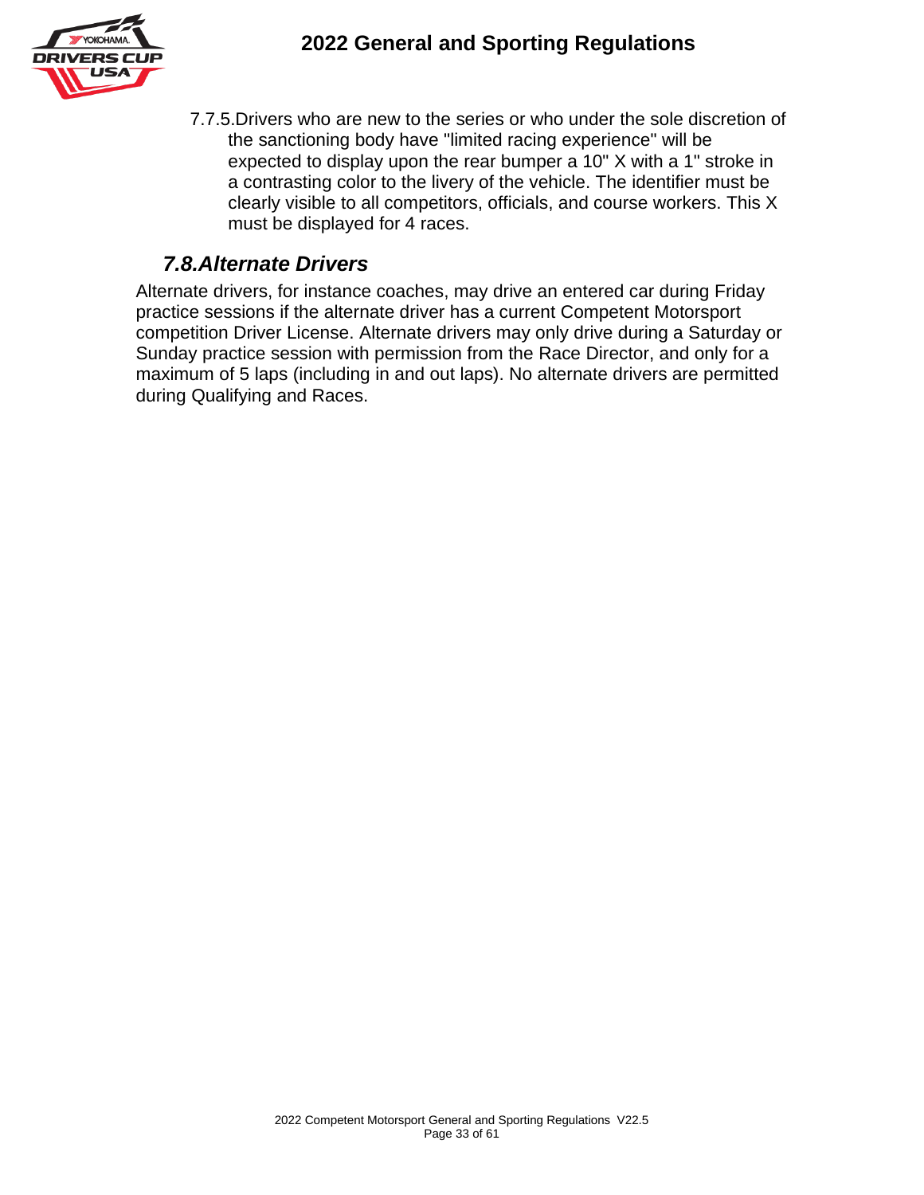7.7.5. Drivers who are new to the series or who under the sole discretion of the sanctioning body have "limited racing experience" will be expected to display upon the rear bumper a 10" X with a 1" stroke in a contrasting color to the livery of the vehicle. The identifier must be clearly visible to all competitors, officials, and course workers. This X must be displayed for 4 races.

## *7.8. Alternate Drivers*

Alternate drivers, for instance coaches, may drive an entered car during Friday practice sessions if the alternate driver has a current Competent Motorsport competition Driver License. Alternate drivers may only drive during a Saturday or Sunday practice session with permission from the Race Director, and only for a maximum of 5 laps (including in and out laps). No alternate drivers are permitted during Qualifying and Races.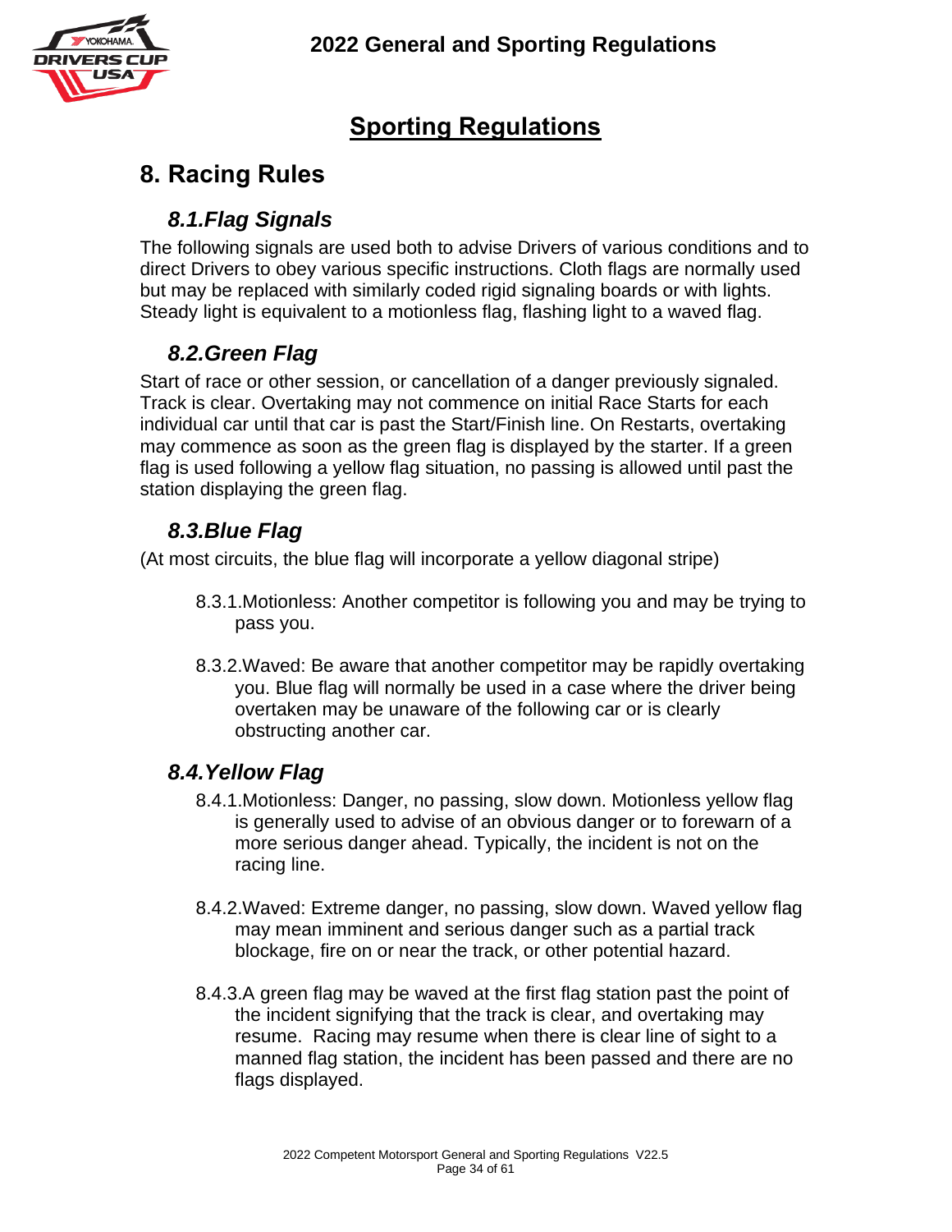# Sporting Regulations

## 8. Racing Rules

### 8.1. Flag Signals

The following signals are used both to advise Drivers of various conditions and to direct Drivers to obey various specific instructions. Cloth flags are normally used but may be replaced with similarly coded rigid signaling boards or with lights. Steady light is equivalent to a motionless flag, flashing light to a waved flag.

### 8.2. Green Flag

Start of race or other session, or cancellation of a danger previously signaled. Track is clear. Overtaking may not commence on initial Race Starts for each individual car until that car is past the Start/Finish line. On Restarts, overtaking may commence as soon as the green flag is displayed by the starter. If a green flag is used following a yellow flag situation, no passing is allowed until past the station displaying the green flag.

### 8.3. Blue Flag

(At most circuits, the blue flag will incorporate a yellow diagonal stripe)

8.3.1. Motionless: Another competitor is following you and may be trying to pass you.

8.3.2. Waved: Be aware that another competitor may be rapidly overtaking you. Blue flag will normally be used in a case where the driver being overtaken may be unaware of the following car or is clearly obstructing another car.

### 8.4. Yellow Flag

8.4.1. Motionless: Danger, no passing, slow down. Motionless yellow flag is generally used to advise of an obvious danger or to forewarn of a more serious danger ahead. Typically, the incident is not on the racing line.

8.4.2. Waved: Extreme danger, no passing, slow down. Waved yellow flag may mean imminent and serious danger such as a partial track blockage, fire on or near the track, or other potential hazard.

8.4.3. A green flag may be waved at the first flag station past the point of the incident signifying that the track is clear, and overtaking may resume. Racing may resume when there is clear line of sight to a manned flag station, the incident has been passed and there are no flags displayed.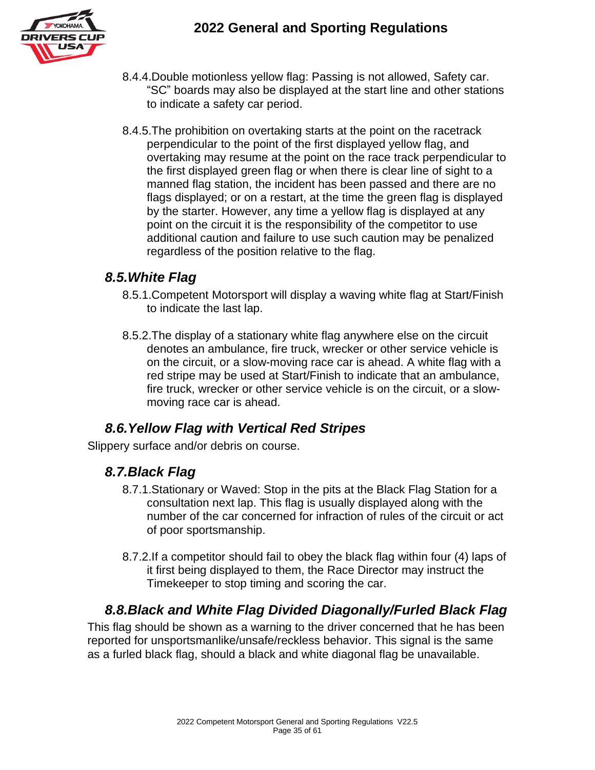8.4.4. Double motionless yellow flag: Passing is not allowed, Safety car. "SC" boards may also be displayed at the start line and other stations to indicate a safety car period.

8.4.5. The prohibition on overtaking starts at the point on the racetrack perpendicular to the point of the first displayed yellow flag, and overtaking may resume at the point on the race track perpendicular to the first displayed green flag or when there is clear line of sight to a manned flag station, the incident has been passed and there are no flags displayed; or on a restart, at the time the green flag is displayed by the starter. However, any time a yellow flag is displayed at any point on the circuit it is the responsibility of the competitor to use additional caution and failure to use such caution may be penalized regardless of the position relative to the flag.

## *8.5. White Flag*

8.5.1. Competent Motorsport will display a waving white flag at Start/Finish to indicate the last lap.

8.5.2. The display of a stationary white flag anywhere else on the circuit denotes an ambulance, fire truck, wrecker or other service vehicle is on the circuit, or a slow-moving race car is ahead. A white flag with a red stripe may be used at Start/Finish to indicate that an ambulance, fire truck, wrecker or other service vehicle is on the circuit, or a slow-moving race car is ahead.

## *8.6. Yellow Flag with Vertical Red Stripes*

Slippery surface and/or debris on course.

## *8.7. Black Flag*

8.7.1. Stationary or Waved: Stop in the pits at the Black Flag Station for a consultation next lap. This flag is usually displayed along with the number of the car concerned for infraction of rules of the circuit or act of poor sportsmanship.

8.7.2. If a competitor should fail to obey the black flag within four (4) laps of it first being displayed to them, the Race Director may instruct the Timekeeper to stop timing and scoring the car.

## *8.8. Black and White Flag Divided Diagonally/Furled Black Flag*

This flag should be shown as a warning to the driver concerned that he has been reported for unsportsmanlike/unsafe/reckless behavior. This signal is the same as a furled black flag, should a black and white diagonal flag be unavailable.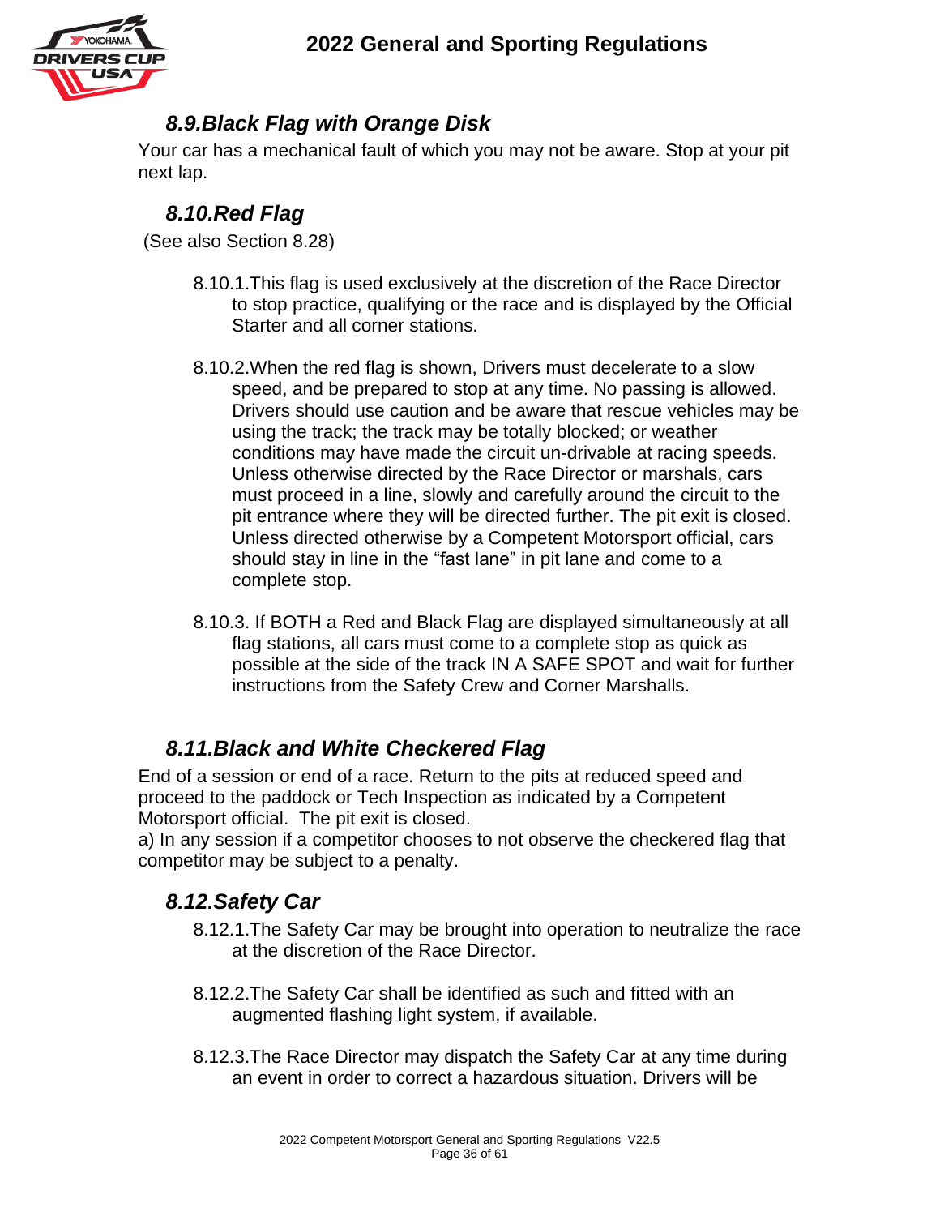## *8.9.Black Flag with Orange Disk*

Your car has a mechanical fault of which you may not be aware. Stop at your pit next lap.

## *8.10.Red Flag*

(See also Section 8.28)

8.10.1.This flag is used exclusively at the discretion of the Race Director to stop practice, qualifying or the race and is displayed by the Official Starter and all corner stations.

8.10.2.When the red flag is shown, Drivers must decelerate to a slow speed, and be prepared to stop at any time. No passing is allowed. Drivers should use caution and be aware that rescue vehicles may be using the track; the track may be totally blocked; or weather conditions may have made the circuit un-drivable at racing speeds. Unless otherwise directed by the Race Director or marshals, cars must proceed in a line, slowly and carefully around the circuit to the pit entrance where they will be directed further. The pit exit is closed. Unless directed otherwise by a Competent Motorsport official, cars should stay in line in the “fast lane” in pit lane and come to a complete stop.

8.10.3. If BOTH a Red and Black Flag are displayed simultaneously at all flag stations, all cars must come to a complete stop as quick as possible at the side of the track IN A SAFE SPOT and wait for further instructions from the Safety Crew and Corner Marshalls.

## *8.11.Black and White Checkered Flag*

End of a session or end of a race. Return to the pits at reduced speed and proceed to the paddock or Tech Inspection as indicated by a Competent Motorsport official. The pit exit is closed.
a) In any session if a competitor chooses to not observe the checkered flag that competitor may be subject to a penalty.

## *8.12.Safety Car*

8.12.1.The Safety Car may be brought into operation to neutralize the race at the discretion of the Race Director.

8.12.2.The Safety Car shall be identified as such and fitted with an augmented flashing light system, if available.

8.12.3.The Race Director may dispatch the Safety Car at any time during an event in order to correct a hazardous situation. Drivers will be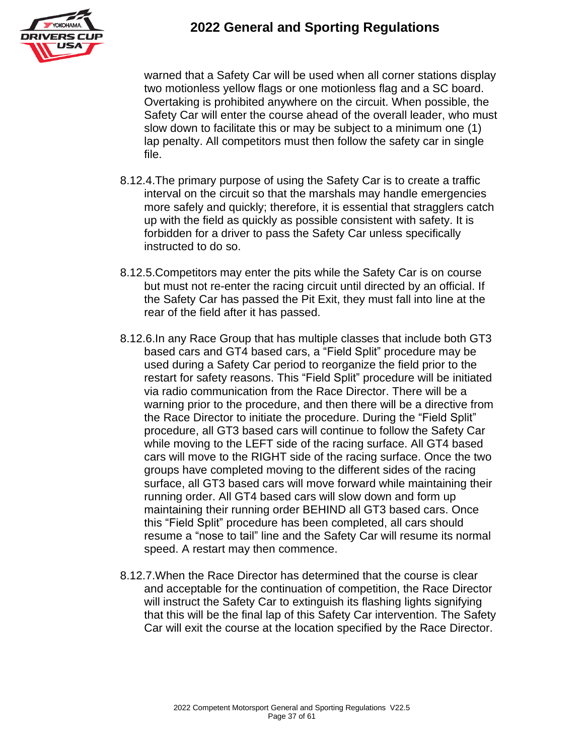warned that a Safety Car will be used when all corner stations display two motionless yellow flags or one motionless flag and a SC board. Overtaking is prohibited anywhere on the circuit. When possible, the Safety Car will enter the course ahead of the overall leader, who must slow down to facilitate this or may be subject to a minimum one (1) lap penalty. All competitors must then follow the safety car in single file.

8.12.4. The primary purpose of using the Safety Car is to create a traffic interval on the circuit so that the marshals may handle emergencies more safely and quickly; therefore, it is essential that stragglers catch up with the field as quickly as possible consistent with safety. It is forbidden for a driver to pass the Safety Car unless specifically instructed to do so.

8.12.5. Competitors may enter the pits while the Safety Car is on course but must not re-enter the racing circuit until directed by an official. If the Safety Car has passed the Pit Exit, they must fall into line at the rear of the field after it has passed.

8.12.6. In any Race Group that has multiple classes that include both GT3 based cars and GT4 based cars, a "Field Split" procedure may be used during a Safety Car period to reorganize the field prior to the restart for safety reasons. This "Field Split" procedure will be initiated via radio communication from the Race Director. There will be a warning prior to the procedure, and then there will be a directive from the Race Director to initiate the procedure. During the "Field Split" procedure, all GT3 based cars will continue to follow the Safety Car while moving to the LEFT side of the racing surface. All GT4 based cars will move to the RIGHT side of the racing surface. Once the two groups have completed moving to the different sides of the racing surface, all GT3 based cars will move forward while maintaining their running order. All GT4 based cars will slow down and form up maintaining their running order BEHIND all GT3 based cars. Once this "Field Split" procedure has been completed, all cars should resume a "nose to tail" line and the Safety Car will resume its normal speed. A restart may then commence.

8.12.7. When the Race Director has determined that the course is clear and acceptable for the continuation of competition, the Race Director will instruct the Safety Car to extinguish its flashing lights signifying that this will be the final lap of this Safety Car intervention. The Safety Car will exit the course at the location specified by the Race Director.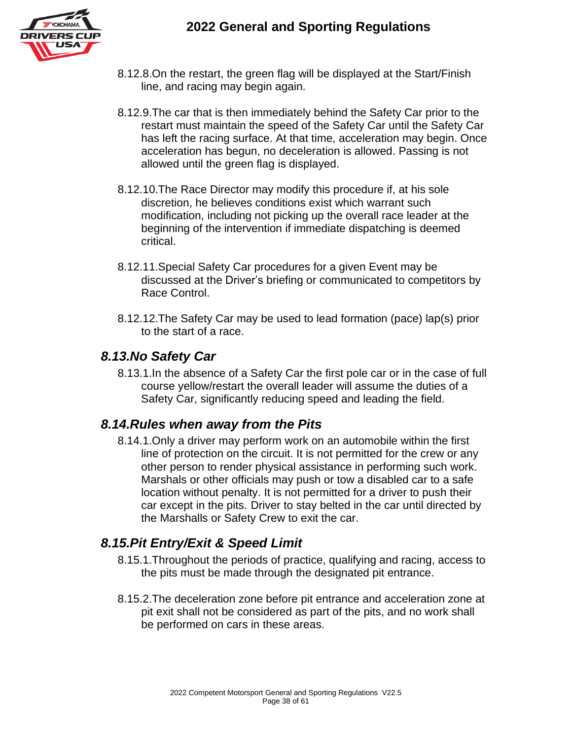8.12.8. On the restart, the green flag will be displayed at the Start/Finish line, and racing may begin again.

8.12.9. The car that is then immediately behind the Safety Car prior to the restart must maintain the speed of the Safety Car until the Safety Car has left the racing surface. At that time, acceleration may begin. Once acceleration has begun, no deceleration is allowed. Passing is not allowed until the green flag is displayed.

8.12.10. The Race Director may modify this procedure if, at his sole discretion, he believes conditions exist which warrant such modification, including not picking up the overall race leader at the beginning of the intervention if immediate dispatching is deemed critical.

8.12.11. Special Safety Car procedures for a given Event may be discussed at the Driver's briefing or communicated to competitors by Race Control.

8.12.12. The Safety Car may be used to lead formation (pace) lap(s) prior to the start of a race.

## *8.13. No Safety Car*

8.13.1. In the absence of a Safety Car the first pole car or in the case of full course yellow/restart the overall leader will assume the duties of a Safety Car, significantly reducing speed and leading the field.

## *8.14. Rules when away from the Pits*

8.14.1. Only a driver may perform work on an automobile within the first line of protection on the circuit. It is not permitted for the crew or any other person to render physical assistance in performing such work. Marshals or other officials may push or tow a disabled car to a safe location without penalty. It is not permitted for a driver to push their car except in the pits. Driver to stay belted in the car until directed by the Marshalls or Safety Crew to exit the car.

## *8.15. Pit Entry/Exit & Speed Limit*

8.15.1. Throughout the periods of practice, qualifying and racing, access to the pits must be made through the designated pit entrance.

8.15.2. The deceleration zone before pit entrance and acceleration zone at pit exit shall not be considered as part of the pits, and no work shall be performed on cars in these areas.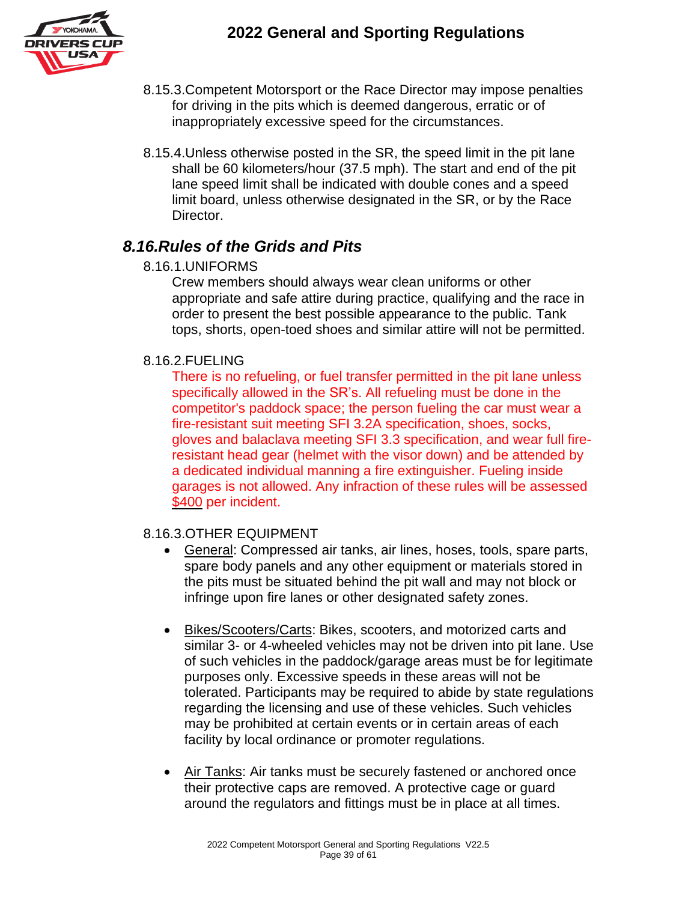8.15.3. Competent Motorsport or the Race Director may impose penalties for driving in the pits which is deemed dangerous, erratic or of inappropriately excessive speed for the circumstances.

8.15.4. Unless otherwise posted in the SR, the speed limit in the pit lane shall be 60 kilometers/hour (37.5 mph). The start and end of the pit lane speed limit shall be indicated with double cones and a speed limit board, unless otherwise designated in the SR, or by the Race Director.

## *8.16. Rules of the Grids and Pits*

8.16.1. UNIFORMS

Crew members should always wear clean uniforms or other appropriate and safe attire during practice, qualifying and the race in order to present the best possible appearance to the public. Tank tops, shorts, open-toed shoes and similar attire will not be permitted.

8.16.2. FUELING

There is no refueling, or fuel transfer permitted in the pit lane unless specifically allowed in the SR's. All refueling must be done in the competitor's paddock space; the person fueling the car must wear a fire-resistant suit meeting SFI 3.2A specification, shoes, socks, gloves and balaclava meeting SFI 3.3 specification, and wear full fire-resistant head gear (helmet with the visor down) and be attended by a dedicated individual manning a fire extinguisher. Fueling inside garages is not allowed. Any infraction of these rules will be assessed <u>$400</u> per incident.

8.16.3. OTHER EQUIPMENT

- <u>General</u>: Compressed air tanks, air lines, hoses, tools, spare parts, spare body panels and any other equipment or materials stored in the pits must be situated behind the pit wall and may not block or infringe upon fire lanes or other designated safety zones.

- <u>Bikes/Scooters/Carts</u>: Bikes, scooters, and motorized carts and similar 3- or 4-wheeled vehicles may not be driven into pit lane. Use of such vehicles in the paddock/garage areas must be for legitimate purposes only. Excessive speeds in these areas will not be tolerated. Participants may be required to abide by state regulations regarding the licensing and use of these vehicles. Such vehicles may be prohibited at certain events or in certain areas of each facility by local ordinance or promoter regulations.

- <u>Air Tanks</u>: Air tanks must be securely fastened or anchored once their protective caps are removed. A protective cage or guard around the regulators and fittings must be in place at all times.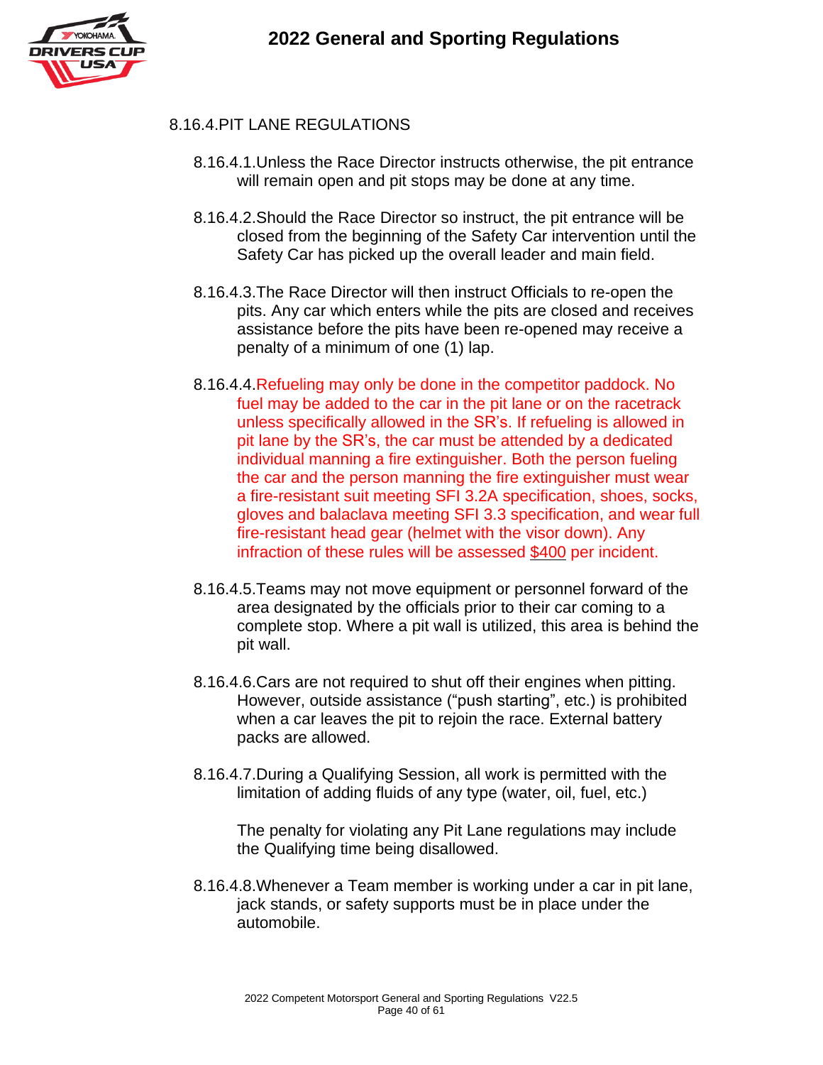### 8.16.4. PIT LANE REGULATIONS

8.16.4.1. Unless the Race Director instructs otherwise, the pit entrance will remain open and pit stops may be done at any time.

8.16.4.2. Should the Race Director so instruct, the pit entrance will be closed from the beginning of the Safety Car intervention until the Safety Car has picked up the overall leader and main field.

8.16.4.3. The Race Director will then instruct Officials to re-open the pits. Any car which enters while the pits are closed and receives assistance before the pits have been re-opened may receive a penalty of a minimum of one (1) lap.

8.16.4.4. Refueling may only be done in the competitor paddock. No fuel may be added to the car in the pit lane or on the racetrack unless specifically allowed in the SR's. If refueling is allowed in pit lane by the SR's, the car must be attended by a dedicated individual manning a fire extinguisher. Both the person fueling the car and the person manning the fire extinguisher must wear a fire-resistant suit meeting SFI 3.2A specification, shoes, socks, gloves and balaclava meeting SFI 3.3 specification, and wear full fire-resistant head gear (helmet with the visor down). Any infraction of these rules will be assessed $400 per incident.

8.16.4.5. Teams may not move equipment or personnel forward of the area designated by the officials prior to their car coming to a complete stop. Where a pit wall is utilized, this area is behind the pit wall.

8.16.4.6. Cars are not required to shut off their engines when pitting. However, outside assistance ("push starting", etc.) is prohibited when a car leaves the pit to rejoin the race. External battery packs are allowed.

8.16.4.7. During a Qualifying Session, all work is permitted with the limitation of adding fluids of any type (water, oil, fuel, etc.)

The penalty for violating any Pit Lane regulations may include the Qualifying time being disallowed.

8.16.4.8. Whenever a Team member is working under a car in pit lane, jack stands, or safety supports must be in place under the automobile.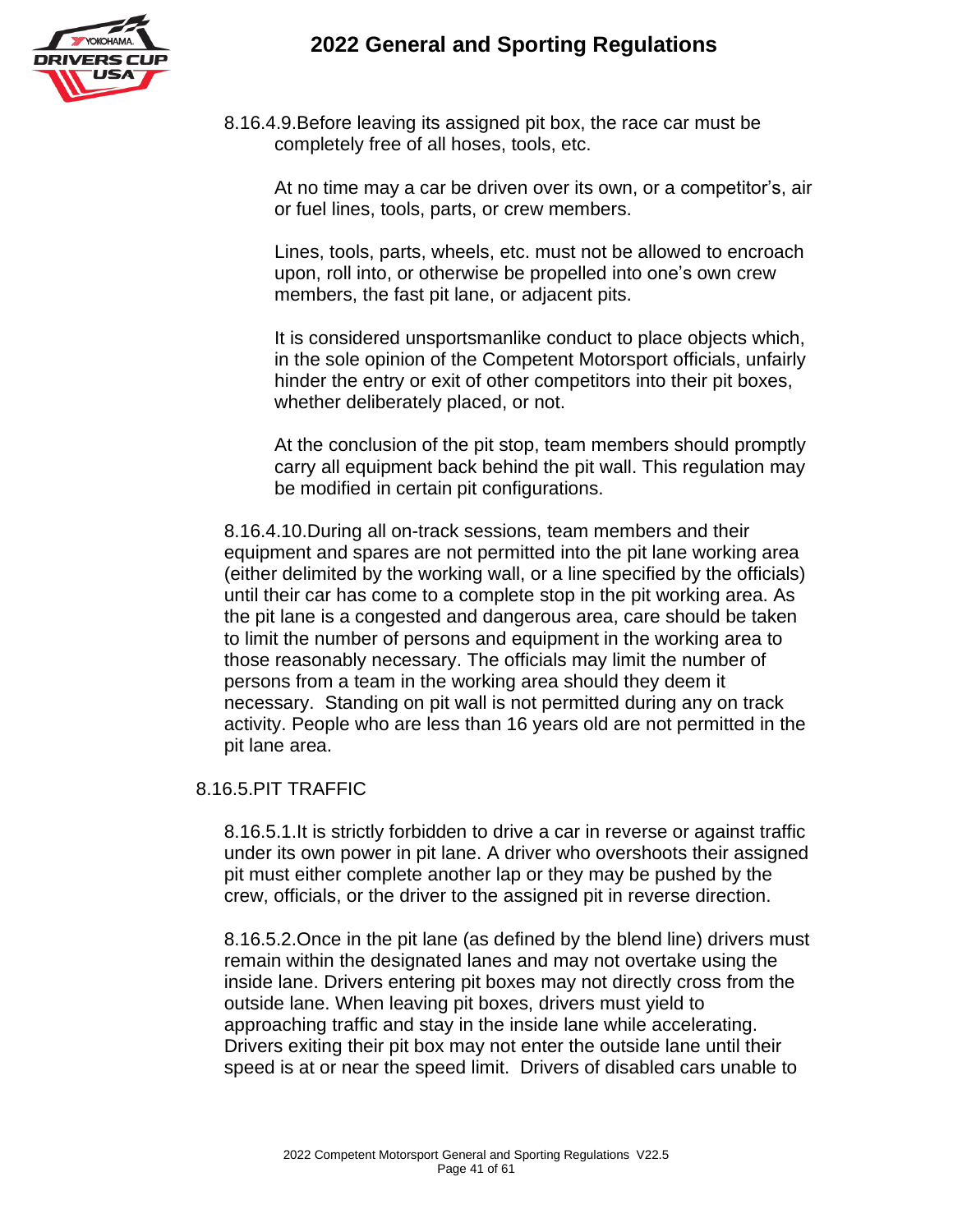8.16.4.9. Before leaving its assigned pit box, the race car must be completely free of all hoses, tools, etc.

At no time may a car be driven over its own, or a competitor's, air or fuel lines, tools, parts, or crew members.

Lines, tools, parts, wheels, etc. must not be allowed to encroach upon, roll into, or otherwise be propelled into one's own crew members, the fast pit lane, or adjacent pits.

It is considered unsportsmanlike conduct to place objects which, in the sole opinion of the Competent Motorsport officials, unfairly hinder the entry or exit of other competitors into their pit boxes, whether deliberately placed, or not.

At the conclusion of the pit stop, team members should promptly carry all equipment back behind the pit wall. This regulation may be modified in certain pit configurations.

8.16.4.10. During all on-track sessions, team members and their equipment and spares are not permitted into the pit lane working area (either delimited by the working wall, or a line specified by the officials) until their car has come to a complete stop in the pit working area. As the pit lane is a congested and dangerous area, care should be taken to limit the number of persons and equipment in the working area to those reasonably necessary. The officials may limit the number of persons from a team in the working area should they deem it necessary. Standing on pit wall is not permitted during any on track activity. People who are less than 16 years old are not permitted in the pit lane area.

## 8.16.5. PIT TRAFFIC

8.16.5.1. It is strictly forbidden to drive a car in reverse or against traffic under its own power in pit lane. A driver who overshoots their assigned pit must either complete another lap or they may be pushed by the crew, officials, or the driver to the assigned pit in reverse direction.

8.16.5.2. Once in the pit lane (as defined by the blend line) drivers must remain within the designated lanes and may not overtake using the inside lane. Drivers entering pit boxes may not directly cross from the outside lane. When leaving pit boxes, drivers must yield to approaching traffic and stay in the inside lane while accelerating. Drivers exiting their pit box may not enter the outside lane until their speed is at or near the speed limit. Drivers of disabled cars unable to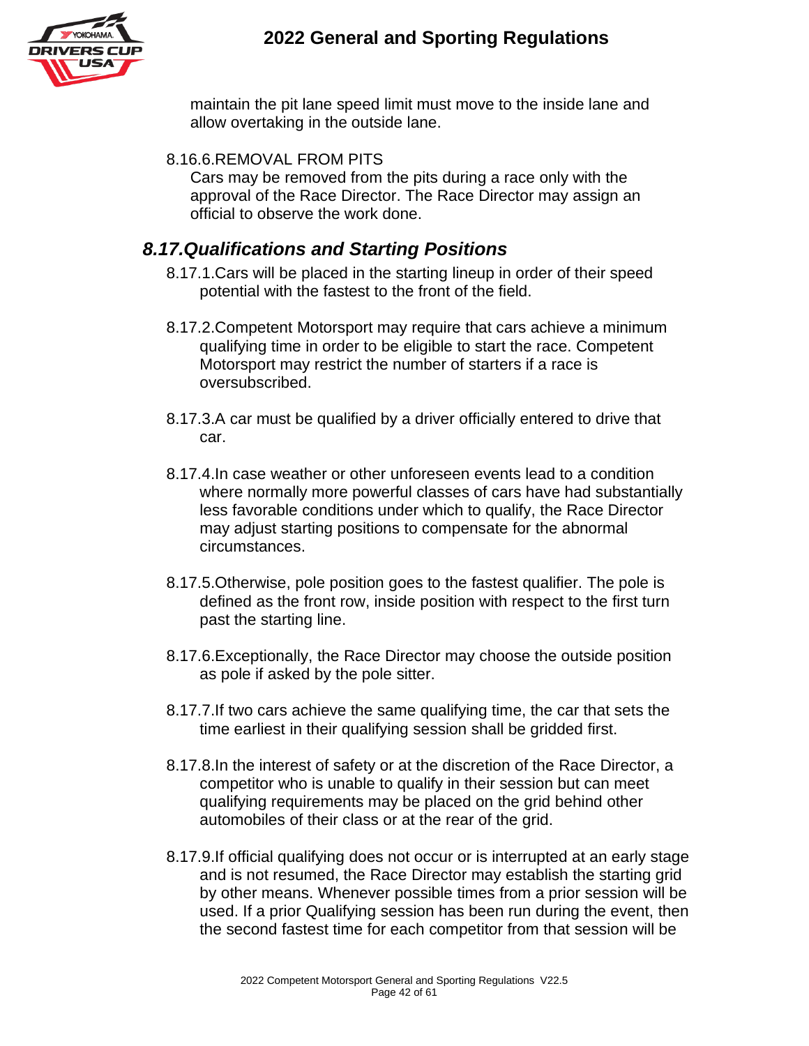maintain the pit lane speed limit must move to the inside lane and allow overtaking in the outside lane.

8.16.6.REMOVAL FROM PITS

Cars may be removed from the pits during a race only with the approval of the Race Director. The Race Director may assign an official to observe the work done.

## *8.17.Qualifications and Starting Positions*

8.17.1.Cars will be placed in the starting lineup in order of their speed potential with the fastest to the front of the field.

8.17.2.Competent Motorsport may require that cars achieve a minimum qualifying time in order to be eligible to start the race. Competent Motorsport may restrict the number of starters if a race is oversubscribed.

8.17.3.A car must be qualified by a driver officially entered to drive that car.

8.17.4.In case weather or other unforeseen events lead to a condition where normally more powerful classes of cars have had substantially less favorable conditions under which to qualify, the Race Director may adjust starting positions to compensate for the abnormal circumstances.

8.17.5.Otherwise, pole position goes to the fastest qualifier. The pole is defined as the front row, inside position with respect to the first turn past the starting line.

8.17.6.Exceptionally, the Race Director may choose the outside position as pole if asked by the pole sitter.

8.17.7.If two cars achieve the same qualifying time, the car that sets the time earliest in their qualifying session shall be gridded first.

8.17.8.In the interest of safety or at the discretion of the Race Director, a competitor who is unable to qualify in their session but can meet qualifying requirements may be placed on the grid behind other automobiles of their class or at the rear of the grid.

8.17.9.If official qualifying does not occur or is interrupted at an early stage and is not resumed, the Race Director may establish the starting grid by other means. Whenever possible times from a prior session will be used. If a prior Qualifying session has been run during the event, then the second fastest time for each competitor from that session will be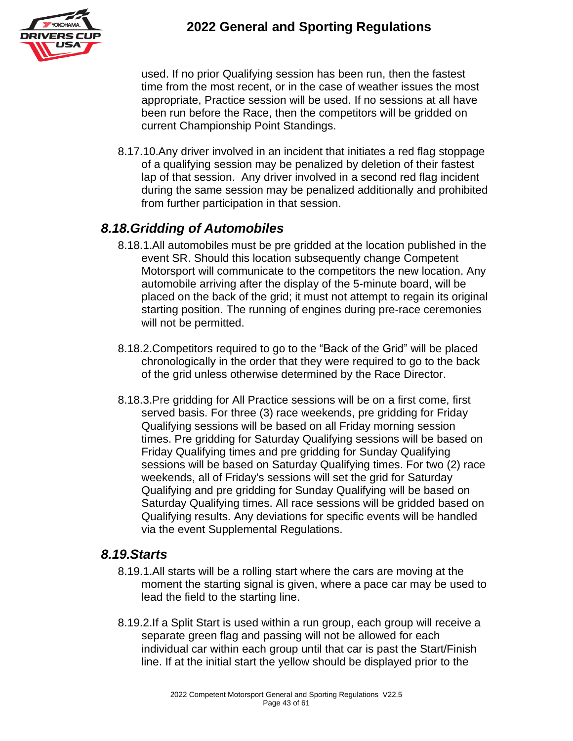used. If no prior Qualifying session has been run, then the fastest time from the most recent, or in the case of weather issues the most appropriate, Practice session will be used. If no sessions at all have been run before the Race, then the competitors will be gridded on current Championship Point Standings.

8.17.10. Any driver involved in an incident that initiates a red flag stoppage of a qualifying session may be penalized by deletion of their fastest lap of that session. Any driver involved in a second red flag incident during the same session may be penalized additionally and prohibited from further participation in that session.

## *8.18. Gridding of Automobiles*

8.18.1. All automobiles must be pre gridded at the location published in the event SR. Should this location subsequently change Competent Motorsport will communicate to the competitors the new location. Any automobile arriving after the display of the 5-minute board, will be placed on the back of the grid; it must not attempt to regain its original starting position. The running of engines during pre-race ceremonies will not be permitted.

8.18.2. Competitors required to go to the "Back of the Grid" will be placed chronologically in the order that they were required to go to the back of the grid unless otherwise determined by the Race Director.

8.18.3. Pre gridding for All Practice sessions will be on a first come, first served basis. For three (3) race weekends, pre gridding for Friday Qualifying sessions will be based on all Friday morning session times. Pre gridding for Saturday Qualifying sessions will be based on Friday Qualifying times and pre gridding for Sunday Qualifying sessions will be based on Saturday Qualifying times. For two (2) race weekends, all of Friday's sessions will set the grid for Saturday Qualifying and pre gridding for Sunday Qualifying will be based on Saturday Qualifying times. All race sessions will be gridded based on Qualifying results. Any deviations for specific events will be handled via the event Supplemental Regulations.

## *8.19. Starts*

8.19.1. All starts will be a rolling start where the cars are moving at the moment the starting signal is given, where a pace car may be used to lead the field to the starting line.

8.19.2. If a Split Start is used within a run group, each group will receive a separate green flag and passing will not be allowed for each individual car within each group until that car is past the Start/Finish line. If at the initial start the yellow should be displayed prior to the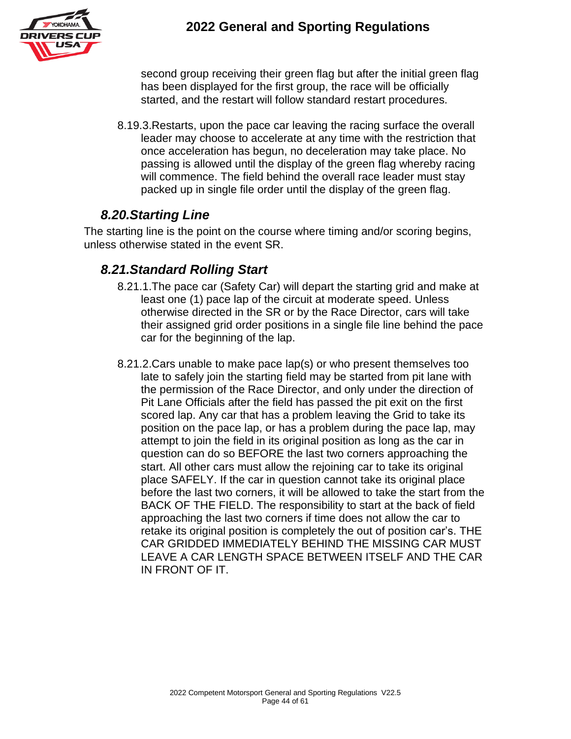second group receiving their green flag but after the initial green flag has been displayed for the first group, the race will be officially started, and the restart will follow standard restart procedures.

8.19.3.Restarts, upon the pace car leaving the racing surface the overall leader may choose to accelerate at any time with the restriction that once acceleration has begun, no deceleration may take place. No passing is allowed until the display of the green flag whereby racing will commence. The field behind the overall race leader must stay packed up in single file order until the display of the green flag.

### *8.20.Starting Line*

The starting line is the point on the course where timing and/or scoring begins, unless otherwise stated in the event SR.

### *8.21.Standard Rolling Start*

8.21.1.The pace car (Safety Car) will depart the starting grid and make at least one (1) pace lap of the circuit at moderate speed. Unless otherwise directed in the SR or by the Race Director, cars will take their assigned grid order positions in a single file line behind the pace car for the beginning of the lap.

8.21.2.Cars unable to make pace lap(s) or who present themselves too late to safely join the starting field may be started from pit lane with the permission of the Race Director, and only under the direction of Pit Lane Officials after the field has passed the pit exit on the first scored lap. Any car that has a problem leaving the Grid to take its position on the pace lap, or has a problem during the pace lap, may attempt to join the field in its original position as long as the car in question can do so BEFORE the last two corners approaching the start. All other cars must allow the rejoining car to take its original place SAFELY. If the car in question cannot take its original place before the last two corners, it will be allowed to take the start from the BACK OF THE FIELD. The responsibility to start at the back of field approaching the last two corners if time does not allow the car to retake its original position is completely the out of position car's. THE CAR GRIDDED IMMEDIATELY BEHIND THE MISSING CAR MUST LEAVE A CAR LENGTH SPACE BETWEEN ITSELF AND THE CAR IN FRONT OF IT.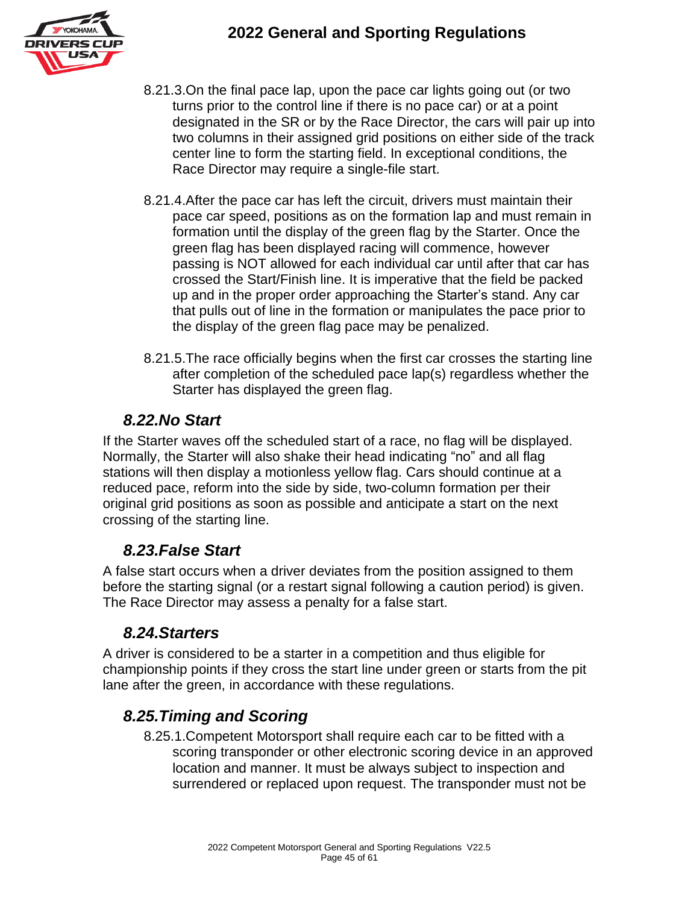8.21.3. On the final pace lap, upon the pace car lights going out (or two turns prior to the control line if there is no pace car) or at a point designated in the SR or by the Race Director, the cars will pair up into two columns in their assigned grid positions on either side of the track center line to form the starting field. In exceptional conditions, the Race Director may require a single-file start.

8.21.4. After the pace car has left the circuit, drivers must maintain their pace car speed, positions as on the formation lap and must remain in formation until the display of the green flag by the Starter. Once the green flag has been displayed racing will commence, however passing is NOT allowed for each individual car until after that car has crossed the Start/Finish line. It is imperative that the field be packed up and in the proper order approaching the Starter's stand. Any car that pulls out of line in the formation or manipulates the pace prior to the display of the green flag pace may be penalized.

8.21.5. The race officially begins when the first car crosses the starting line after completion of the scheduled pace lap(s) regardless whether the Starter has displayed the green flag.

## *8.22. No Start*

If the Starter waves off the scheduled start of a race, no flag will be displayed. Normally, the Starter will also shake their head indicating "no" and all flag stations will then display a motionless yellow flag. Cars should continue at a reduced pace, reform into the side by side, two-column formation per their original grid positions as soon as possible and anticipate a start on the next crossing of the starting line.

## *8.23. False Start*

A false start occurs when a driver deviates from the position assigned to them before the starting signal (or a restart signal following a caution period) is given. The Race Director may assess a penalty for a false start.

## *8.24. Starters*

A driver is considered to be a starter in a competition and thus eligible for championship points if they cross the start line under green or starts from the pit lane after the green, in accordance with these regulations.

## *8.25. Timing and Scoring*

8.25.1. Competent Motorsport shall require each car to be fitted with a scoring transponder or other electronic scoring device in an approved location and manner. It must be always subject to inspection and surrendered or replaced upon request. The transponder must not be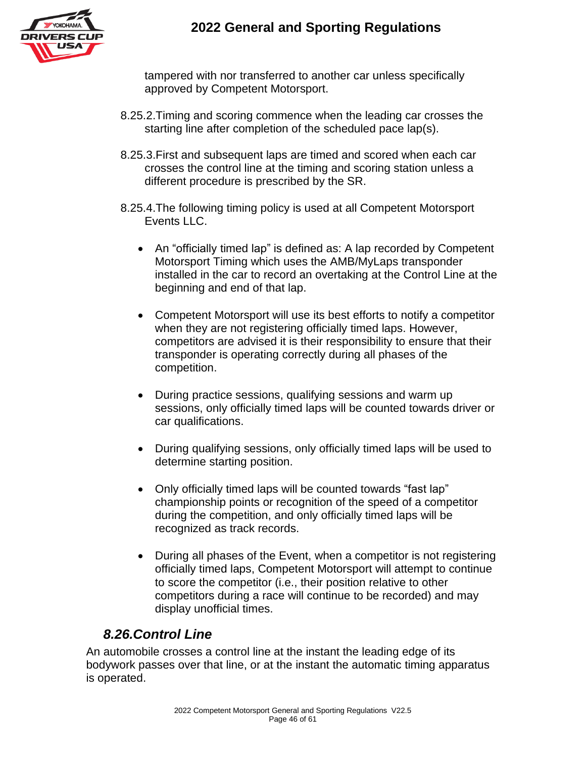tampered with nor transferred to another car unless specifically approved by Competent Motorsport.

8.25.2. Timing and scoring commence when the leading car crosses the starting line after completion of the scheduled pace lap(s).

8.25.3. First and subsequent laps are timed and scored when each car crosses the control line at the timing and scoring station unless a different procedure is prescribed by the SR.

8.25.4. The following timing policy is used at all Competent Motorsport Events LLC.

- An "officially timed lap" is defined as: A lap recorded by Competent Motorsport Timing which uses the AMB/MyLaps transponder installed in the car to record an overtaking at the Control Line at the beginning and end of that lap.

- Competent Motorsport will use its best efforts to notify a competitor when they are not registering officially timed laps. However, competitors are advised it is their responsibility to ensure that their transponder is operating correctly during all phases of the competition.

- During practice sessions, qualifying sessions and warm up sessions, only officially timed laps will be counted towards driver or car qualifications.

- During qualifying sessions, only officially timed laps will be used to determine starting position.

- Only officially timed laps will be counted towards "fast lap" championship points or recognition of the speed of a competitor during the competition, and only officially timed laps will be recognized as track records.

- During all phases of the Event, when a competitor is not registering officially timed laps, Competent Motorsport will attempt to continue to score the competitor (i.e., their position relative to other competitors during a race will continue to be recorded) and may display unofficial times.

## *8.26. Control Line*

An automobile crosses a control line at the instant the leading edge of its bodywork passes over that line, or at the instant the automatic timing apparatus is operated.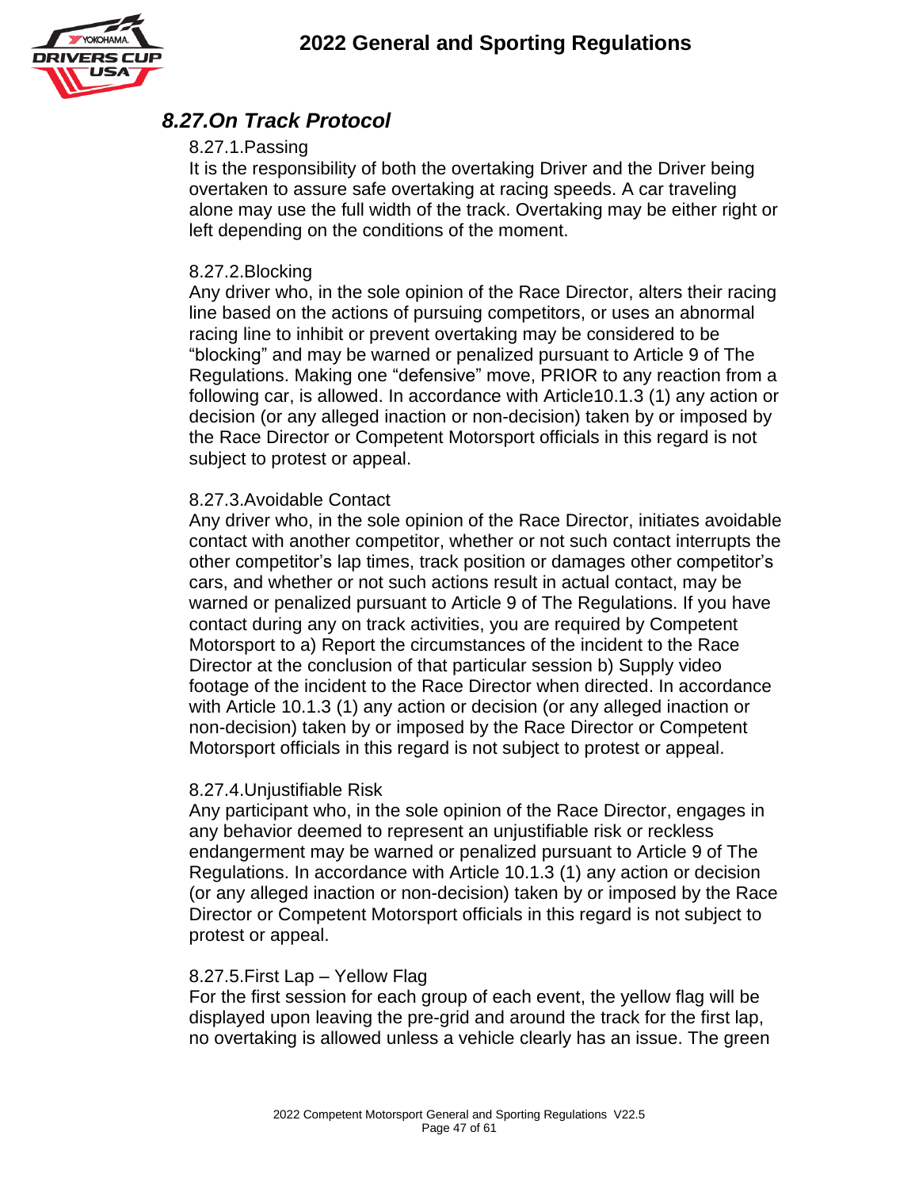## *8.27. On Track Protocol*

### 8.27.1. Passing

It is the responsibility of both the overtaking Driver and the Driver being overtaken to assure safe overtaking at racing speeds. A car traveling alone may use the full width of the track. Overtaking may be either right or left depending on the conditions of the moment.

### 8.27.2. Blocking

Any driver who, in the sole opinion of the Race Director, alters their racing line based on the actions of pursuing competitors, or uses an abnormal racing line to inhibit or prevent overtaking may be considered to be "blocking" and may be warned or penalized pursuant to Article 9 of The Regulations. Making one "defensive" move, PRIOR to any reaction from a following car, is allowed. In accordance with Article10.1.3 (1) any action or decision (or any alleged inaction or non-decision) taken by or imposed by the Race Director or Competent Motorsport officials in this regard is not subject to protest or appeal.

### 8.27.3. Avoidable Contact

Any driver who, in the sole opinion of the Race Director, initiates avoidable contact with another competitor, whether or not such contact interrupts the other competitor's lap times, track position or damages other competitor's cars, and whether or not such actions result in actual contact, may be warned or penalized pursuant to Article 9 of The Regulations. If you have contact during any on track activities, you are required by Competent Motorsport to a) Report the circumstances of the incident to the Race Director at the conclusion of that particular session b) Supply video footage of the incident to the Race Director when directed. In accordance with Article 10.1.3 (1) any action or decision (or any alleged inaction or non-decision) taken by or imposed by the Race Director or Competent Motorsport officials in this regard is not subject to protest or appeal.

### 8.27.4. Unjustifiable Risk

Any participant who, in the sole opinion of the Race Director, engages in any behavior deemed to represent an unjustifiable risk or reckless endangerment may be warned or penalized pursuant to Article 9 of The Regulations. In accordance with Article 10.1.3 (1) any action or decision (or any alleged inaction or non-decision) taken by or imposed by the Race Director or Competent Motorsport officials in this regard is not subject to protest or appeal.

### 8.27.5. First Lap – Yellow Flag

For the first session for each group of each event, the yellow flag will be displayed upon leaving the pre-grid and around the track for the first lap, no overtaking is allowed unless a vehicle clearly has an issue. The green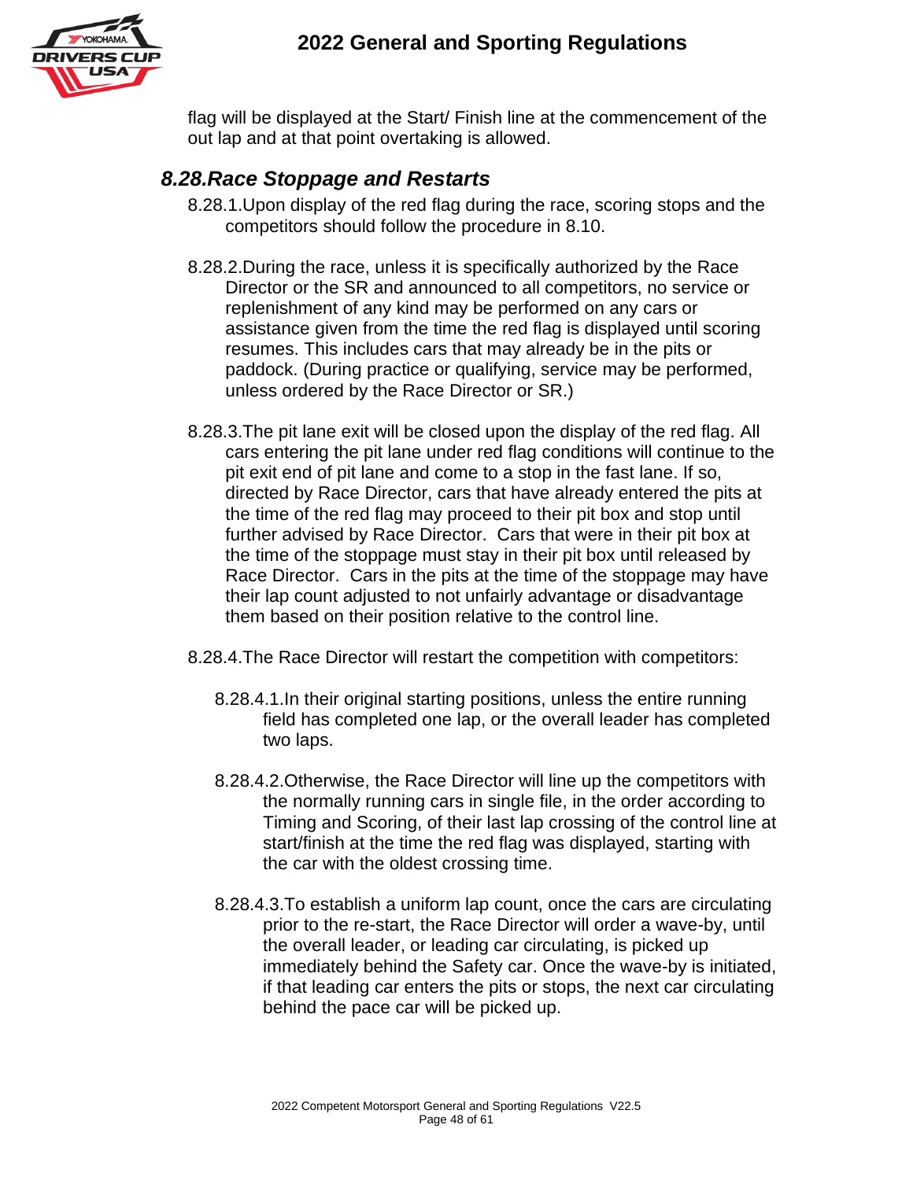flag will be displayed at the Start/ Finish line at the commencement of the out lap and at that point overtaking is allowed.

## *8.28.Race Stoppage and Restarts*

8.28.1.Upon display of the red flag during the race, scoring stops and the competitors should follow the procedure in 8.10.

8.28.2.During the race, unless it is specifically authorized by the Race Director or the SR and announced to all competitors, no service or replenishment of any kind may be performed on any cars or assistance given from the time the red flag is displayed until scoring resumes. This includes cars that may already be in the pits or paddock. (During practice or qualifying, service may be performed, unless ordered by the Race Director or SR.)

8.28.3.The pit lane exit will be closed upon the display of the red flag. All cars entering the pit lane under red flag conditions will continue to the pit exit end of pit lane and come to a stop in the fast lane. If so, directed by Race Director, cars that have already entered the pits at the time of the red flag may proceed to their pit box and stop until further advised by Race Director. Cars that were in their pit box at the time of the stoppage must stay in their pit box until released by Race Director. Cars in the pits at the time of the stoppage may have their lap count adjusted to not unfairly advantage or disadvantage them based on their position relative to the control line.

8.28.4.The Race Director will restart the competition with competitors:

8.28.4.1.In their original starting positions, unless the entire running field has completed one lap, or the overall leader has completed two laps.

8.28.4.2.Otherwise, the Race Director will line up the competitors with the normally running cars in single file, in the order according to Timing and Scoring, of their last lap crossing of the control line at start/finish at the time the red flag was displayed, starting with the car with the oldest crossing time.

8.28.4.3.To establish a uniform lap count, once the cars are circulating prior to the re-start, the Race Director will order a wave-by, until the overall leader, or leading car circulating, is picked up immediately behind the Safety car. Once the wave-by is initiated, if that leading car enters the pits or stops, the next car circulating behind the pace car will be picked up.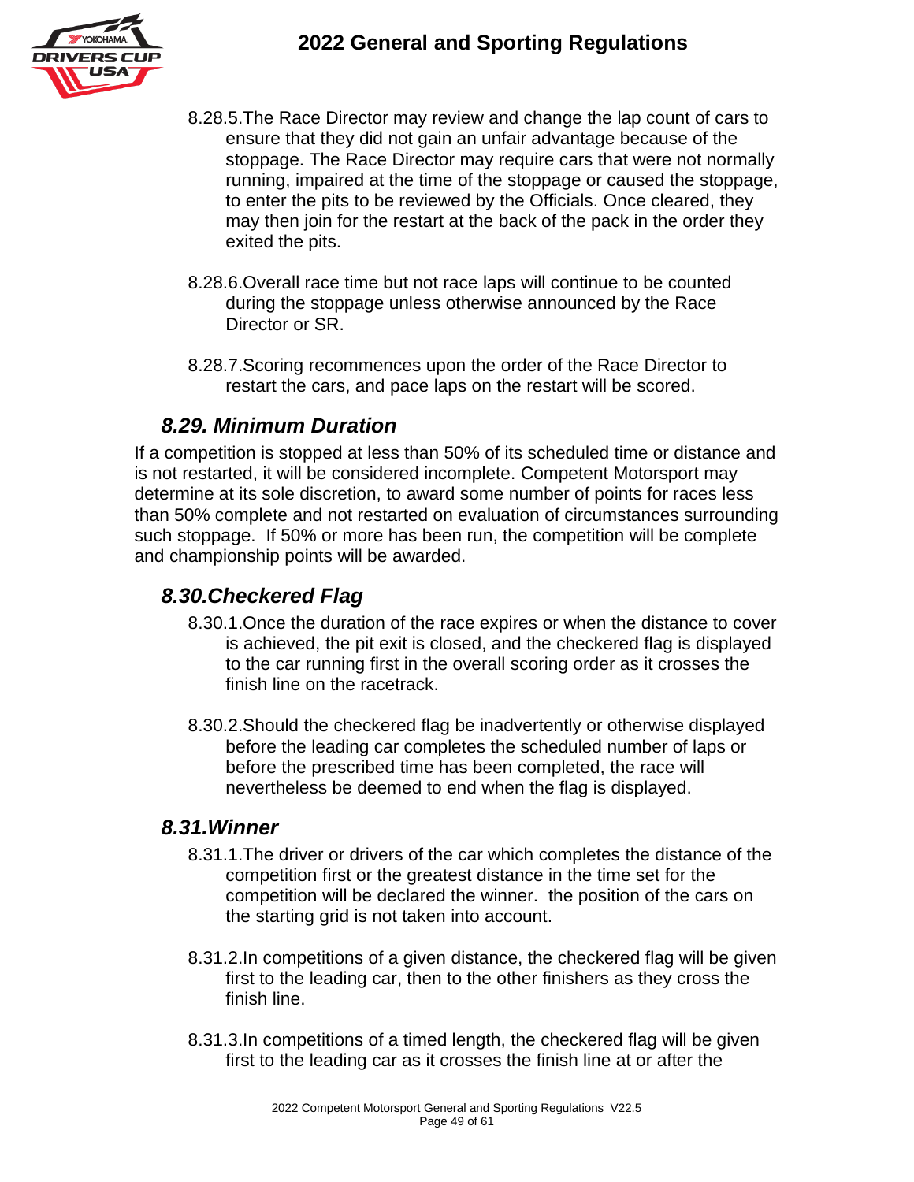8.28.5. The Race Director may review and change the lap count of cars to ensure that they did not gain an unfair advantage because of the stoppage. The Race Director may require cars that were not normally running, impaired at the time of the stoppage or caused the stoppage, to enter the pits to be reviewed by the Officials. Once cleared, they may then join for the restart at the back of the pack in the order they exited the pits.

8.28.6. Overall race time but not race laps will continue to be counted during the stoppage unless otherwise announced by the Race Director or SR.

8.28.7. Scoring recommences upon the order of the Race Director to restart the cars, and pace laps on the restart will be scored.

## *8.29. Minimum Duration*

If a competition is stopped at less than 50% of its scheduled time or distance and is not restarted, it will be considered incomplete. Competent Motorsport may determine at its sole discretion, to award some number of points for races less than 50% complete and not restarted on evaluation of circumstances surrounding such stoppage. If 50% or more has been run, the competition will be complete and championship points will be awarded.

## *8.30. Checkered Flag*

8.30.1. Once the duration of the race expires or when the distance to cover is achieved, the pit exit is closed, and the checkered flag is displayed to the car running first in the overall scoring order as it crosses the finish line on the racetrack.

8.30.2. Should the checkered flag be inadvertently or otherwise displayed before the leading car completes the scheduled number of laps or before the prescribed time has been completed, the race will nevertheless be deemed to end when the flag is displayed.

## *8.31. Winner*

8.31.1. The driver or drivers of the car which completes the distance of the competition first or the greatest distance in the time set for the competition will be declared the winner. the position of the cars on the starting grid is not taken into account.

8.31.2. In competitions of a given distance, the checkered flag will be given first to the leading car, then to the other finishers as they cross the finish line.

8.31.3. In competitions of a timed length, the checkered flag will be given first to the leading car as it crosses the finish line at or after the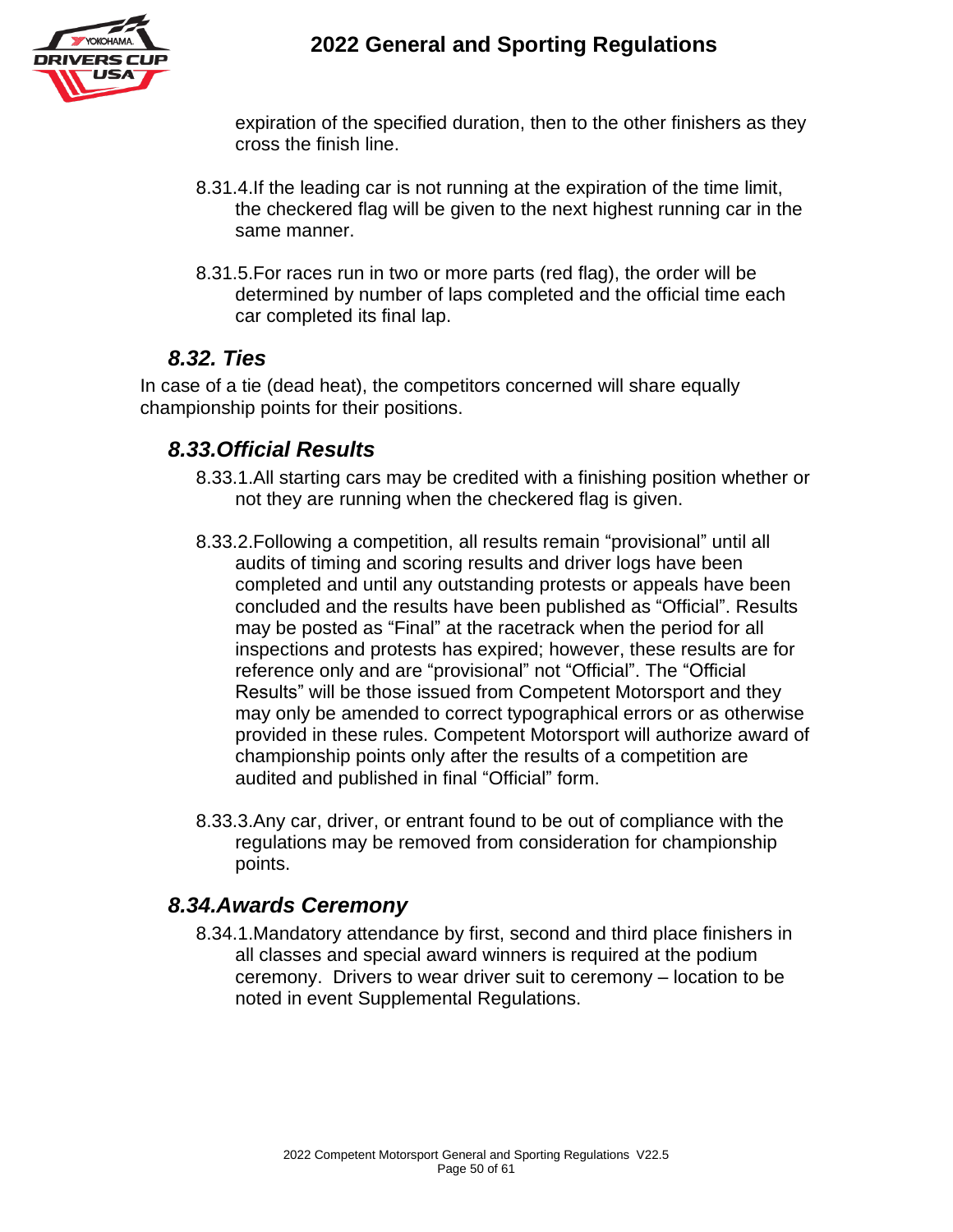expiration of the specified duration, then to the other finishers as they cross the finish line.

8.31.4. If the leading car is not running at the expiration of the time limit, the checkered flag will be given to the next highest running car in the same manner.

8.31.5. For races run in two or more parts (red flag), the order will be determined by number of laps completed and the official time each car completed its final lap.

### *8.32. Ties*

In case of a tie (dead heat), the competitors concerned will share equally championship points for their positions.

### *8.33. Official Results*

8.33.1. All starting cars may be credited with a finishing position whether or not they are running when the checkered flag is given.

8.33.2. Following a competition, all results remain "provisional" until all audits of timing and scoring results and driver logs have been completed and until any outstanding protests or appeals have been concluded and the results have been published as "Official". Results may be posted as "Final" at the racetrack when the period for all inspections and protests has expired; however, these results are for reference only and are "provisional" not "Official". The "Official Results" will be those issued from Competent Motorsport and they may only be amended to correct typographical errors or as otherwise provided in these rules. Competent Motorsport will authorize award of championship points only after the results of a competition are audited and published in final "Official" form.

8.33.3. Any car, driver, or entrant found to be out of compliance with the regulations may be removed from consideration for championship points.

### *8.34. Awards Ceremony*

8.34.1. Mandatory attendance by first, second and third place finishers in all classes and special award winners is required at the podium ceremony. Drivers to wear driver suit to ceremony – location to be noted in event Supplemental Regulations.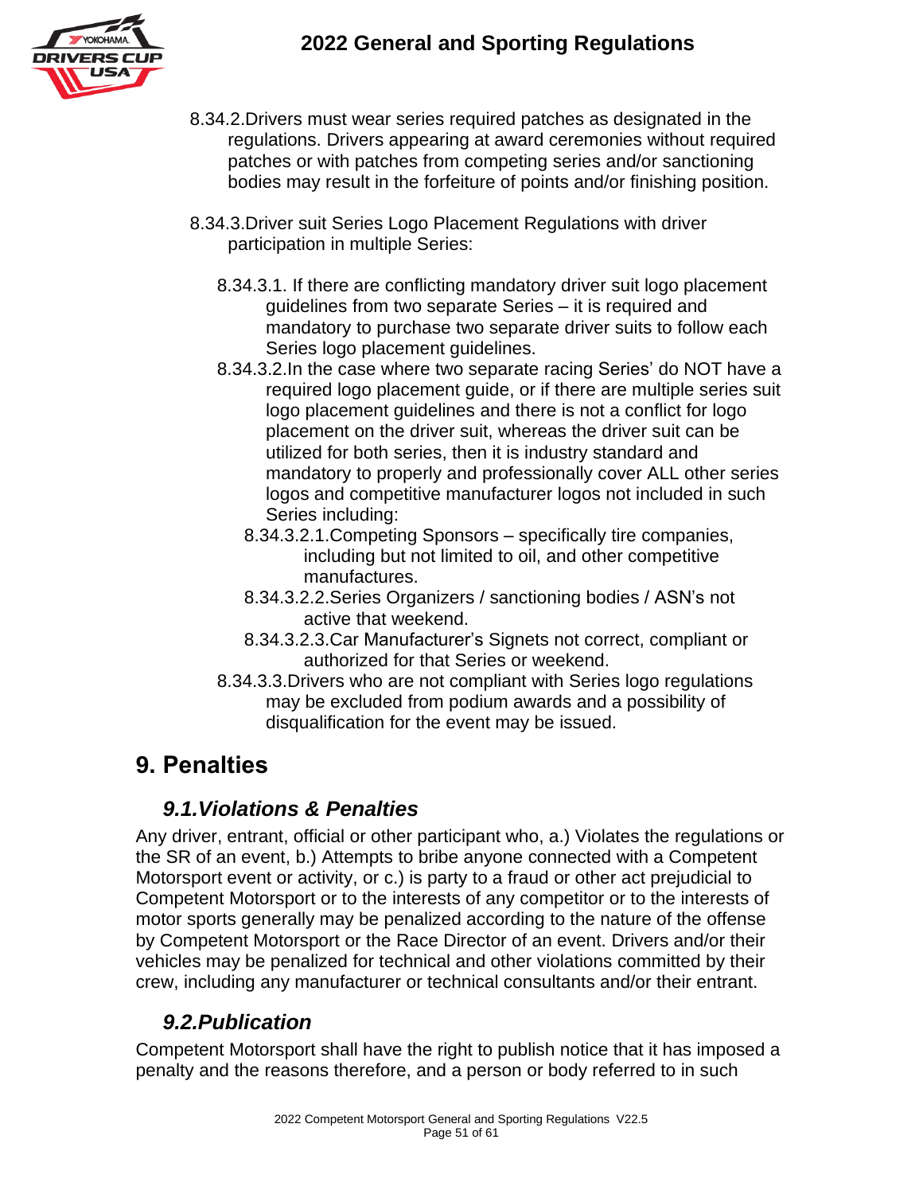8.34.2. Drivers must wear series required patches as designated in the regulations. Drivers appearing at award ceremonies without required patches or with patches from competing series and/or sanctioning bodies may result in the forfeiture of points and/or finishing position.

8.34.3. Driver suit Series Logo Placement Regulations with driver participation in multiple Series:

8.34.3.1. If there are conflicting mandatory driver suit logo placement guidelines from two separate Series – it is required and mandatory to purchase two separate driver suits to follow each Series logo placement guidelines.

8.34.3.2. In the case where two separate racing Series' do NOT have a required logo placement guide, or if there are multiple series suit logo placement guidelines and there is not a conflict for logo placement on the driver suit, whereas the driver suit can be utilized for both series, then it is industry standard and mandatory to properly and professionally cover ALL other series logos and competitive manufacturer logos not included in such Series including:

8.34.3.2.1. Competing Sponsors – specifically tire companies, including but not limited to oil, and other competitive manufactures.

8.34.3.2.2. Series Organizers / sanctioning bodies / ASN's not active that weekend.

8.34.3.2.3. Car Manufacturer's Signets not correct, compliant or authorized for that Series or weekend.

8.34.3.3. Drivers who are not compliant with Series logo regulations may be excluded from podium awards and a possibility of disqualification for the event may be issued.

# 9. Penalties

## *9.1. Violations & Penalties*

Any driver, entrant, official or other participant who, a.) Violates the regulations or the SR of an event, b.) Attempts to bribe anyone connected with a Competent Motorsport event or activity, or c.) is party to a fraud or other act prejudicial to Competent Motorsport or to the interests of any competitor or to the interests of motor sports generally may be penalized according to the nature of the offense by Competent Motorsport or the Race Director of an event. Drivers and/or their vehicles may be penalized for technical and other violations committed by their crew, including any manufacturer or technical consultants and/or their entrant.

## *9.2. Publication*

Competent Motorsport shall have the right to publish notice that it has imposed a penalty and the reasons therefore, and a person or body referred to in such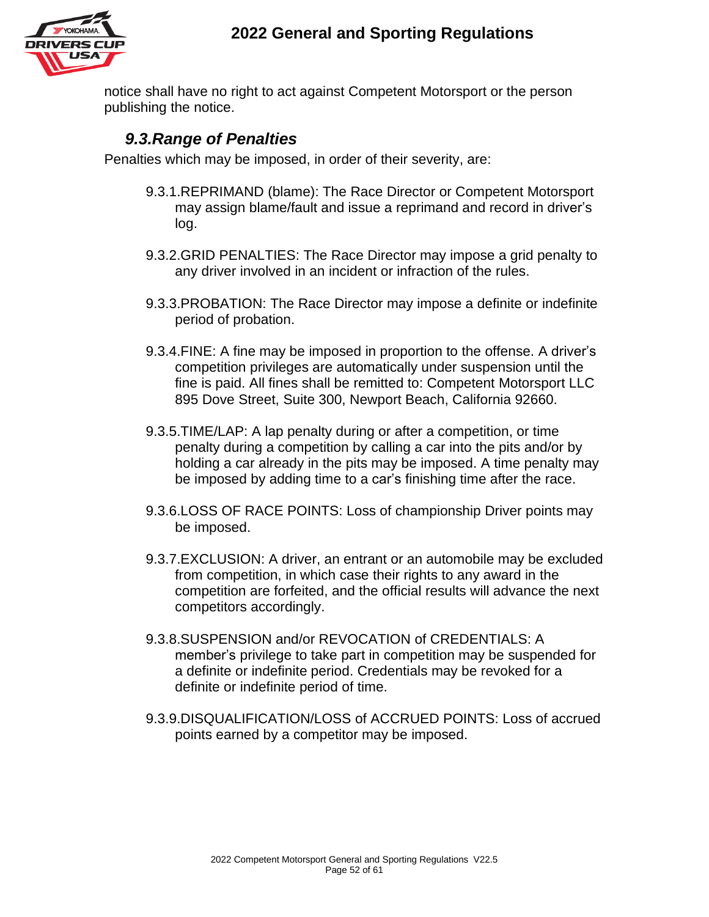notice shall have no right to act against Competent Motorsport or the person publishing the notice.

### *9.3. Range of Penalties*

Penalties which may be imposed, in order of their severity, are:

9.3.1. REPRIMAND (blame): The Race Director or Competent Motorsport may assign blame/fault and issue a reprimand and record in driver's log.

9.3.2. GRID PENALTIES: The Race Director may impose a grid penalty to any driver involved in an incident or infraction of the rules.

9.3.3. PROBATION: The Race Director may impose a definite or indefinite period of probation.

9.3.4. FINE: A fine may be imposed in proportion to the offense. A driver's competition privileges are automatically under suspension until the fine is paid. All fines shall be remitted to: Competent Motorsport LLC 895 Dove Street, Suite 300, Newport Beach, California 92660.

9.3.5. TIME/LAP: A lap penalty during or after a competition, or time penalty during a competition by calling a car into the pits and/or by holding a car already in the pits may be imposed. A time penalty may be imposed by adding time to a car's finishing time after the race.

9.3.6. LOSS OF RACE POINTS: Loss of championship Driver points may be imposed.

9.3.7. EXCLUSION: A driver, an entrant or an automobile may be excluded from competition, in which case their rights to any award in the competition are forfeited, and the official results will advance the next competitors accordingly.

9.3.8. SUSPENSION and/or REVOCATION of CREDENTIALS: A member's privilege to take part in competition may be suspended for a definite or indefinite period. Credentials may be revoked for a definite or indefinite period of time.

9.3.9. DISQUALIFICATION/LOSS of ACCRUED POINTS: Loss of accrued points earned by a competitor may be imposed.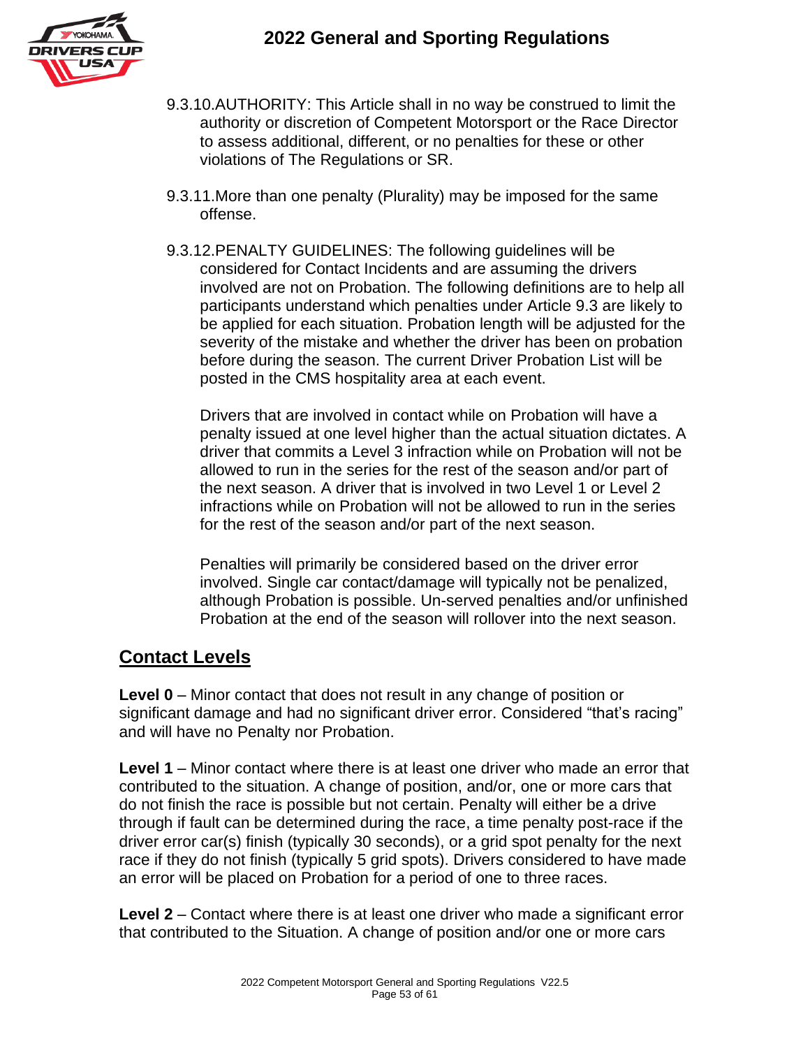9.3.10. AUTHORITY: This Article shall in no way be construed to limit the authority or discretion of Competent Motorsport or the Race Director to assess additional, different, or no penalties for these or other violations of The Regulations or SR.

9.3.11. More than one penalty (Plurality) may be imposed for the same offense.

9.3.12. PENALTY GUIDELINES: The following guidelines will be considered for Contact Incidents and are assuming the drivers involved are not on Probation. The following definitions are to help all participants understand which penalties under Article 9.3 are likely to be applied for each situation. Probation length will be adjusted for the severity of the mistake and whether the driver has been on probation before during the season. The current Driver Probation List will be posted in the CMS hospitality area at each event.

Drivers that are involved in contact while on Probation will have a penalty issued at one level higher than the actual situation dictates. A driver that commits a Level 3 infraction while on Probation will not be allowed to run in the series for the rest of the season and/or part of the next season. A driver that is involved in two Level 1 or Level 2 infractions while on Probation will not be allowed to run in the series for the rest of the season and/or part of the next season.

Penalties will primarily be considered based on the driver error involved. Single car contact/damage will typically not be penalized, although Probation is possible. Un-served penalties and/or unfinished Probation at the end of the season will rollover into the next season.

## Contact Levels

**Level 0** – Minor contact that does not result in any change of position or significant damage and had no significant driver error. Considered "that's racing" and will have no Penalty nor Probation.

**Level 1** – Minor contact where there is at least one driver who made an error that contributed to the situation. A change of position, and/or, one or more cars that do not finish the race is possible but not certain. Penalty will either be a drive through if fault can be determined during the race, a time penalty post-race if the driver error car(s) finish (typically 30 seconds), or a grid spot penalty for the next race if they do not finish (typically 5 grid spots). Drivers considered to have made an error will be placed on Probation for a period of one to three races.

**Level 2** – Contact where there is at least one driver who made a significant error that contributed to the Situation. A change of position and/or one or more cars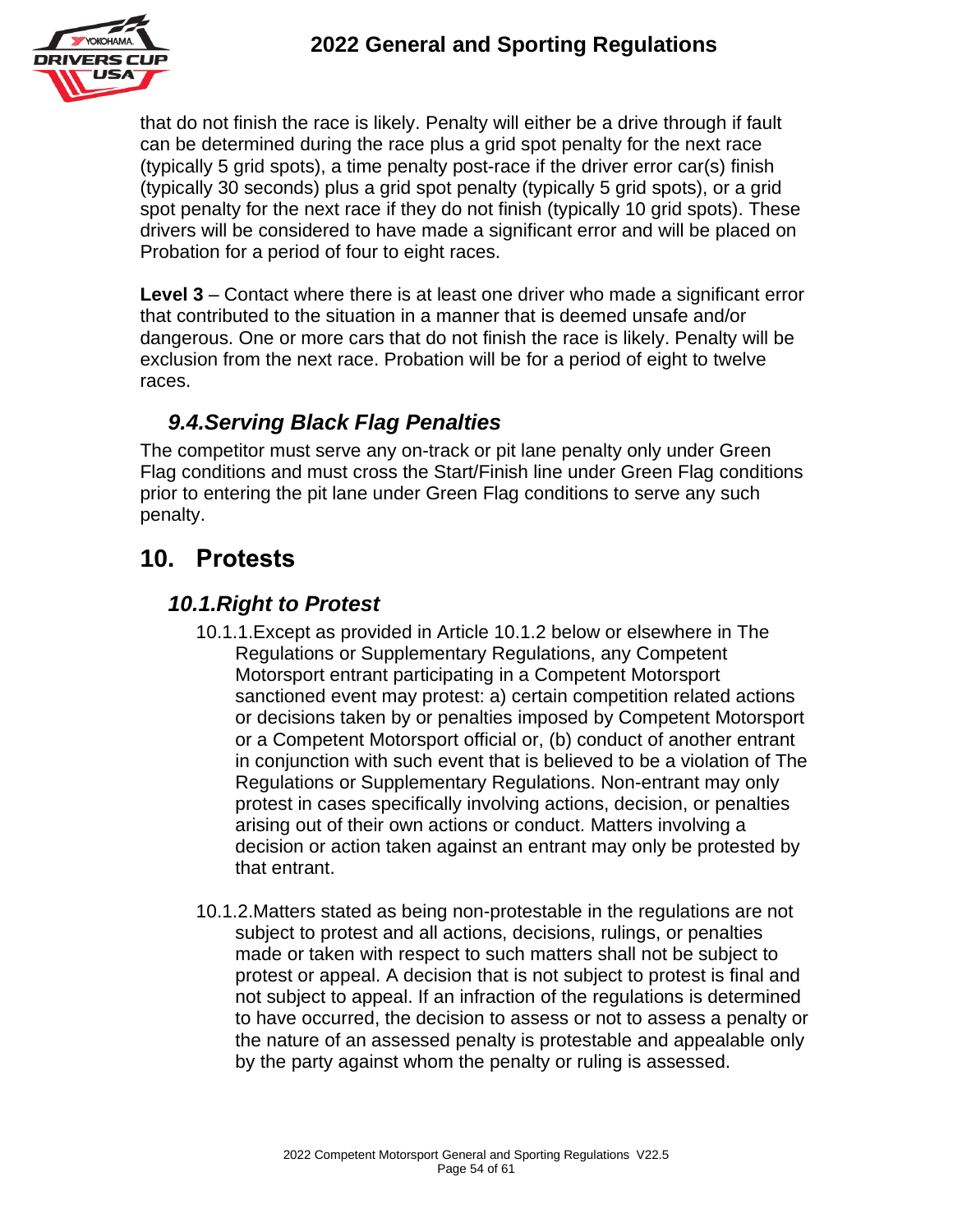that do not finish the race is likely. Penalty will either be a drive through if fault can be determined during the race plus a grid spot penalty for the next race (typically 5 grid spots), a time penalty post-race if the driver error car(s) finish (typically 30 seconds) plus a grid spot penalty (typically 5 grid spots), or a grid spot penalty for the next race if they do not finish (typically 10 grid spots). These drivers will be considered to have made a significant error and will be placed on Probation for a period of four to eight races.

**Level 3** – Contact where there is at least one driver who made a significant error that contributed to the situation in a manner that is deemed unsafe and/or dangerous. One or more cars that do not finish the race is likely. Penalty will be exclusion from the next race. Probation will be for a period of eight to twelve races.

### *9.4.Serving Black Flag Penalties*

The competitor must serve any on-track or pit lane penalty only under Green Flag conditions and must cross the Start/Finish line under Green Flag conditions prior to entering the pit lane under Green Flag conditions to serve any such penalty.

## 10. Protests

### *10.1.Right to Protest*

10.1.1.Except as provided in Article 10.1.2 below or elsewhere in The Regulations or Supplementary Regulations, any Competent Motorsport entrant participating in a Competent Motorsport sanctioned event may protest: a) certain competition related actions or decisions taken by or penalties imposed by Competent Motorsport or a Competent Motorsport official or, (b) conduct of another entrant in conjunction with such event that is believed to be a violation of The Regulations or Supplementary Regulations. Non-entrant may only protest in cases specifically involving actions, decision, or penalties arising out of their own actions or conduct. Matters involving a decision or action taken against an entrant may only be protested by that entrant.

10.1.2.Matters stated as being non-protestable in the regulations are not subject to protest and all actions, decisions, rulings, or penalties made or taken with respect to such matters shall not be subject to protest or appeal. A decision that is not subject to protest is final and not subject to appeal. If an infraction of the regulations is determined to have occurred, the decision to assess or not to assess a penalty or the nature of an assessed penalty is protestable and appealable only by the party against whom the penalty or ruling is assessed.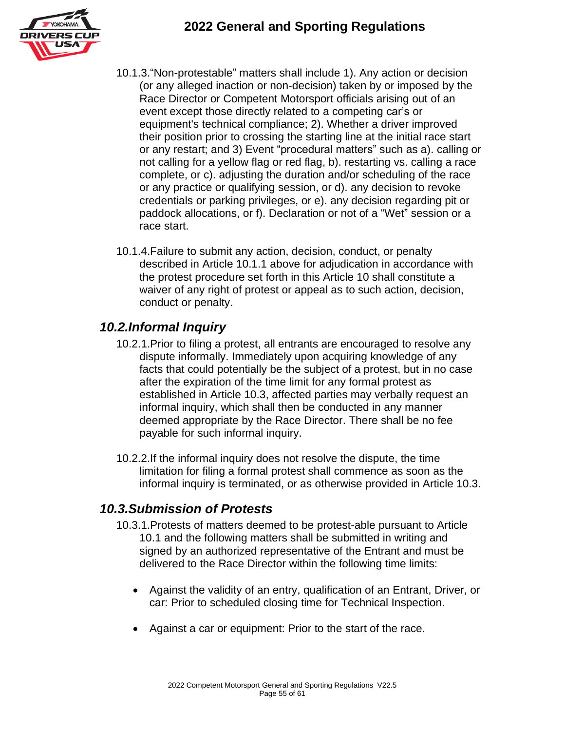10.1.3.“Non-protestable” matters shall include 1). Any action or decision (or any alleged inaction or non-decision) taken by or imposed by the Race Director or Competent Motorsport officials arising out of an event except those directly related to a competing car’s or equipment's technical compliance; 2). Whether a driver improved their position prior to crossing the starting line at the initial race start or any restart; and 3) Event “procedural matters” such as a). calling or not calling for a yellow flag or red flag, b). restarting vs. calling a race complete, or c). adjusting the duration and/or scheduling of the race or any practice or qualifying session, or d). any decision to revoke credentials or parking privileges, or e). any decision regarding pit or paddock allocations, or f). Declaration or not of a “Wet” session or a race start.

10.1.4.Failure to submit any action, decision, conduct, or penalty described in Article 10.1.1 above for adjudication in accordance with the protest procedure set forth in this Article 10 shall constitute a waiver of any right of protest or appeal as to such action, decision, conduct or penalty.

## *10.2.Informal Inquiry*

10.2.1.Prior to filing a protest, all entrants are encouraged to resolve any dispute informally. Immediately upon acquiring knowledge of any facts that could potentially be the subject of a protest, but in no case after the expiration of the time limit for any formal protest as established in Article 10.3, affected parties may verbally request an informal inquiry, which shall then be conducted in any manner deemed appropriate by the Race Director. There shall be no fee payable for such informal inquiry.

10.2.2.If the informal inquiry does not resolve the dispute, the time limitation for filing a formal protest shall commence as soon as the informal inquiry is terminated, or as otherwise provided in Article 10.3.

## *10.3.Submission of Protests*

10.3.1.Protests of matters deemed to be protest-able pursuant to Article 10.1 and the following matters shall be submitted in writing and signed by an authorized representative of the Entrant and must be delivered to the Race Director within the following time limits:

- Against the validity of an entry, qualification of an Entrant, Driver, or car: Prior to scheduled closing time for Technical Inspection.
- Against a car or equipment: Prior to the start of the race.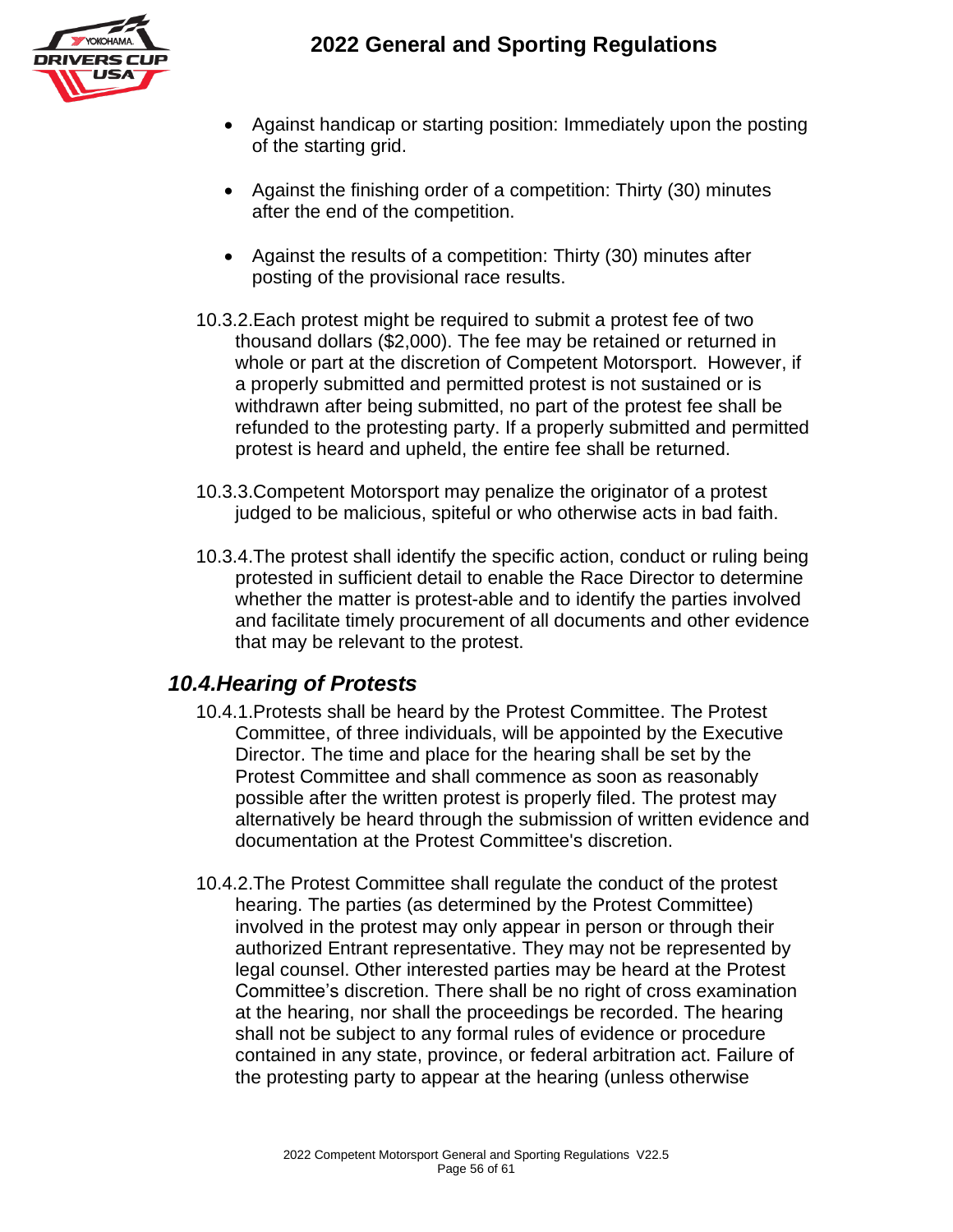- Against handicap or starting position: Immediately upon the posting of the starting grid.
- Against the finishing order of a competition: Thirty (30) minutes after the end of the competition.
- Against the results of a competition: Thirty (30) minutes after posting of the provisional race results.

10.3.2. Each protest might be required to submit a protest fee of two thousand dollars ($2,000). The fee may be retained or returned in whole or part at the discretion of Competent Motorsport. However, if a properly submitted and permitted protest is not sustained or is withdrawn after being submitted, no part of the protest fee shall be refunded to the protesting party. If a properly submitted and permitted protest is heard and upheld, the entire fee shall be returned.

10.3.3. Competent Motorsport may penalize the originator of a protest judged to be malicious, spiteful or who otherwise acts in bad faith.

10.3.4. The protest shall identify the specific action, conduct or ruling being protested in sufficient detail to enable the Race Director to determine whether the matter is protest-able and to identify the parties involved and facilitate timely procurement of all documents and other evidence that may be relevant to the protest.

## *10.4. Hearing of Protests*

10.4.1. Protests shall be heard by the Protest Committee. The Protest Committee, of three individuals, will be appointed by the Executive Director. The time and place for the hearing shall be set by the Protest Committee and shall commence as soon as reasonably possible after the written protest is properly filed. The protest may alternatively be heard through the submission of written evidence and documentation at the Protest Committee's discretion.

10.4.2. The Protest Committee shall regulate the conduct of the protest hearing. The parties (as determined by the Protest Committee) involved in the protest may only appear in person or through their authorized Entrant representative. They may not be represented by legal counsel. Other interested parties may be heard at the Protest Committee's discretion. There shall be no right of cross examination at the hearing, nor shall the proceedings be recorded. The hearing shall not be subject to any formal rules of evidence or procedure contained in any state, province, or federal arbitration act. Failure of the protesting party to appear at the hearing (unless otherwise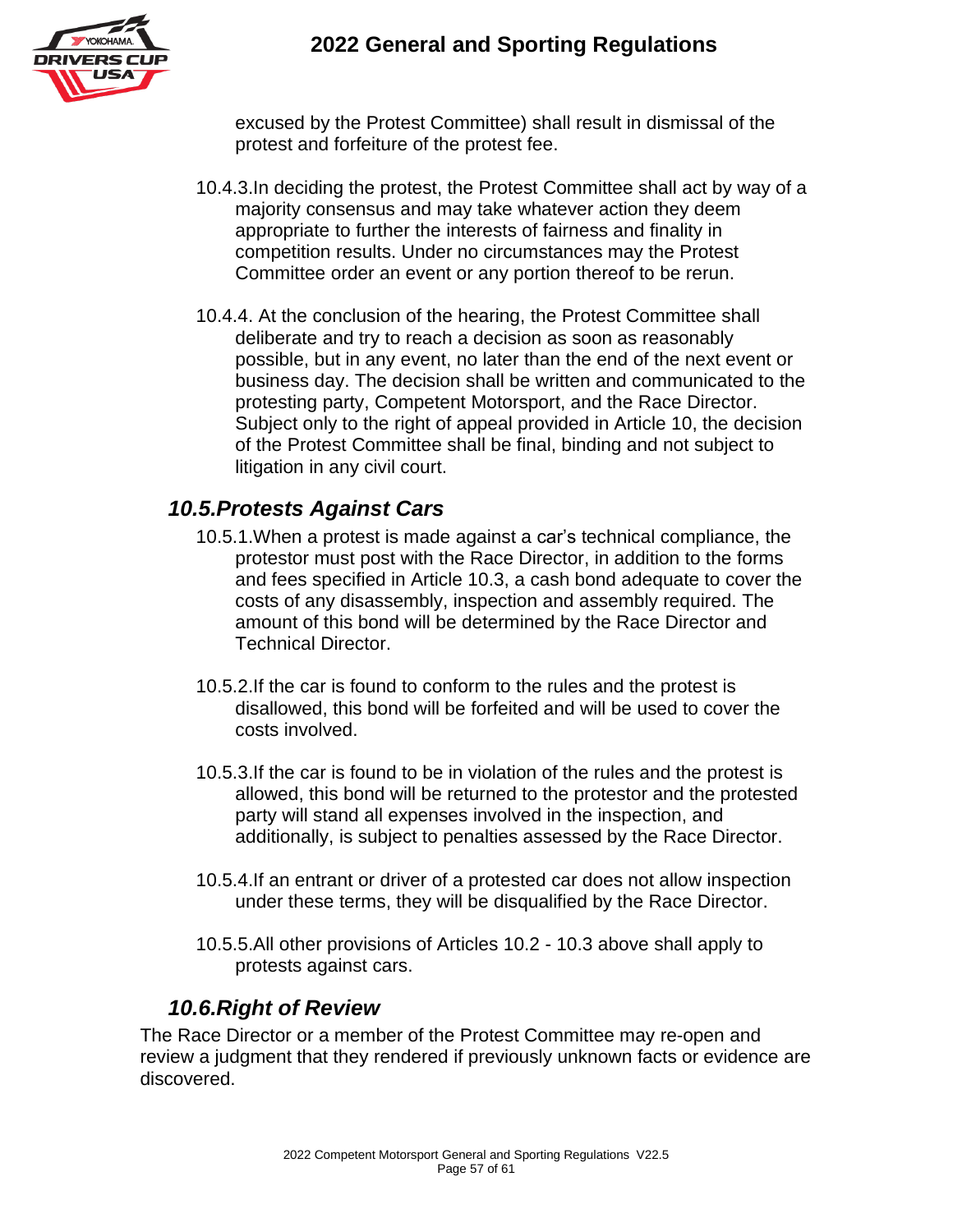excused by the Protest Committee) shall result in dismissal of the protest and forfeiture of the protest fee.

10.4.3. In deciding the protest, the Protest Committee shall act by way of a majority consensus and may take whatever action they deem appropriate to further the interests of fairness and finality in competition results. Under no circumstances may the Protest Committee order an event or any portion thereof to be rerun.

10.4.4. At the conclusion of the hearing, the Protest Committee shall deliberate and try to reach a decision as soon as reasonably possible, but in any event, no later than the end of the next event or business day. The decision shall be written and communicated to the protesting party, Competent Motorsport, and the Race Director. Subject only to the right of appeal provided in Article 10, the decision of the Protest Committee shall be final, binding and not subject to litigation in any civil court.

## *10.5. Protests Against Cars*

10.5.1. When a protest is made against a car's technical compliance, the protestor must post with the Race Director, in addition to the forms and fees specified in Article 10.3, a cash bond adequate to cover the costs of any disassembly, inspection and assembly required. The amount of this bond will be determined by the Race Director and Technical Director.

10.5.2. If the car is found to conform to the rules and the protest is disallowed, this bond will be forfeited and will be used to cover the costs involved.

10.5.3. If the car is found to be in violation of the rules and the protest is allowed, this bond will be returned to the protestor and the protested party will stand all expenses involved in the inspection, and additionally, is subject to penalties assessed by the Race Director.

10.5.4. If an entrant or driver of a protested car does not allow inspection under these terms, they will be disqualified by the Race Director.

10.5.5. All other provisions of Articles 10.2 - 10.3 above shall apply to protests against cars.

## *10.6. Right of Review*

The Race Director or a member of the Protest Committee may re-open and review a judgment that they rendered if previously unknown facts or evidence are discovered.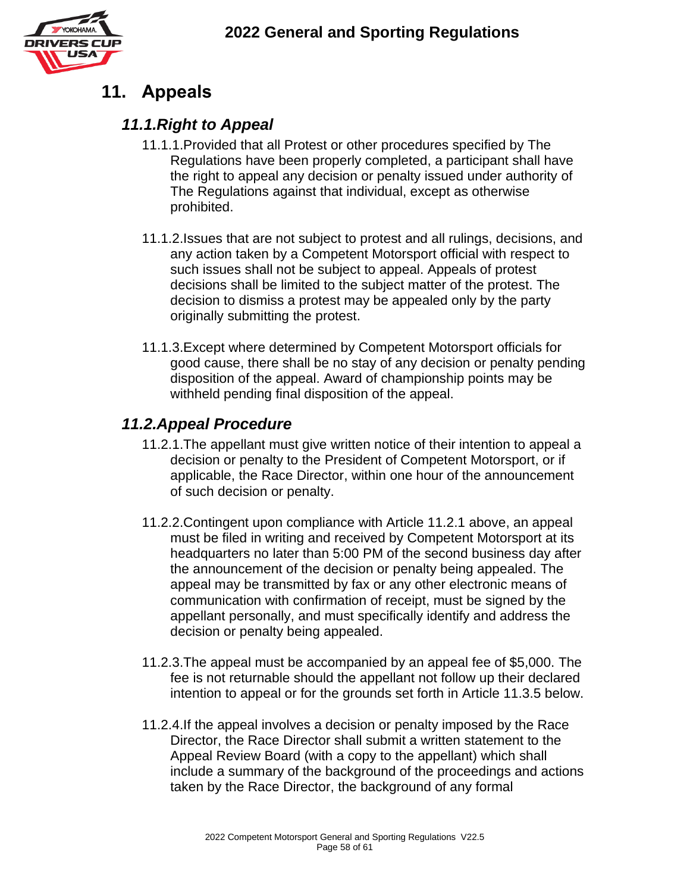# 11. Appeals

## 11.1. Right to Appeal

11.1.1. Provided that all Protest or other procedures specified by The Regulations have been properly completed, a participant shall have the right to appeal any decision or penalty issued under authority of The Regulations against that individual, except as otherwise prohibited.

11.1.2. Issues that are not subject to protest and all rulings, decisions, and any action taken by a Competent Motorsport official with respect to such issues shall not be subject to appeal. Appeals of protest decisions shall be limited to the subject matter of the protest. The decision to dismiss a protest may be appealed only by the party originally submitting the protest.

11.1.3. Except where determined by Competent Motorsport officials for good cause, there shall be no stay of any decision or penalty pending disposition of the appeal. Award of championship points may be withheld pending final disposition of the appeal.

## 11.2. Appeal Procedure

11.2.1. The appellant must give written notice of their intention to appeal a decision or penalty to the President of Competent Motorsport, or if applicable, the Race Director, within one hour of the announcement of such decision or penalty.

11.2.2. Contingent upon compliance with Article 11.2.1 above, an appeal must be filed in writing and received by Competent Motorsport at its headquarters no later than 5:00 PM of the second business day after the announcement of the decision or penalty being appealed. The appeal may be transmitted by fax or any other electronic means of communication with confirmation of receipt, must be signed by the appellant personally, and must specifically identify and address the decision or penalty being appealed.

11.2.3. The appeal must be accompanied by an appeal fee of $5,000. The fee is not returnable should the appellant not follow up their declared intention to appeal or for the grounds set forth in Article 11.3.5 below.

11.2.4. If the appeal involves a decision or penalty imposed by the Race Director, the Race Director shall submit a written statement to the Appeal Review Board (with a copy to the appellant) which shall include a summary of the background of the proceedings and actions taken by the Race Director, the background of any formal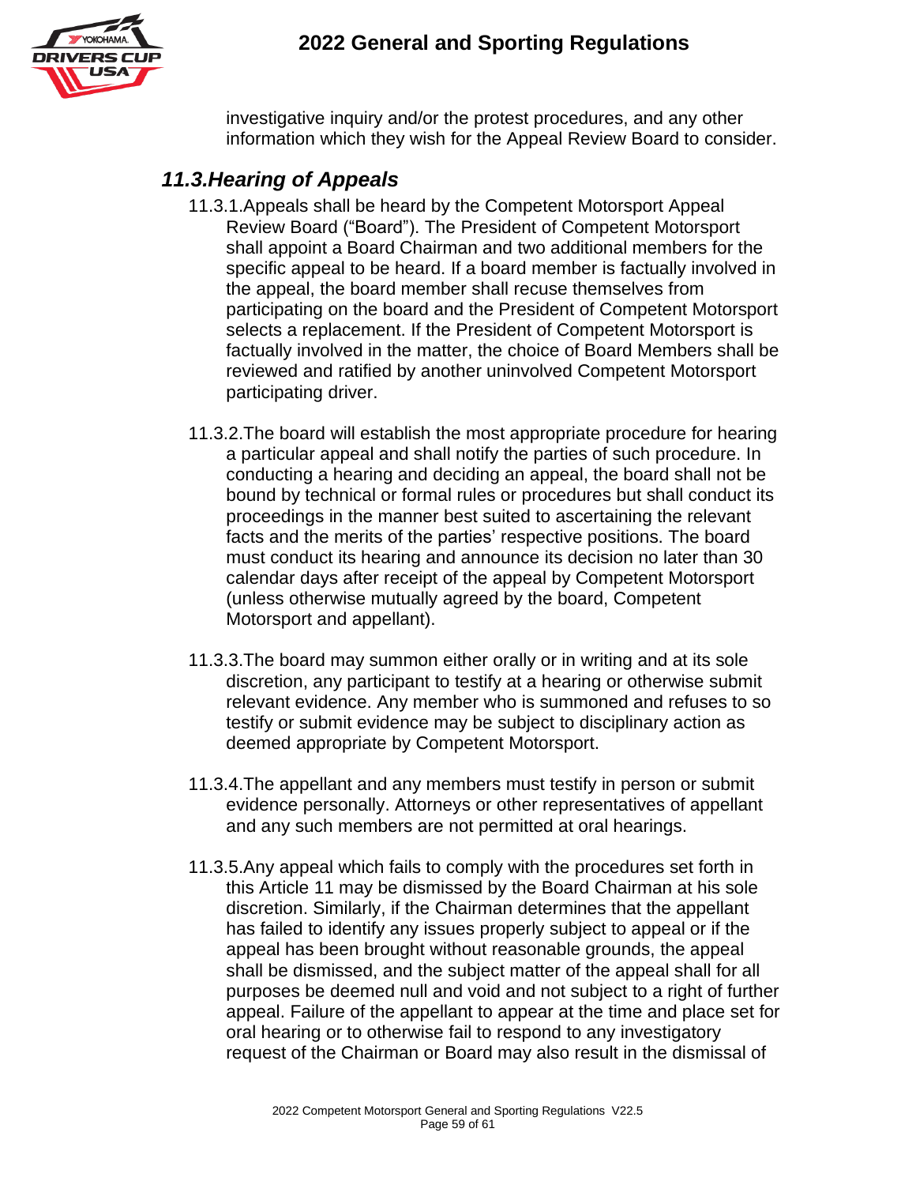investigative inquiry and/or the protest procedures, and any other information which they wish for the Appeal Review Board to consider.

## 11.3. Hearing of Appeals

11.3.1. Appeals shall be heard by the Competent Motorsport Appeal Review Board ("Board"). The President of Competent Motorsport shall appoint a Board Chairman and two additional members for the specific appeal to be heard. If a board member is factually involved in the appeal, the board member shall recuse themselves from participating on the board and the President of Competent Motorsport selects a replacement. If the President of Competent Motorsport is factually involved in the matter, the choice of Board Members shall be reviewed and ratified by another uninvolved Competent Motorsport participating driver.

11.3.2. The board will establish the most appropriate procedure for hearing a particular appeal and shall notify the parties of such procedure. In conducting a hearing and deciding an appeal, the board shall not be bound by technical or formal rules or procedures but shall conduct its proceedings in the manner best suited to ascertaining the relevant facts and the merits of the parties' respective positions. The board must conduct its hearing and announce its decision no later than 30 calendar days after receipt of the appeal by Competent Motorsport (unless otherwise mutually agreed by the board, Competent Motorsport and appellant).

11.3.3. The board may summon either orally or in writing and at its sole discretion, any participant to testify at a hearing or otherwise submit relevant evidence. Any member who is summoned and refuses to so testify or submit evidence may be subject to disciplinary action as deemed appropriate by Competent Motorsport.

11.3.4. The appellant and any members must testify in person or submit evidence personally. Attorneys or other representatives of appellant and any such members are not permitted at oral hearings.

11.3.5. Any appeal which fails to comply with the procedures set forth in this Article 11 may be dismissed by the Board Chairman at his sole discretion. Similarly, if the Chairman determines that the appellant has failed to identify any issues properly subject to appeal or if the appeal has been brought without reasonable grounds, the appeal shall be dismissed, and the subject matter of the appeal shall for all purposes be deemed null and void and not subject to a right of further appeal. Failure of the appellant to appear at the time and place set for oral hearing or to otherwise fail to respond to any investigatory request of the Chairman or Board may also result in the dismissal of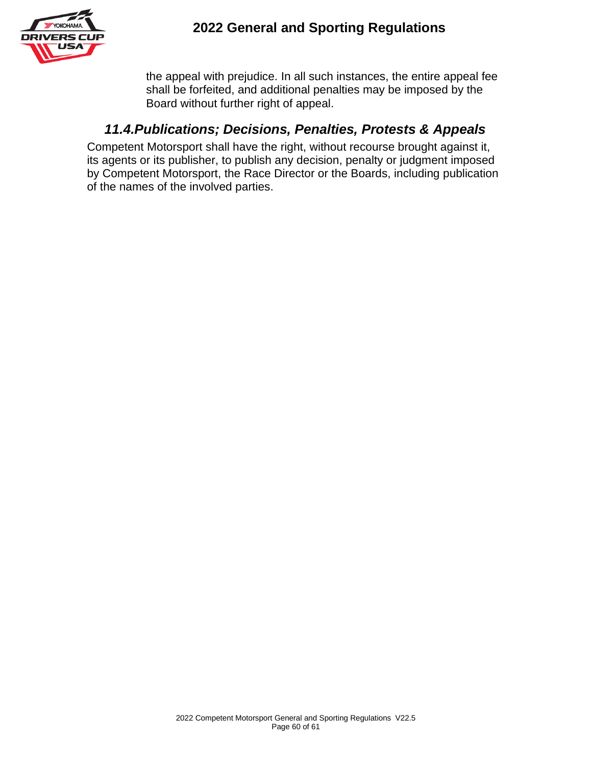the appeal with prejudice. In all such instances, the entire appeal fee shall be forfeited, and additional penalties may be imposed by the Board without further right of appeal.

## *11.4.Publications; Decisions, Penalties, Protests & Appeals*

Competent Motorsport shall have the right, without recourse brought against it, its agents or its publisher, to publish any decision, penalty or judgment imposed by Competent Motorsport, the Race Director or the Boards, including publication of the names of the involved parties.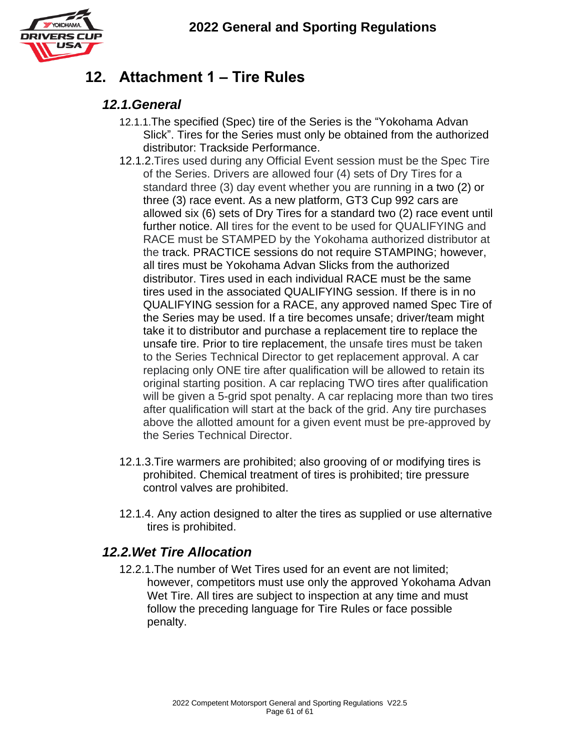# 12. Attachment 1 – Tire Rules

## *12.1.General*

12.1.1.The specified (Spec) tire of the Series is the “Yokohama Advan Slick”. Tires for the Series must only be obtained from the authorized distributor: Trackside Performance.

12.1.2.Tires used during any Official Event session must be the Spec Tire of the Series. Drivers are allowed four (4) sets of Dry Tires for a standard three (3) day event whether you are running in a two (2) or three (3) race event. As a new platform, GT3 Cup 992 cars are allowed six (6) sets of Dry Tires for a standard two (2) race event until further notice. All tires for the event to be used for QUALIFYING and RACE must be STAMPED by the Yokohama authorized distributor at the track. PRACTICE sessions do not require STAMPING; however, all tires must be Yokohama Advan Slicks from the authorized distributor. Tires used in each individual RACE must be the same tires used in the associated QUALIFYING session. If there is in no QUALIFYING session for a RACE, any approved named Spec Tire of the Series may be used. If a tire becomes unsafe; driver/team might take it to distributor and purchase a replacement tire to replace the unsafe tire. Prior to tire replacement, the unsafe tires must be taken to the Series Technical Director to get replacement approval. A car replacing only ONE tire after qualification will be allowed to retain its original starting position. A car replacing TWO tires after qualification will be given a 5-grid spot penalty. A car replacing more than two tires after qualification will start at the back of the grid. Any tire purchases above the allotted amount for a given event must be pre-approved by the Series Technical Director.

12.1.3.Tire warmers are prohibited; also grooving of or modifying tires is prohibited. Chemical treatment of tires is prohibited; tire pressure control valves are prohibited.

12.1.4. Any action designed to alter the tires as supplied or use alternative tires is prohibited.

## *12.2.Wet Tire Allocation*

12.2.1.The number of Wet Tires used for an event are not limited; however, competitors must use only the approved Yokohama Advan Wet Tire. All tires are subject to inspection at any time and must follow the preceding language for Tire Rules or face possible penalty.